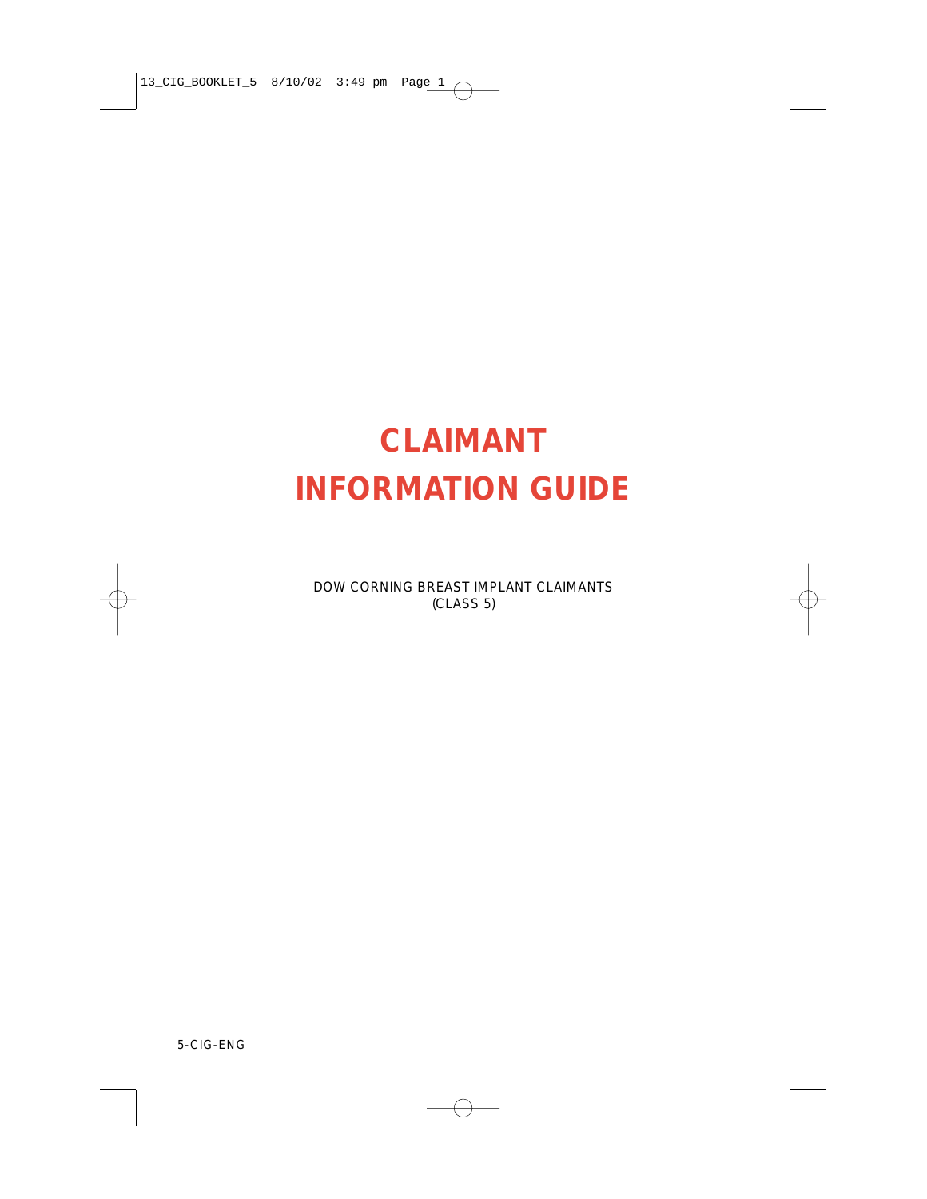# CLAIMANT INFORMATION GUIDE

DOW CORNING BREAST IMPLANT CLAIMANTS
(CLASS 5)

5-CIG-ENG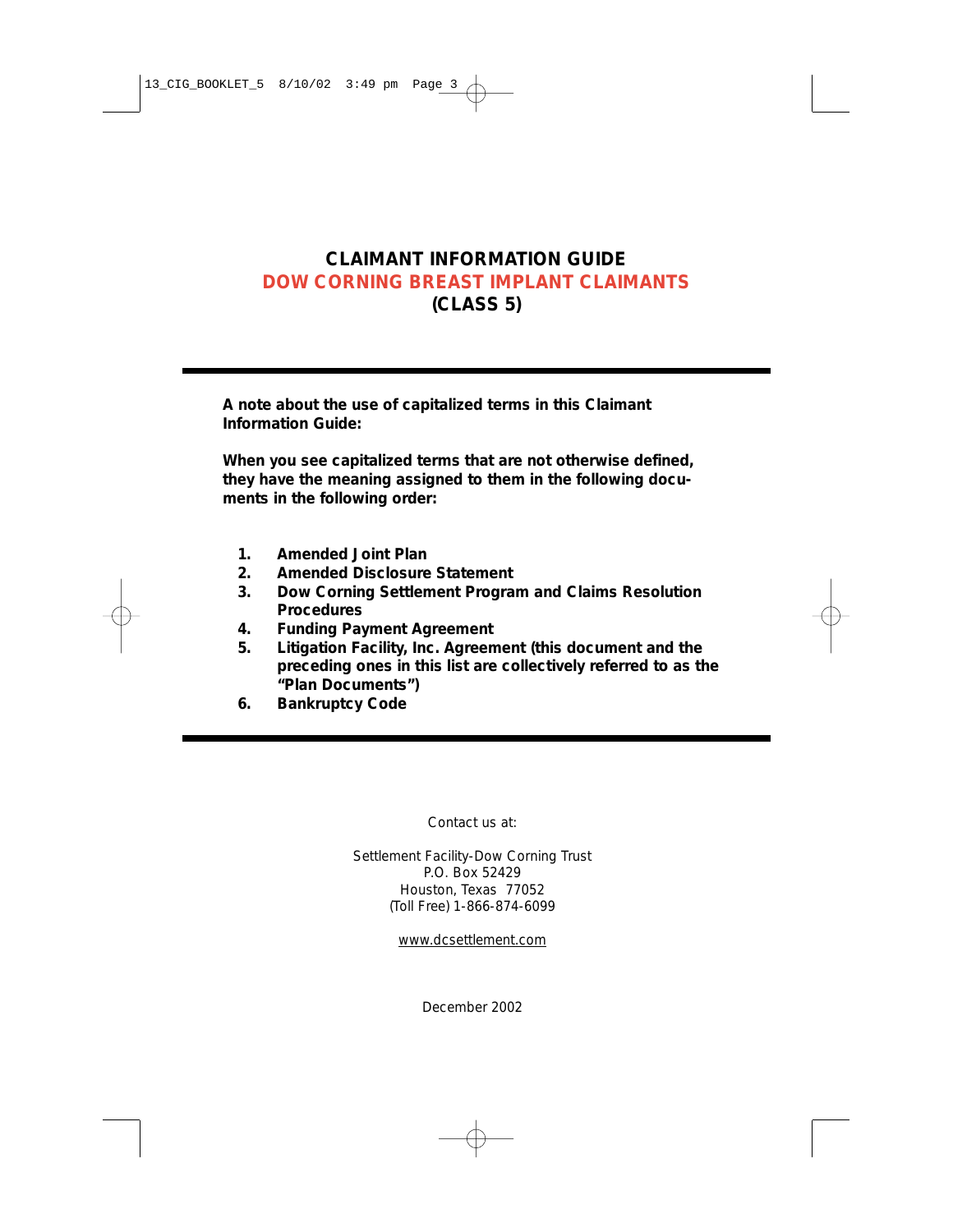# CLAIMANT INFORMATION GUIDE
# DOW CORNING BREAST IMPLANT CLAIMANTS
# (CLASS 5)

---

**A note about the use of capitalized terms in this Claimant Information Guide:**

**When you see capitalized terms that are not otherwise defined, they have the meaning assigned to them in the following documents in the following order:**

1. **Amended Joint Plan**
2. **Amended Disclosure Statement**
3. **Dow Corning Settlement Program and Claims Resolution Procedures**
4. **Funding Payment Agreement**
5. **Litigation Facility, Inc. Agreement (this document and the preceding ones in this list are collectively referred to as the "Plan Documents")**
6. **Bankruptcy Code**

---

Contact us at:

Settlement Facility-Dow Corning Trust
P.O. Box 52429
Houston, Texas 77052
(Toll Free) 1-866-874-6099

www.dcsettlement.com

December 2002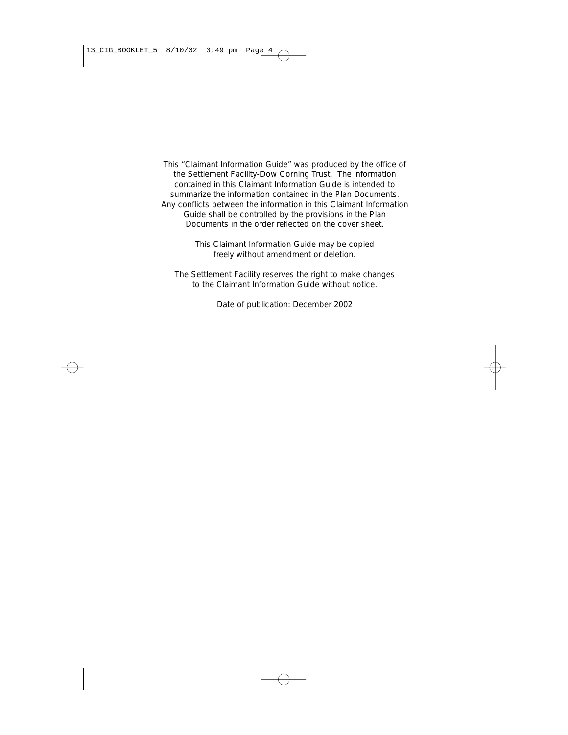This "Claimant Information Guide" was produced by the office of the Settlement Facility-Dow Corning Trust. The information contained in this Claimant Information Guide is intended to summarize the information contained in the Plan Documents. Any conflicts between the information in this Claimant Information Guide shall be controlled by the provisions in the Plan Documents in the order reflected on the cover sheet.

This Claimant Information Guide may be copied freely without amendment or deletion.

The Settlement Facility reserves the right to make changes to the Claimant Information Guide without notice.

Date of publication: December 2002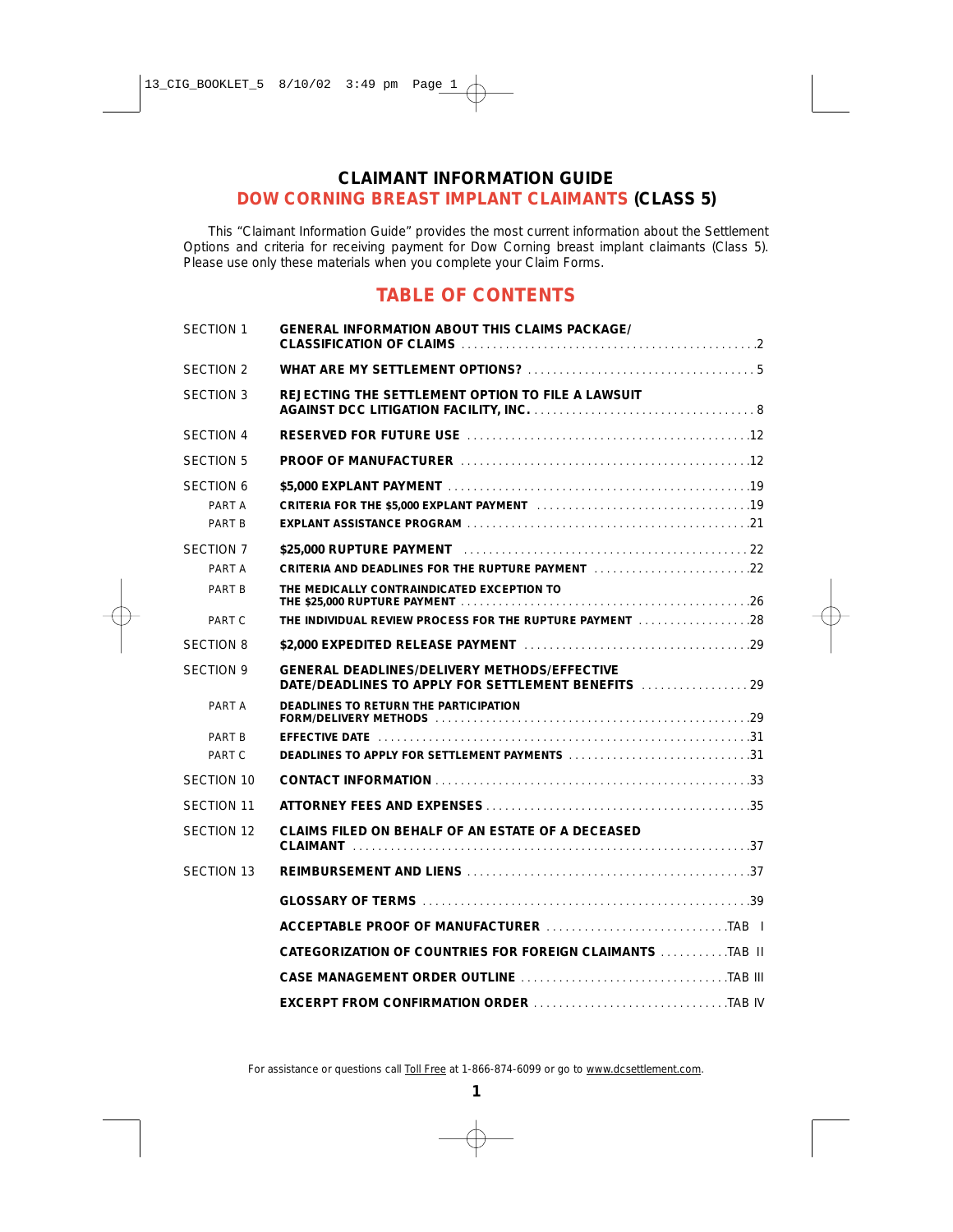# CLAIMANT INFORMATION GUIDE

## DOW CORNING BREAST IMPLANT CLAIMANTS (CLASS 5)

This "Claimant Information Guide" provides the most current information about the Settlement Options and criteria for receiving payment for Dow Corning breast implant claimants (Class 5). Please use only these materials when you complete your Claim Forms.

## TABLE OF CONTENTS

| | | |
|---|---|---|
| SECTION 1 | **GENERAL INFORMATION ABOUT THIS CLAIMS PACKAGE/ CLASSIFICATION OF CLAIMS** | 2 |
| SECTION 2 | **WHAT ARE MY SETTLEMENT OPTIONS?** | 5 |
| SECTION 3 | **REJECTING THE SETTLEMENT OPTION TO FILE A LAWSUIT AGAINST DCC LITIGATION FACILITY, INC.** | 8 |
| SECTION 4 | **RESERVED FOR FUTURE USE** | 12 |
| SECTION 5 | **PROOF OF MANUFACTURER** | 12 |
| SECTION 6 | **$5,000 EXPLANT PAYMENT** | 19 |
| PART A | **CRITERIA FOR THE $5,000 EXPLANT PAYMENT** | 19 |
| PART B | **EXPLANT ASSISTANCE PROGRAM** | 21 |
| SECTION 7 | **$25,000 RUPTURE PAYMENT** | 22 |
| PART A | **CRITERIA AND DEADLINES FOR THE RUPTURE PAYMENT** | 22 |
| PART B | **THE MEDICALLY CONTRAINDICATED EXCEPTION TO THE $25,000 RUPTURE PAYMENT** | 26 |
| PART C | **THE INDIVIDUAL REVIEW PROCESS FOR THE RUPTURE PAYMENT** | 28 |
| SECTION 8 | **$2,000 EXPEDITED RELEASE PAYMENT** | 29 |
| SECTION 9 | **GENERAL DEADLINES/DELIVERY METHODS/EFFECTIVE DATE/DEADLINES TO APPLY FOR SETTLEMENT BENEFITS** | 29 |
| PART A | **DEADLINES TO RETURN THE PARTICIPATION FORM/DELIVERY METHODS** | 29 |
| PART B | **EFFECTIVE DATE** | 31 |
| PART C | **DEADLINES TO APPLY FOR SETTLEMENT PAYMENTS** | 31 |
| SECTION 10 | **CONTACT INFORMATION** | 33 |
| SECTION 11 | **ATTORNEY FEES AND EXPENSES** | 35 |
| SECTION 12 | **CLAIMS FILED ON BEHALF OF AN ESTATE OF A DECEASED CLAIMANT** | 37 |
| SECTION 13 | **REIMBURSEMENT AND LIENS** | 37 |
| | **GLOSSARY OF TERMS** | 39 |
| | **ACCEPTABLE PROOF OF MANUFACTURER** | TAB I |
| | **CATEGORIZATION OF COUNTRIES FOR FOREIGN CLAIMANTS** | TAB II |
| | **CASE MANAGEMENT ORDER OUTLINE** | TAB III |
| | **EXCERPT FROM CONFIRMATION ORDER** | TAB IV |

For assistance or questions call Toll Free at 1-866-874-6099 or go to www.dcsettlement.com.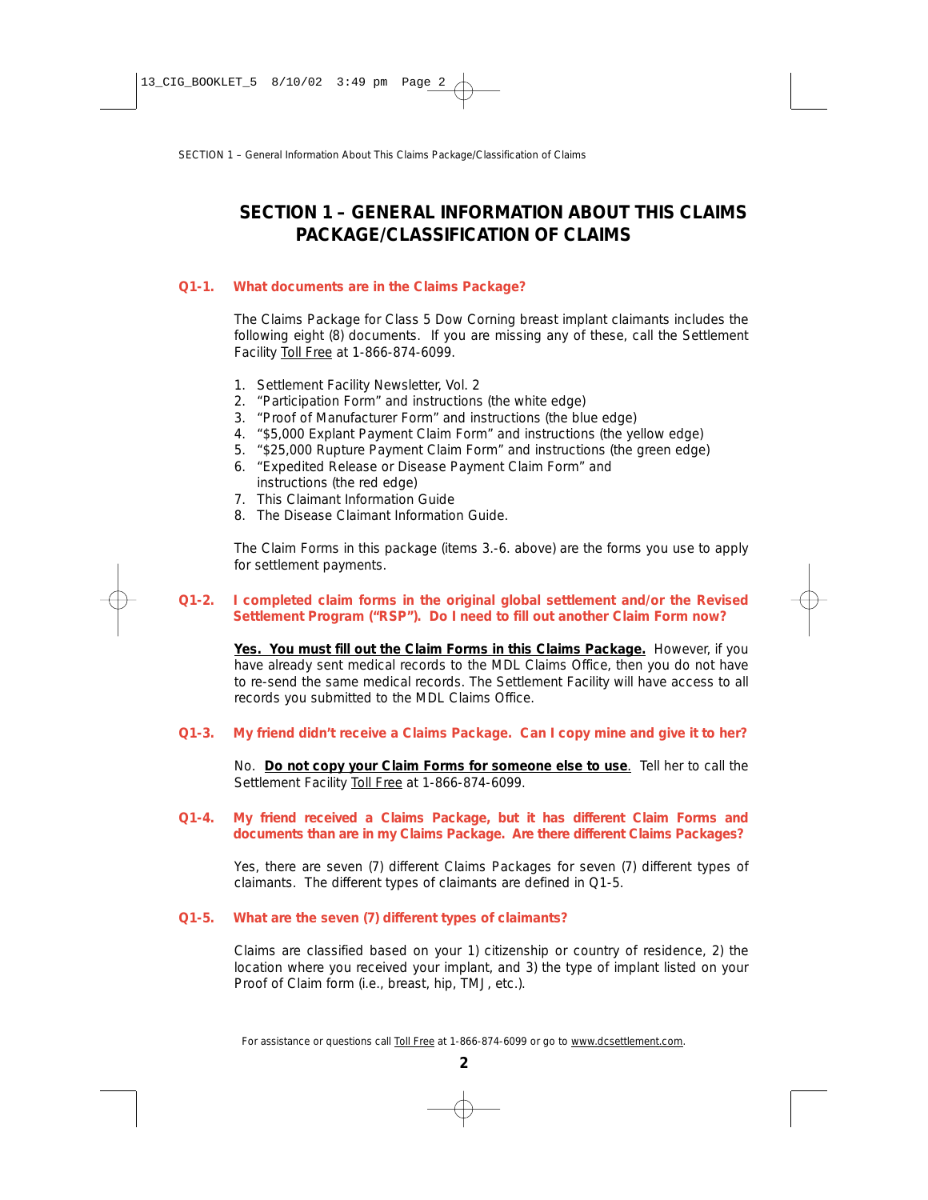# SECTION 1 – GENERAL INFORMATION ABOUT THIS CLAIMS PACKAGE/CLASSIFICATION OF CLAIMS

### Q1-1. What documents are in the Claims Package?

The Claims Package for Class 5 Dow Corning breast implant claimants includes the following eight (8) documents. If you are missing any of these, call the Settlement Facility Toll Free at 1-866-874-6099.

1. Settlement Facility Newsletter, Vol. 2
2. "Participation Form" and instructions (the white edge)
3. "Proof of Manufacturer Form" and instructions (the blue edge)
4. "$5,000 Explant Payment Claim Form" and instructions (the yellow edge)
5. "$25,000 Rupture Payment Claim Form" and instructions (the green edge)
6. "Expedited Release or Disease Payment Claim Form" and instructions (the red edge)
7. This Claimant Information Guide
8. The Disease Claimant Information Guide.

The Claim Forms in this package (items 3.-6. above) are the forms you use to apply for settlement payments.

### Q1-2. I completed claim forms in the original global settlement and/or the Revised Settlement Program ("RSP"). Do I need to fill out another Claim Form now?

**Yes. You must fill out the Claim Forms in this Claims Package.** However, if you have already sent medical records to the MDL Claims Office, then you do not have to re-send the same medical records. The Settlement Facility will have access to all records you submitted to the MDL Claims Office.

### Q1-3. My friend didn't receive a Claims Package. Can I copy mine and give it to her?

No. **Do not copy your Claim Forms for someone else to use**. Tell her to call the Settlement Facility Toll Free at 1-866-874-6099.

### Q1-4. My friend received a Claims Package, but it has different Claim Forms and documents than are in my Claims Package. Are there different Claims Packages?

Yes, there are seven (7) different Claims Packages for seven (7) different types of claimants. The different types of claimants are defined in Q1-5.

### Q1-5. What are the seven (7) different types of claimants?

Claims are classified based on your 1) citizenship or country of residence, 2) the location where you received your implant, and 3) the type of implant listed on your Proof of Claim form (i.e., breast, hip, TMJ, etc.).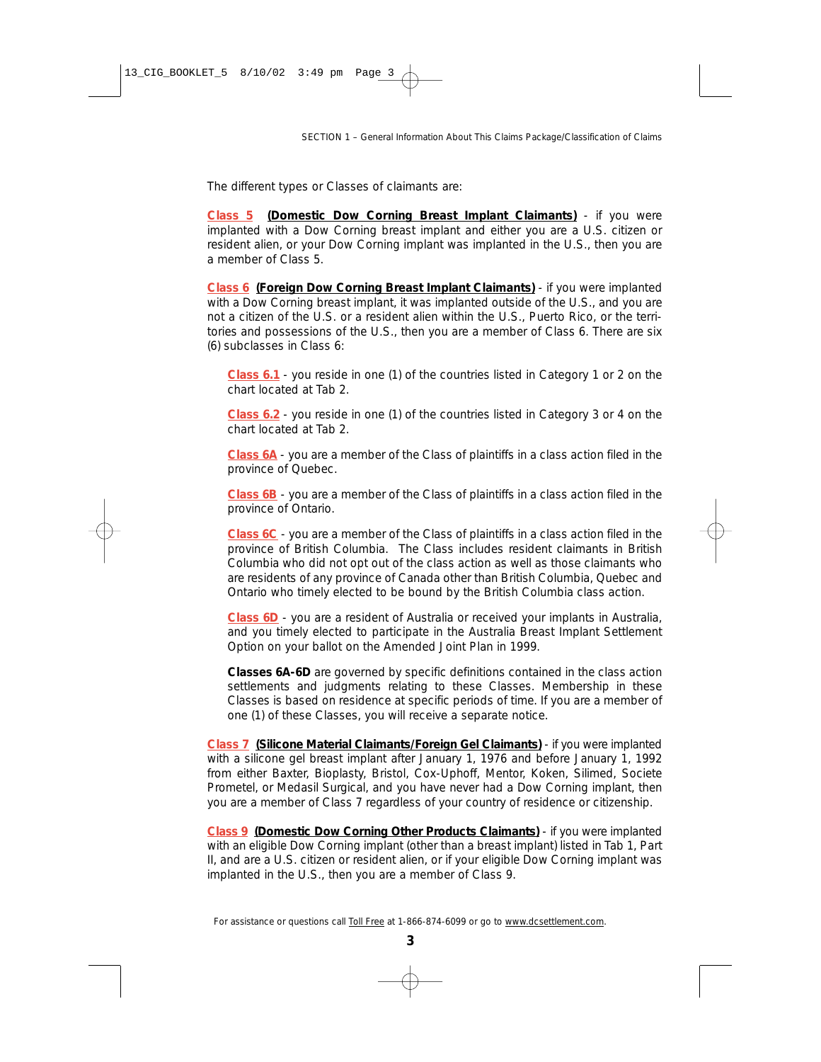The different types or Classes of claimants are:

**Class 5** **(Domestic Dow Corning Breast Implant Claimants)** - if you were implanted with a Dow Corning breast implant and either you are a U.S. citizen or resident alien, or your Dow Corning implant was implanted in the U.S., then you are a member of Class 5.

**Class 6** **(Foreign Dow Corning Breast Implant Claimants)** - if you were implanted with a Dow Corning breast implant, it was implanted outside of the U.S., and you are not a citizen of the U.S. or a resident alien within the U.S., Puerto Rico, or the territories and possessions of the U.S., then you are a member of Class 6. There are six (6) subclasses in Class 6:

- **Class 6.1** - you reside in one (1) of the countries listed in Category 1 or 2 on the chart located at Tab 2.

- **Class 6.2** - you reside in one (1) of the countries listed in Category 3 or 4 on the chart located at Tab 2.

- **Class 6A** - you are a member of the Class of plaintiffs in a class action filed in the province of Quebec.

- **Class 6B** - you are a member of the Class of plaintiffs in a class action filed in the province of Ontario.

- **Class 6C** - you are a member of the Class of plaintiffs in a class action filed in the province of British Columbia. The Class includes resident claimants in British Columbia who did not opt out of the class action as well as those claimants who are residents of any province of Canada other than British Columbia, Quebec and Ontario who timely elected to be bound by the British Columbia class action.

- **Class 6D** - you are a resident of Australia or received your implants in Australia, and you timely elected to participate in the Australia Breast Implant Settlement Option on your ballot on the Amended Joint Plan in 1999.

**Classes 6A-6D** are governed by specific definitions contained in the class action settlements and judgments relating to these Classes. Membership in these Classes is based on residence at specific periods of time. If you are a member of one (1) of these Classes, you will receive a separate notice.

**Class 7** **(Silicone Material Claimants/Foreign Gel Claimants)** - if you were implanted with a silicone gel breast implant after January 1, 1976 and before January 1, 1992 from either Baxter, Bioplasty, Bristol, Cox-Uphoff, Mentor, Koken, Silimed, Societe Prometel, or Medasil Surgical, and you have never had a Dow Corning implant, then you are a member of Class 7 regardless of your country of residence or citizenship.

**Class 9** **(Domestic Dow Corning Other Products Claimants)** - if you were implanted with an eligible Dow Corning implant (other than a breast implant) listed in Tab 1, Part II, and are a U.S. citizen or resident alien, or if your eligible Dow Corning implant was implanted in the U.S., then you are a member of Class 9.

For assistance or questions call Toll Free at 1-866-874-6099 or go to www.dcsettlement.com.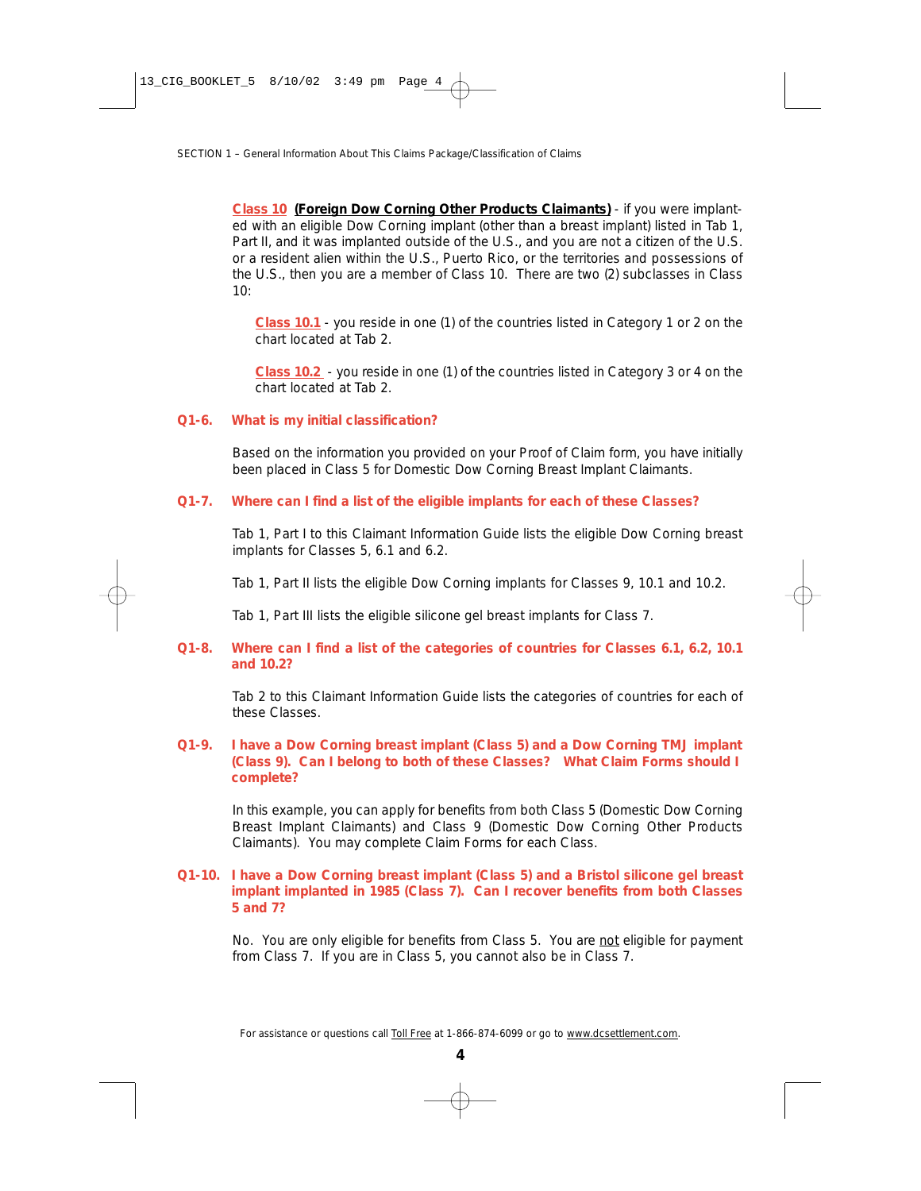**Class 10** **(Foreign Dow Corning Other Products Claimants)** - if you were implanted with an eligible Dow Corning implant (other than a breast implant) listed in Tab 1, Part II, and it was implanted outside of the U.S., and you are not a citizen of the U.S. or a resident alien within the U.S., Puerto Rico, or the territories and possessions of the U.S., then you are a member of Class 10. There are two (2) subclasses in Class 10:

> **Class 10.1** - you reside in one (1) of the countries listed in Category 1 or 2 on the chart located at Tab 2.
>
> **Class 10.2** - you reside in one (1) of the countries listed in Category 3 or 4 on the chart located at Tab 2.

### Q1-6. What is my initial classification?

Based on the information you provided on your Proof of Claim form, you have initially been placed in Class 5 for Domestic Dow Corning Breast Implant Claimants.

### Q1-7. Where can I find a list of the eligible implants for each of these Classes?

Tab 1, Part I to this Claimant Information Guide lists the eligible Dow Corning breast implants for Classes 5, 6.1 and 6.2.

Tab 1, Part II lists the eligible Dow Corning implants for Classes 9, 10.1 and 10.2.

Tab 1, Part III lists the eligible silicone gel breast implants for Class 7.

### Q1-8. Where can I find a list of the categories of countries for Classes 6.1, 6.2, 10.1 and 10.2?

Tab 2 to this Claimant Information Guide lists the categories of countries for each of these Classes.

### Q1-9. I have a Dow Corning breast implant (Class 5) and a Dow Corning TMJ implant (Class 9). Can I belong to both of these Classes? What Claim Forms should I complete?

In this example, you can apply for benefits from both Class 5 (Domestic Dow Corning Breast Implant Claimants) and Class 9 (Domestic Dow Corning Other Products Claimants). You may complete Claim Forms for each Class.

### Q1-10. I have a Dow Corning breast implant (Class 5) and a Bristol silicone gel breast implant implanted in 1985 (Class 7). Can I recover benefits from both Classes 5 and 7?

No. You are only eligible for benefits from Class 5. You are not eligible for payment from Class 7. If you are in Class 5, you cannot also be in Class 7.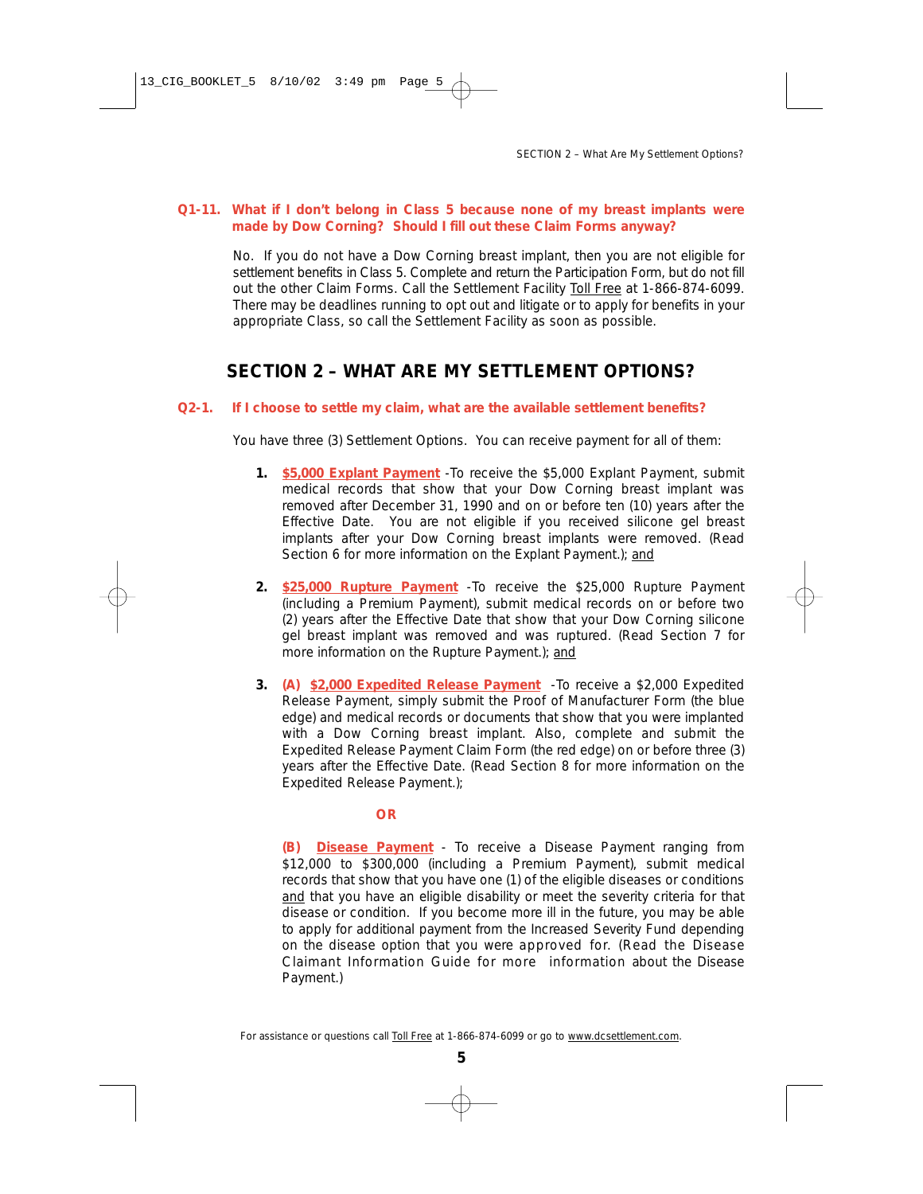**Q1-11. What if I don't belong in Class 5 because none of my breast implants were made by Dow Corning? Should I fill out these Claim Forms anyway?**

No. If you do not have a Dow Corning breast implant, then you are not eligible for settlement benefits in Class 5. Complete and return the Participation Form, but do not fill out the other Claim Forms. Call the Settlement Facility Toll Free at 1-866-874-6099. There may be deadlines running to opt out and litigate or to apply for benefits in your appropriate Class, so call the Settlement Facility as soon as possible.

## SECTION 2 – WHAT ARE MY SETTLEMENT OPTIONS?

**Q2-1. If I choose to settle my claim, what are the available settlement benefits?**

You have three (3) Settlement Options. You can receive payment for all of them:

1. **$5,000 Explant Payment** -To receive the $5,000 Explant Payment, submit medical records that show that your Dow Corning breast implant was removed after December 31, 1990 and on or before ten (10) years after the Effective Date. You are not eligible if you received silicone gel breast implants after your Dow Corning breast implants were removed. (Read Section 6 for more information on the Explant Payment.); and

2. **$25,000 Rupture Payment** -To receive the $25,000 Rupture Payment (including a Premium Payment), submit medical records on or before two (2) years after the Effective Date that show that your Dow Corning silicone gel breast implant was removed and was ruptured. (Read Section 7 for more information on the Rupture Payment.); and

3. **(A) $2,000 Expedited Release Payment** -To receive a $2,000 Expedited Release Payment, simply submit the Proof of Manufacturer Form (the blue edge) and medical records or documents that show that you were implanted with a Dow Corning breast implant. Also, complete and submit the Expedited Release Payment Claim Form (the red edge) on or before three (3) years after the Effective Date. (Read Section 8 for more information on the Expedited Release Payment.);

   **OR**

   **(B) Disease Payment** - To receive a Disease Payment ranging from $12,000 to $300,000 (including a Premium Payment), submit medical records that show that you have one (1) of the eligible diseases or conditions and that you have an eligible disability or meet the severity criteria for that disease or condition. If you become more ill in the future, you may be able to apply for additional payment from the Increased Severity Fund depending on the disease option that you were approved for. (Read the Disease Claimant Information Guide for more information about the Disease Payment.)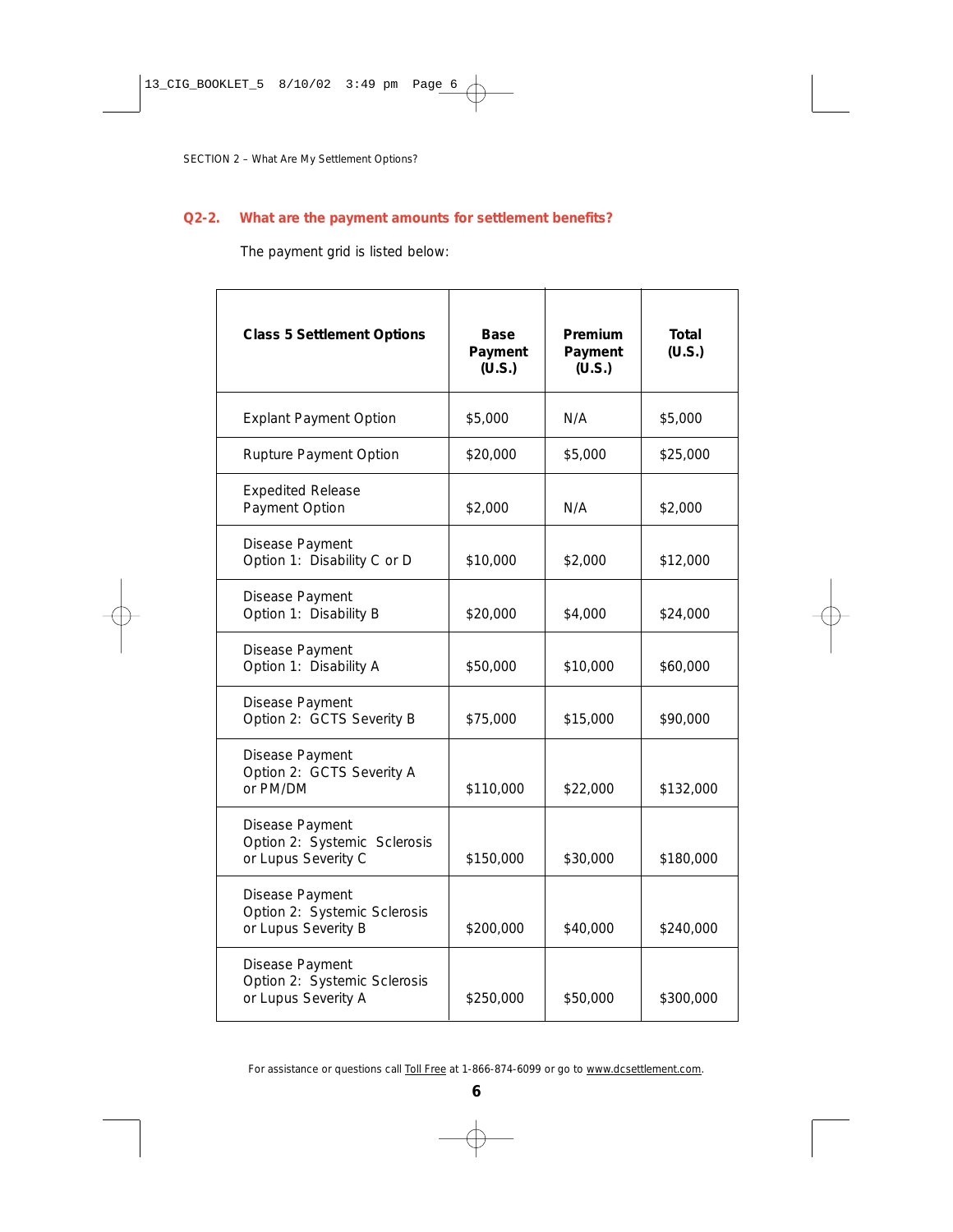### Q2-2. What are the payment amounts for settlement benefits?

The payment grid is listed below:

| Class 5 Settlement Options | Base Payment (U.S.) | Premium Payment (U.S.) | Total (U.S.) |
|---|---|---|---|
| Explant Payment Option | $5,000 | N/A | $5,000 |
| Rupture Payment Option | $20,000 | $5,000 | $25,000 |
| Expedited Release Payment Option | $2,000 | N/A | $2,000 |
| Disease Payment Option 1: Disability C or D | $10,000 | $2,000 | $12,000 |
| Disease Payment Option 1: Disability B | $20,000 | $4,000 | $24,000 |
| Disease Payment Option 1: Disability A | $50,000 | $10,000 | $60,000 |
| Disease Payment Option 2: GCTS Severity B | $75,000 | $15,000 | $90,000 |
| Disease Payment Option 2: GCTS Severity A or PM/DM | $110,000 | $22,000 | $132,000 |
| Disease Payment Option 2: Systemic Sclerosis or Lupus Severity C | $150,000 | $30,000 | $180,000 |
| Disease Payment Option 2: Systemic Sclerosis or Lupus Severity B | $200,000 | $40,000 | $240,000 |
| Disease Payment Option 2: Systemic Sclerosis or Lupus Severity A | $250,000 | $50,000 | $300,000 |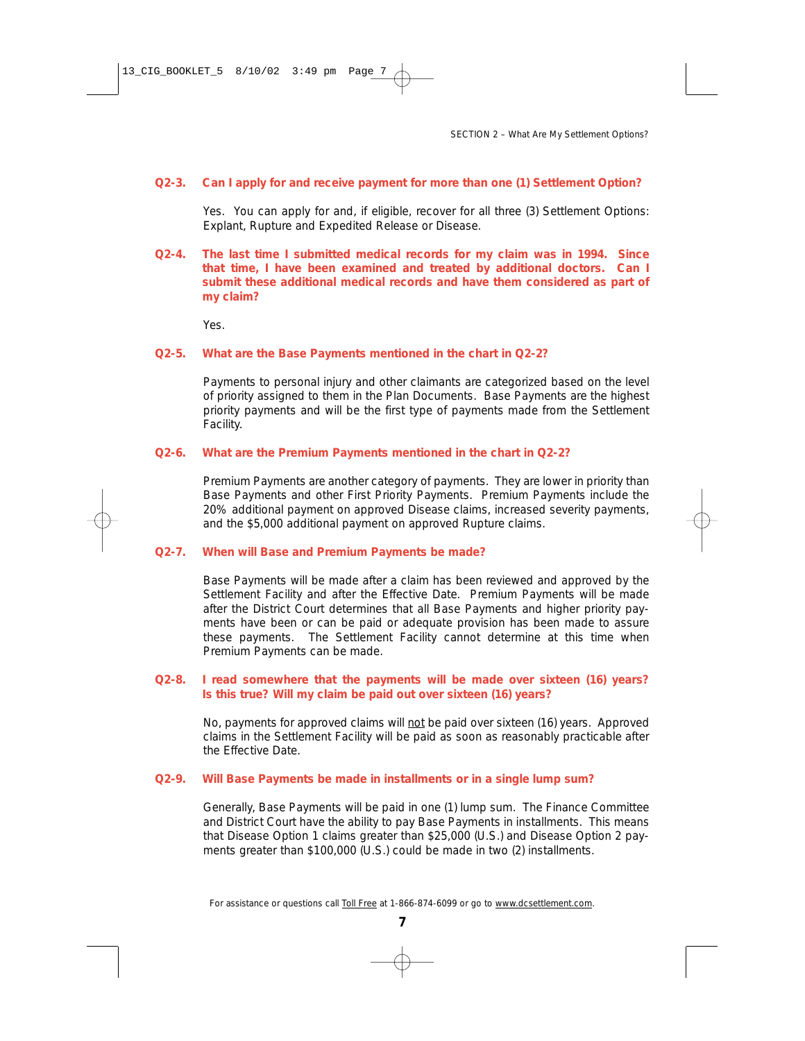### Q2-3. Can I apply for and receive payment for more than one (1) Settlement Option?

Yes. You can apply for and, if eligible, recover for all three (3) Settlement Options: Explant, Rupture and Expedited Release or Disease.

### Q2-4. The last time I submitted medical records for my claim was in 1994. Since that time, I have been examined and treated by additional doctors. Can I submit these additional medical records and have them considered as part of my claim?

Yes.

### Q2-5. What are the Base Payments mentioned in the chart in Q2-2?

Payments to personal injury and other claimants are categorized based on the level of priority assigned to them in the Plan Documents. Base Payments are the highest priority payments and will be the first type of payments made from the Settlement Facility.

### Q2-6. What are the Premium Payments mentioned in the chart in Q2-2?

Premium Payments are another category of payments. They are lower in priority than Base Payments and other First Priority Payments. Premium Payments include the 20% additional payment on approved Disease claims, increased severity payments, and the $5,000 additional payment on approved Rupture claims.

### Q2-7. When will Base and Premium Payments be made?

Base Payments will be made after a claim has been reviewed and approved by the Settlement Facility and after the Effective Date. Premium Payments will be made after the District Court determines that all Base Payments and higher priority payments have been or can be paid or adequate provision has been made to assure these payments. The Settlement Facility cannot determine at this time when Premium Payments can be made.

### Q2-8. I read somewhere that the payments will be made over sixteen (16) years? Is this true? Will my claim be paid out over sixteen (16) years?

No, payments for approved claims will not be paid over sixteen (16) years. Approved claims in the Settlement Facility will be paid as soon as reasonably practicable after the Effective Date.

### Q2-9. Will Base Payments be made in installments or in a single lump sum?

Generally, Base Payments will be paid in one (1) lump sum. The Finance Committee and District Court have the ability to pay Base Payments in installments. This means that Disease Option 1 claims greater than $25,000 (U.S.) and Disease Option 2 payments greater than $100,000 (U.S.) could be made in two (2) installments.

For assistance or questions call Toll Free at 1-866-874-6099 or go to www.dcsettlement.com.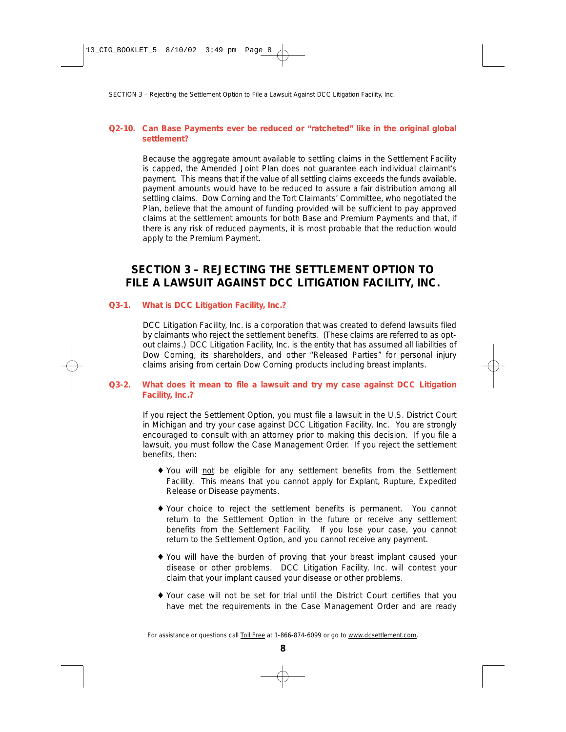**Q2-10. Can Base Payments ever be reduced or "ratcheted" like in the original global settlement?**

Because the aggregate amount available to settling claims in the Settlement Facility is capped, the Amended Joint Plan does not guarantee each individual claimant's payment. This means that if the value of all settling claims exceeds the funds available, payment amounts would have to be reduced to assure a fair distribution among all settling claims. Dow Corning and the Tort Claimants' Committee, who negotiated the Plan, believe that the amount of funding provided will be sufficient to pay approved claims at the settlement amounts for both Base and Premium Payments and that, if there is any risk of reduced payments, it is most probable that the reduction would apply to the Premium Payment.

## SECTION 3 – REJECTING THE SETTLEMENT OPTION TO FILE A LAWSUIT AGAINST DCC LITIGATION FACILITY, INC.

**Q3-1. What is DCC Litigation Facility, Inc.?**

DCC Litigation Facility, Inc. is a corporation that was created to defend lawsuits filed by claimants who reject the settlement benefits. (These claims are referred to as opt-out claims.) DCC Litigation Facility, Inc. is the entity that has assumed all liabilities of Dow Corning, its shareholders, and other "Released Parties" for personal injury claims arising from certain Dow Corning products including breast implants.

**Q3-2. What does it mean to file a lawsuit and try my case against DCC Litigation Facility, Inc.?**

If you reject the Settlement Option, you must file a lawsuit in the U.S. District Court in Michigan and try your case against DCC Litigation Facility, Inc. You are strongly encouraged to consult with an attorney prior to making this decision. If you file a lawsuit, you must follow the Case Management Order. If you reject the settlement benefits, then:

- You will not be eligible for any settlement benefits from the Settlement Facility. This means that you cannot apply for Explant, Rupture, Expedited Release or Disease payments.
- Your choice to reject the settlement benefits is permanent. You cannot return to the Settlement Option in the future or receive any settlement benefits from the Settlement Facility. If you lose your case, you cannot return to the Settlement Option, and you cannot receive any payment.
- You will have the burden of proving that your breast implant caused your disease or other problems. DCC Litigation Facility, Inc. will contest your claim that your implant caused your disease or other problems.
- Your case will not be set for trial until the District Court certifies that you have met the requirements in the Case Management Order and are ready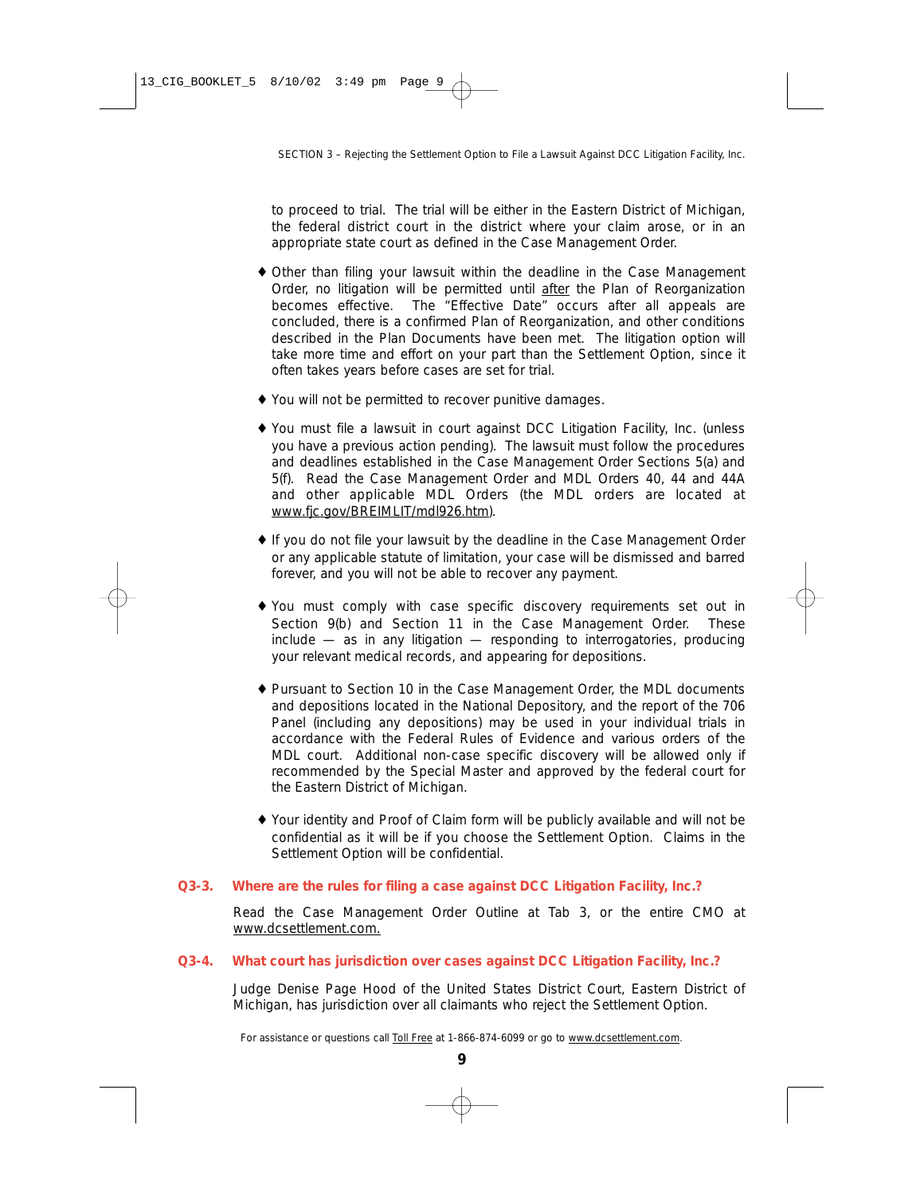to proceed to trial. The trial will be either in the Eastern District of Michigan, the federal district court in the district where your claim arose, or in an appropriate state court as defined in the Case Management Order.

- Other than filing your lawsuit within the deadline in the Case Management Order, no litigation will be permitted until after the Plan of Reorganization becomes effective. The "Effective Date" occurs after all appeals are concluded, there is a confirmed Plan of Reorganization, and other conditions described in the Plan Documents have been met. The litigation option will take more time and effort on your part than the Settlement Option, since it often takes years before cases are set for trial.

- You will not be permitted to recover punitive damages.

- You must file a lawsuit in court against DCC Litigation Facility, Inc. (unless you have a previous action pending). The lawsuit must follow the procedures and deadlines established in the Case Management Order Sections 5(a) and 5(f). Read the Case Management Order and MDL Orders 40, 44 and 44A and other applicable MDL Orders (the MDL orders are located at www.fjc.gov/BREIMLIT/mdl926.htm).

- If you do not file your lawsuit by the deadline in the Case Management Order or any applicable statute of limitation, your case will be dismissed and barred forever, and you will not be able to recover any payment.

- You must comply with case specific discovery requirements set out in Section 9(b) and Section 11 in the Case Management Order. These include — as in any litigation — responding to interrogatories, producing your relevant medical records, and appearing for depositions.

- Pursuant to Section 10 in the Case Management Order, the MDL documents and depositions located in the National Depository, and the report of the 706 Panel (including any depositions) may be used in your individual trials in accordance with the Federal Rules of Evidence and various orders of the MDL court. Additional non-case specific discovery will be allowed only if recommended by the Special Master and approved by the federal court for the Eastern District of Michigan.

- Your identity and Proof of Claim form will be publicly available and will not be confidential as it will be if you choose the Settlement Option. Claims in the Settlement Option will be confidential.

### Q3-3. Where are the rules for filing a case against DCC Litigation Facility, Inc.?

Read the Case Management Order Outline at Tab 3, or the entire CMO at www.dcsettlement.com.

### Q3-4. What court has jurisdiction over cases against DCC Litigation Facility, Inc.?

Judge Denise Page Hood of the United States District Court, Eastern District of Michigan, has jurisdiction over all claimants who reject the Settlement Option.

For assistance or questions call Toll Free at 1-866-874-6099 or go to www.dcsettlement.com.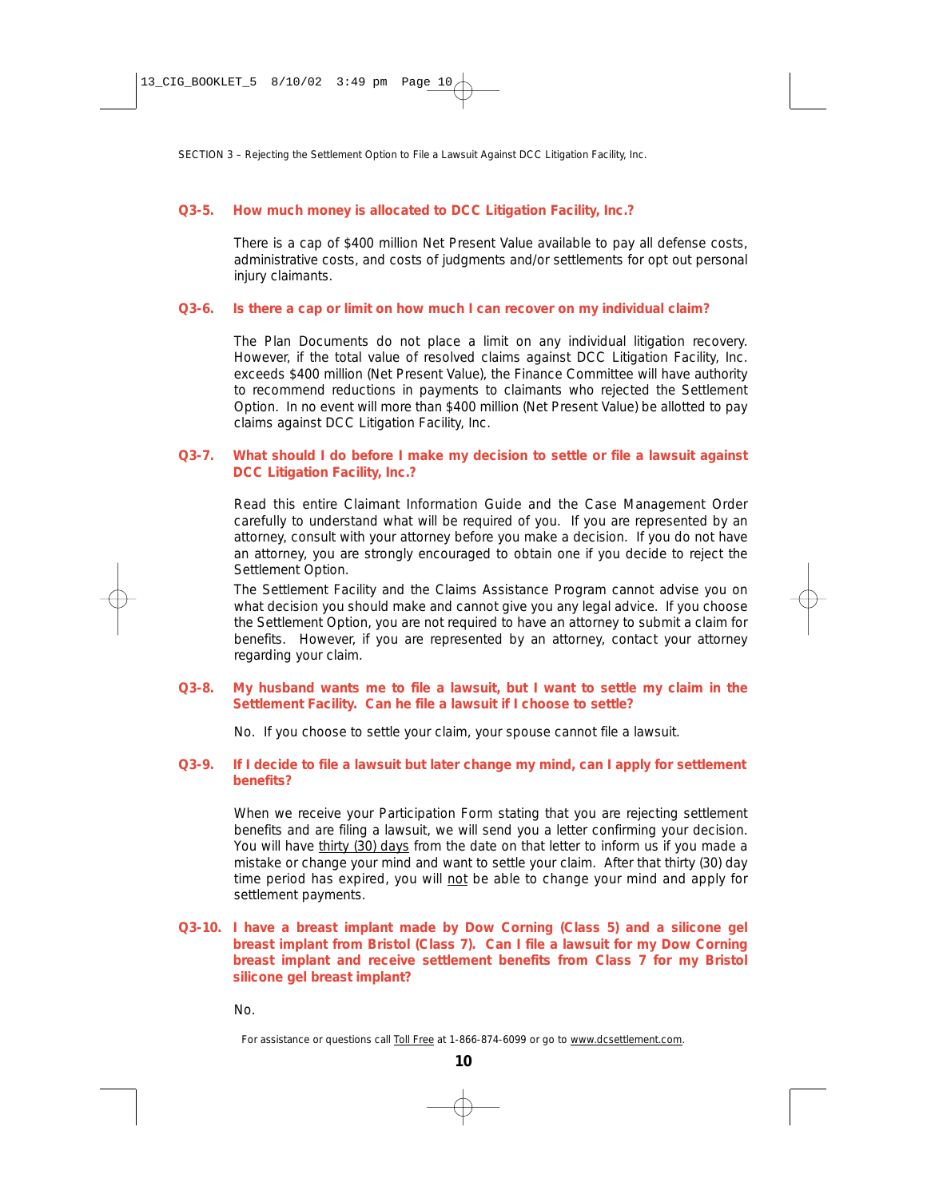### Q3-5. How much money is allocated to DCC Litigation Facility, Inc.?

There is a cap of $400 million Net Present Value available to pay all defense costs, administrative costs, and costs of judgments and/or settlements for opt out personal injury claimants.

### Q3-6. Is there a cap or limit on how much I can recover on my individual claim?

The Plan Documents do not place a limit on any individual litigation recovery. However, if the total value of resolved claims against DCC Litigation Facility, Inc. exceeds $400 million (Net Present Value), the Finance Committee will have authority to recommend reductions in payments to claimants who rejected the Settlement Option. In no event will more than $400 million (Net Present Value) be allotted to pay claims against DCC Litigation Facility, Inc.

### Q3-7. What should I do before I make my decision to settle or file a lawsuit against DCC Litigation Facility, Inc.?

Read this entire Claimant Information Guide and the Case Management Order carefully to understand what will be required of you. If you are represented by an attorney, consult with your attorney before you make a decision. If you do not have an attorney, you are strongly encouraged to obtain one if you decide to reject the Settlement Option.

The Settlement Facility and the Claims Assistance Program cannot advise you on what decision you should make and cannot give you any legal advice. If you choose the Settlement Option, you are not required to have an attorney to submit a claim for benefits. However, if you are represented by an attorney, contact your attorney regarding your claim.

### Q3-8. My husband wants me to file a lawsuit, but I want to settle my claim in the Settlement Facility. Can he file a lawsuit if I choose to settle?

No. If you choose to settle your claim, your spouse cannot file a lawsuit.

### Q3-9. If I decide to file a lawsuit but later change my mind, can I apply for settlement benefits?

When we receive your Participation Form stating that you are rejecting settlement benefits and are filing a lawsuit, we will send you a letter confirming your decision. You will have thirty (30) days from the date on that letter to inform us if you made a mistake or change your mind and want to settle your claim. After that thirty (30) day time period has expired, you will not be able to change your mind and apply for settlement payments.

### Q3-10. I have a breast implant made by Dow Corning (Class 5) and a silicone gel breast implant from Bristol (Class 7). Can I file a lawsuit for my Dow Corning breast implant and receive settlement benefits from Class 7 for my Bristol silicone gel breast implant?

No.

For assistance or questions call Toll Free at 1-866-874-6099 or go to www.dcsettlement.com.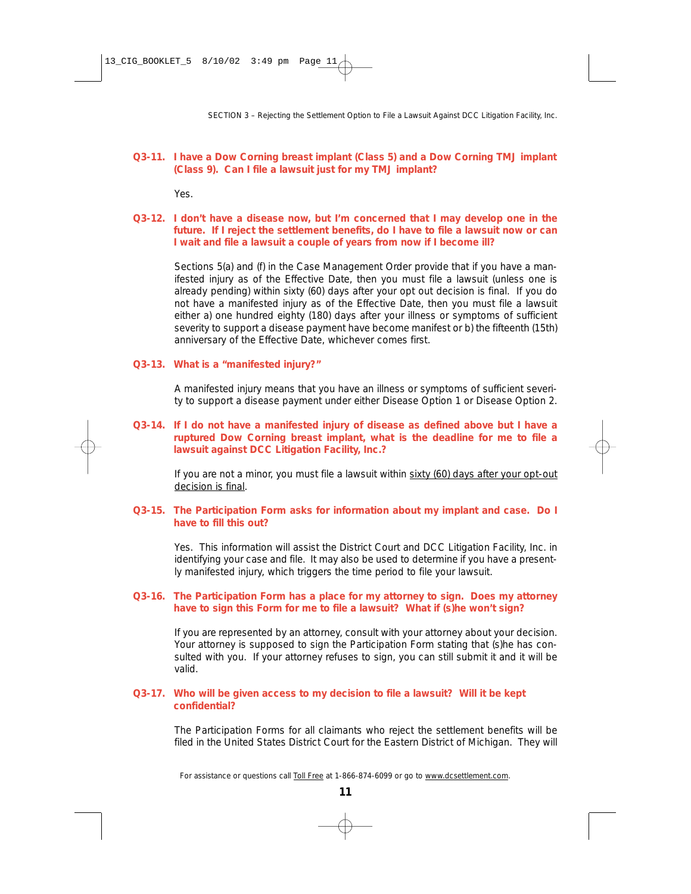**Q3-11. I have a Dow Corning breast implant (Class 5) and a Dow Corning TMJ implant (Class 9). Can I file a lawsuit just for my TMJ implant?**

Yes.

**Q3-12. I don't have a disease now, but I'm concerned that I may develop one in the future. If I reject the settlement benefits, do I have to file a lawsuit now or can I wait and file a lawsuit a couple of years from now if I become ill?**

Sections 5(a) and (f) in the Case Management Order provide that if you have a manifested injury as of the Effective Date, then you must file a lawsuit (unless one is already pending) within sixty (60) days after your opt out decision is final. If you do not have a manifested injury as of the Effective Date, then you must file a lawsuit either a) one hundred eighty (180) days after your illness or symptoms of sufficient severity to support a disease payment have become manifest or b) the fifteenth (15th) anniversary of the Effective Date, whichever comes first.

**Q3-13. What is a "manifested injury?"**

A manifested injury means that you have an illness or symptoms of sufficient severity to support a disease payment under either Disease Option 1 or Disease Option 2.

**Q3-14. If I do not have a manifested injury of disease as defined above but I have a ruptured Dow Corning breast implant, what is the deadline for me to file a lawsuit against DCC Litigation Facility, Inc.?**

If you are not a minor, you must file a lawsuit within sixty (60) days after your opt-out decision is final.

**Q3-15. The Participation Form asks for information about my implant and case. Do I have to fill this out?**

Yes. This information will assist the District Court and DCC Litigation Facility, Inc. in identifying your case and file. It may also be used to determine if you have a presently manifested injury, which triggers the time period to file your lawsuit.

**Q3-16. The Participation Form has a place for my attorney to sign. Does my attorney have to sign this Form for me to file a lawsuit? What if (s)he won't sign?**

If you are represented by an attorney, consult with your attorney about your decision. Your attorney is supposed to sign the Participation Form stating that (s)he has consulted with you. If your attorney refuses to sign, you can still submit it and it will be valid.

**Q3-17. Who will be given access to my decision to file a lawsuit? Will it be kept confidential?**

The Participation Forms for all claimants who reject the settlement benefits will be filed in the United States District Court for the Eastern District of Michigan. They will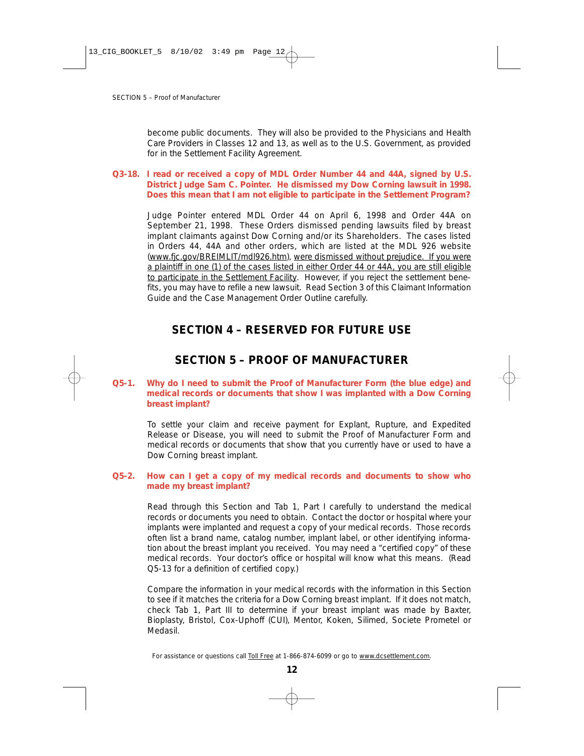become public documents. They will also be provided to the Physicians and Health Care Providers in Classes 12 and 13, as well as to the U.S. Government, as provided for in the Settlement Facility Agreement.

**Q3-18. I read or received a copy of MDL Order Number 44 and 44A, signed by U.S. District Judge Sam C. Pointer. He dismissed my Dow Corning lawsuit in 1998. Does this mean that I am not eligible to participate in the Settlement Program?**

Judge Pointer entered MDL Order 44 on April 6, 1998 and Order 44A on September 21, 1998. These Orders dismissed pending lawsuits filed by breast implant claimants against Dow Corning and/or its Shareholders. The cases listed in Orders 44, 44A and other orders, which are listed at the MDL 926 website (www.fjc.gov/BREIMLIT/mdl926.htm), were dismissed without prejudice. If you were a plaintiff in one (1) of the cases listed in either Order 44 or 44A, you are still eligible to participate in the Settlement Facility. However, if you reject the settlement benefits, you may have to refile a new lawsuit. Read Section 3 of this Claimant Information Guide and the Case Management Order Outline carefully.

## SECTION 4 – RESERVED FOR FUTURE USE

## SECTION 5 – PROOF OF MANUFACTURER

**Q5-1. Why do I need to submit the Proof of Manufacturer Form (the blue edge) and medical records or documents that show I was implanted with a Dow Corning breast implant?**

To settle your claim and receive payment for Explant, Rupture, and Expedited Release or Disease, you will need to submit the Proof of Manufacturer Form and medical records or documents that show that you currently have or used to have a Dow Corning breast implant.

**Q5-2. How can I get a copy of my medical records and documents to show who made my breast implant?**

Read through this Section and Tab 1, Part I carefully to understand the medical records or documents you need to obtain. Contact the doctor or hospital where your implants were implanted and request a copy of your medical records. Those records often list a brand name, catalog number, implant label, or other identifying information about the breast implant you received. You may need a "certified copy" of these medical records. Your doctor's office or hospital will know what this means. (Read Q5-13 for a definition of certified copy.)

Compare the information in your medical records with the information in this Section to see if it matches the criteria for a Dow Corning breast implant. If it does not match, check Tab 1, Part III to determine if your breast implant was made by Baxter, Bioplasty, Bristol, Cox-Uphoff (CUI), Mentor, Koken, Silimed, Societe Prometel or Medasil.

For assistance or questions call Toll Free at 1-866-874-6099 or go to www.dcsettlement.com.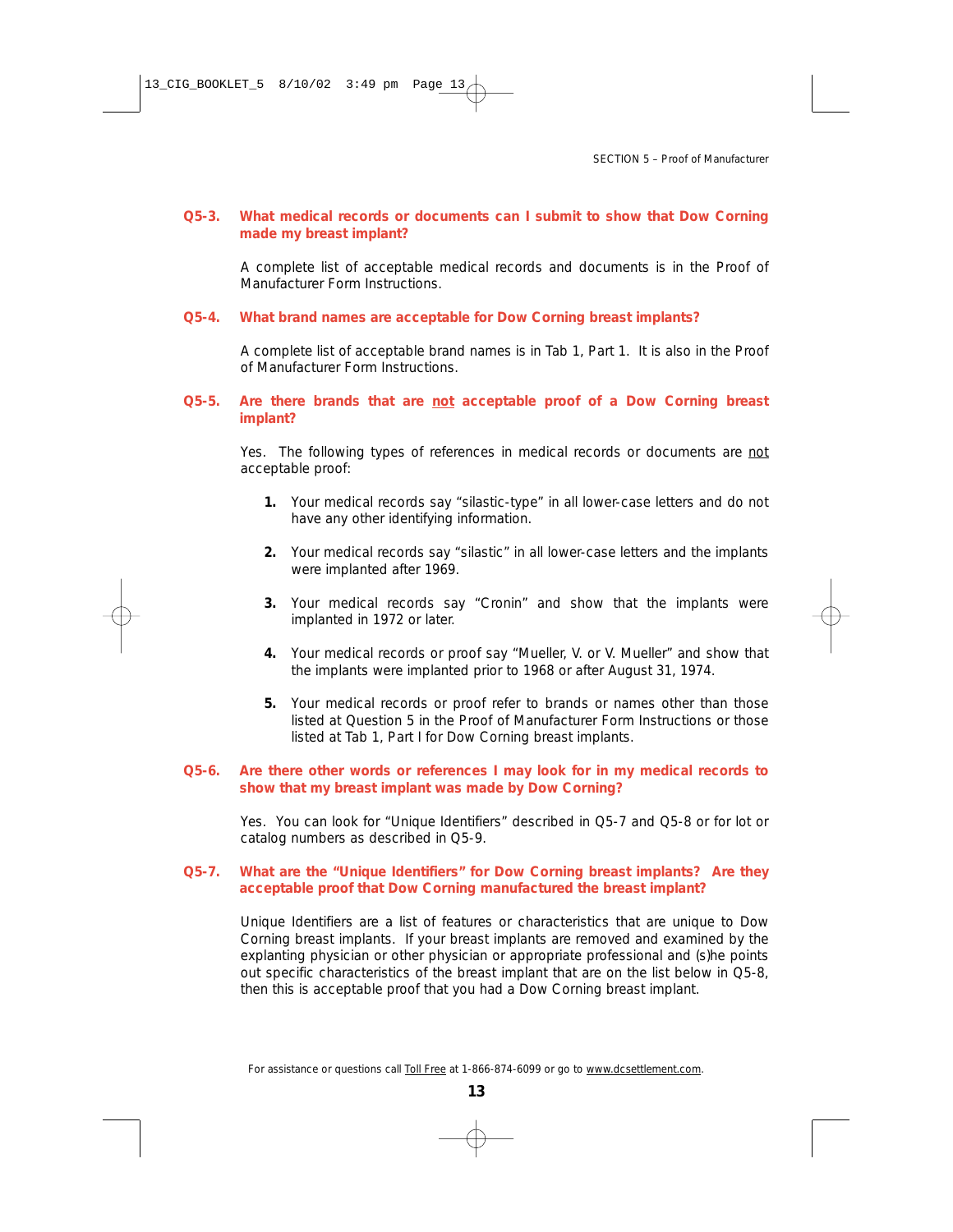**Q5-3. What medical records or documents can I submit to show that Dow Corning made my breast implant?**

A complete list of acceptable medical records and documents is in the Proof of Manufacturer Form Instructions.

**Q5-4. What brand names are acceptable for Dow Corning breast implants?**

A complete list of acceptable brand names is in Tab 1, Part 1. It is also in the Proof of Manufacturer Form Instructions.

**Q5-5. Are there brands that are not acceptable proof of a Dow Corning breast implant?**

Yes. The following types of references in medical records or documents are not acceptable proof:

1. Your medical records say "silastic-type" in all lower-case letters and do not have any other identifying information.
2. Your medical records say "silastic" in all lower-case letters and the implants were implanted after 1969.
3. Your medical records say "Cronin" and show that the implants were implanted in 1972 or later.
4. Your medical records or proof say "Mueller, V. or V. Mueller" and show that the implants were implanted prior to 1968 or after August 31, 1974.
5. Your medical records or proof refer to brands or names other than those listed at Question 5 in the Proof of Manufacturer Form Instructions or those listed at Tab 1, Part I for Dow Corning breast implants.

**Q5-6. Are there other words or references I may look for in my medical records to show that my breast implant was made by Dow Corning?**

Yes. You can look for "Unique Identifiers" described in Q5-7 and Q5-8 or for lot or catalog numbers as described in Q5-9.

**Q5-7. What are the "Unique Identifiers" for Dow Corning breast implants? Are they acceptable proof that Dow Corning manufactured the breast implant?**

Unique Identifiers are a list of features or characteristics that are unique to Dow Corning breast implants. If your breast implants are removed and examined by the explanting physician or other physician or appropriate professional and (s)he points out specific characteristics of the breast implant that are on the list below in Q5-8, then this is acceptable proof that you had a Dow Corning breast implant.

For assistance or questions call Toll Free at 1-866-874-6099 or go to www.dcsettlement.com.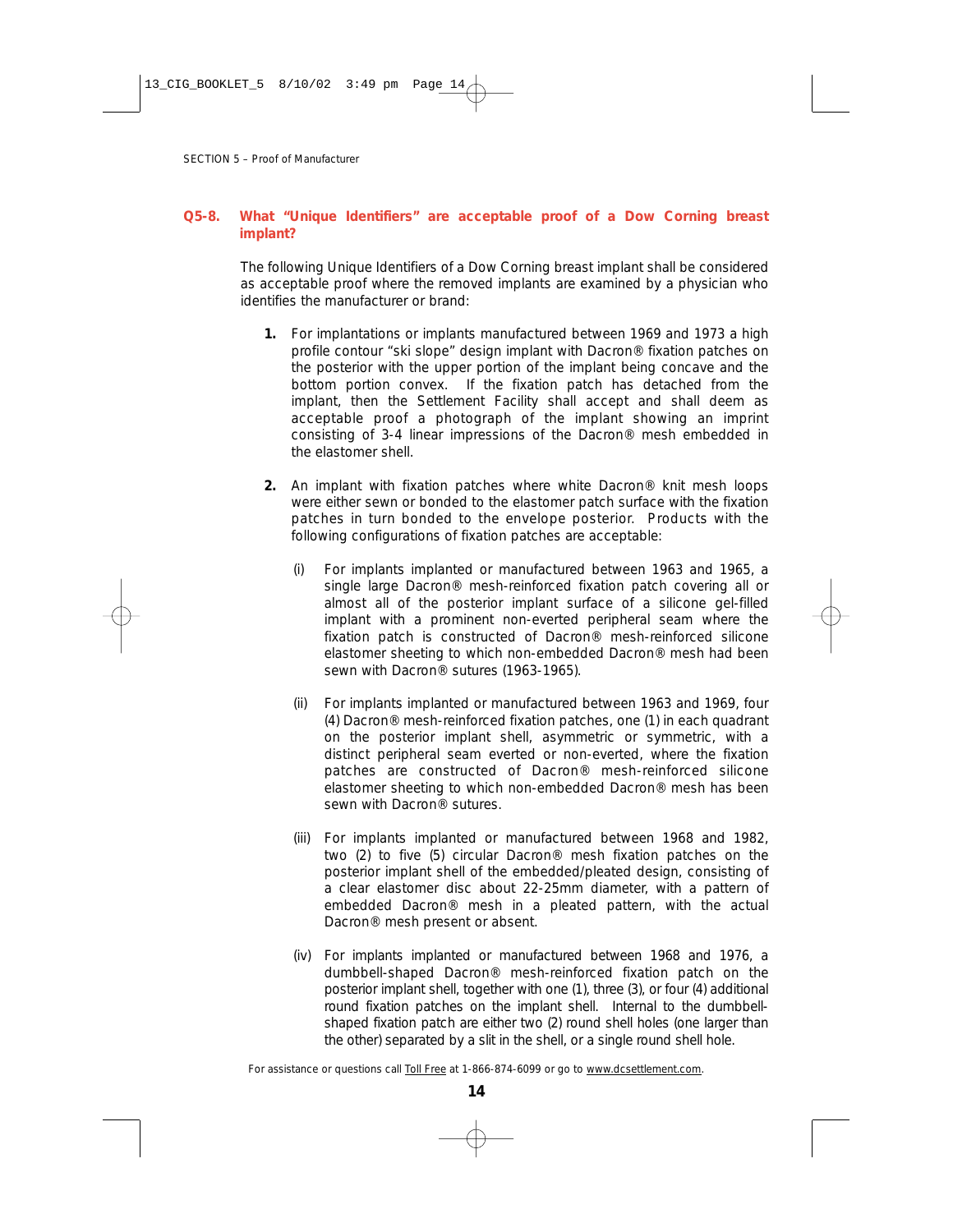### Q5-8. What "Unique Identifiers" are acceptable proof of a Dow Corning breast implant?

The following Unique Identifiers of a Dow Corning breast implant shall be considered as acceptable proof where the removed implants are examined by a physician who identifies the manufacturer or brand:

1. For implantations or implants manufactured between 1969 and 1973 a high profile contour "ski slope" design implant with Dacron® fixation patches on the posterior with the upper portion of the implant being concave and the bottom portion convex. If the fixation patch has detached from the implant, then the Settlement Facility shall accept and shall deem as acceptable proof a photograph of the implant showing an imprint consisting of 3-4 linear impressions of the Dacron® mesh embedded in the elastomer shell.

2. An implant with fixation patches where white Dacron® knit mesh loops were either sewn or bonded to the elastomer patch surface with the fixation patches in turn bonded to the envelope posterior. Products with the following configurations of fixation patches are acceptable:

   (i) For implants implanted or manufactured between 1963 and 1965, a single large Dacron® mesh-reinforced fixation patch covering all or almost all of the posterior implant surface of a silicone gel-filled implant with a prominent non-everted peripheral seam where the fixation patch is constructed of Dacron® mesh-reinforced silicone elastomer sheeting to which non-embedded Dacron® mesh had been sewn with Dacron® sutures (1963-1965).

   (ii) For implants implanted or manufactured between 1963 and 1969, four (4) Dacron® mesh-reinforced fixation patches, one (1) in each quadrant on the posterior implant shell, asymmetric or symmetric, with a distinct peripheral seam everted or non-everted, where the fixation patches are constructed of Dacron® mesh-reinforced silicone elastomer sheeting to which non-embedded Dacron® mesh has been sewn with Dacron® sutures.

   (iii) For implants implanted or manufactured between 1968 and 1982, two (2) to five (5) circular Dacron® mesh fixation patches on the posterior implant shell of the embedded/pleated design, consisting of a clear elastomer disc about 22-25mm diameter, with a pattern of embedded Dacron® mesh in a pleated pattern, with the actual Dacron® mesh present or absent.

   (iv) For implants implanted or manufactured between 1968 and 1976, a dumbbell-shaped Dacron® mesh-reinforced fixation patch on the posterior implant shell, together with one (1), three (3), or four (4) additional round fixation patches on the implant shell. Internal to the dumbbell-shaped fixation patch are either two (2) round shell holes (one larger than the other) separated by a slit in the shell, or a single round shell hole.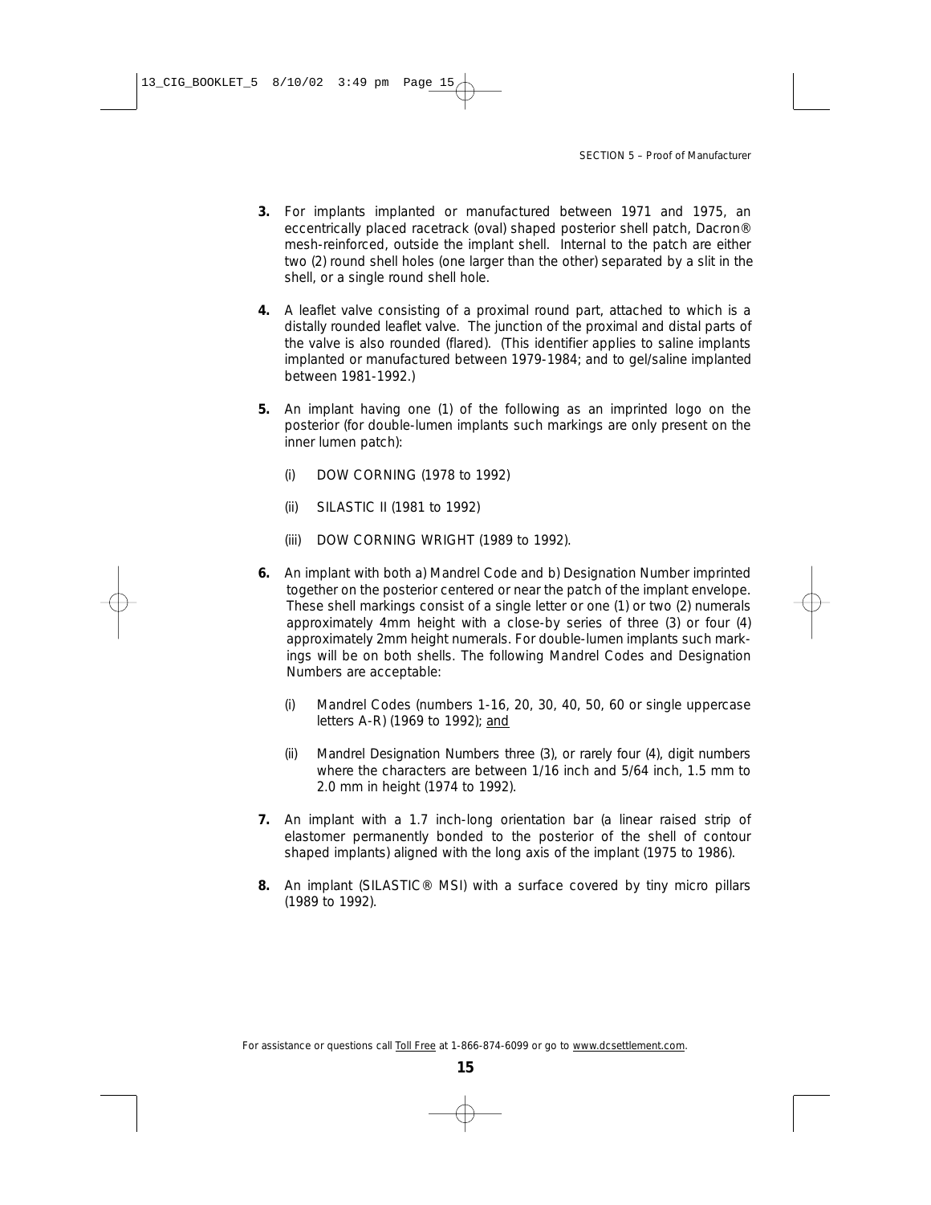3. For implants implanted or manufactured between 1971 and 1975, an eccentrically placed racetrack (oval) shaped posterior shell patch, Dacron® mesh-reinforced, outside the implant shell. Internal to the patch are either two (2) round shell holes (one larger than the other) separated by a slit in the shell, or a single round shell hole.

4. A leaflet valve consisting of a proximal round part, attached to which is a distally rounded leaflet valve. The junction of the proximal and distal parts of the valve is also rounded (flared). (This identifier applies to saline implants implanted or manufactured between 1979-1984; and to gel/saline implanted between 1981-1992.)

5. An implant having one (1) of the following as an imprinted logo on the posterior (for double-lumen implants such markings are only present on the inner lumen patch):

   (i) DOW CORNING (1978 to 1992)

   (ii) SILASTIC II (1981 to 1992)

   (iii) DOW CORNING WRIGHT (1989 to 1992).

6. An implant with both a) Mandrel Code and b) Designation Number imprinted together on the posterior centered or near the patch of the implant envelope. These shell markings consist of a single letter or one (1) or two (2) numerals approximately 4mm height with a close-by series of three (3) or four (4) approximately 2mm height numerals. For double-lumen implants such markings will be on both shells. The following Mandrel Codes and Designation Numbers are acceptable:

   (i) Mandrel Codes (numbers 1-16, 20, 30, 40, 50, 60 or single uppercase letters A-R) (1969 to 1992); and

   (ii) Mandrel Designation Numbers three (3), or rarely four (4), digit numbers where the characters are between 1/16 inch and 5/64 inch, 1.5 mm to 2.0 mm in height (1974 to 1992).

7. An implant with a 1.7 inch-long orientation bar (a linear raised strip of elastomer permanently bonded to the posterior of the shell of contour shaped implants) aligned with the long axis of the implant (1975 to 1986).

8. An implant (SILASTIC® MSI) with a surface covered by tiny micro pillars (1989 to 1992).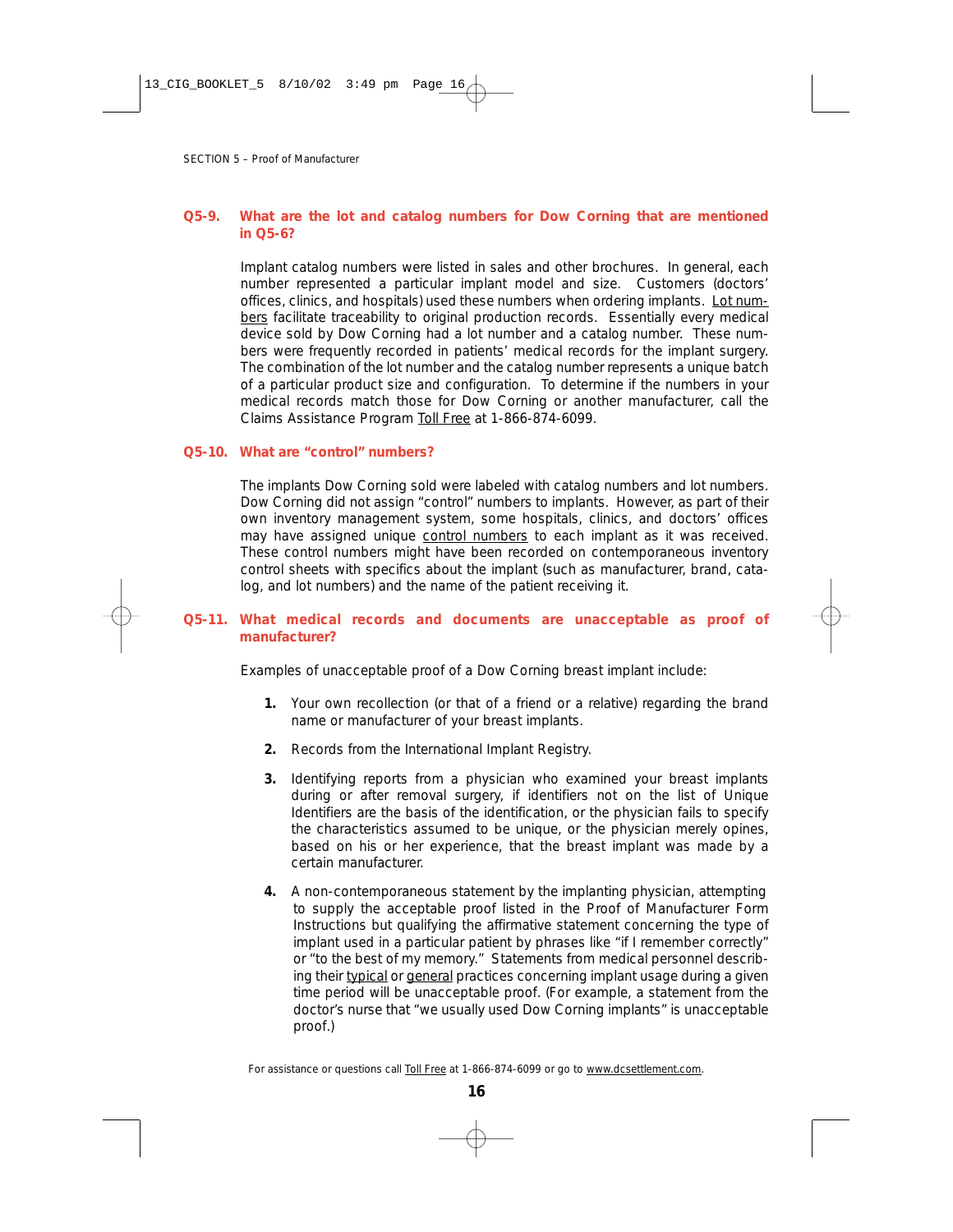**Q5-9. What are the lot and catalog numbers for Dow Corning that are mentioned in Q5-6?**

Implant catalog numbers were listed in sales and other brochures. In general, each number represented a particular implant model and size. Customers (doctors' offices, clinics, and hospitals) used these numbers when ordering implants. Lot numbers facilitate traceability to original production records. Essentially every medical device sold by Dow Corning had a lot number and a catalog number. These numbers were frequently recorded in patients' medical records for the implant surgery. The combination of the lot number and the catalog number represents a unique batch of a particular product size and configuration. To determine if the numbers in your medical records match those for Dow Corning or another manufacturer, call the Claims Assistance Program Toll Free at 1-866-874-6099.

**Q5-10. What are "control" numbers?**

The implants Dow Corning sold were labeled with catalog numbers and lot numbers. Dow Corning did not assign "control" numbers to implants. However, as part of their own inventory management system, some hospitals, clinics, and doctors' offices may have assigned unique control numbers to each implant as it was received. These control numbers might have been recorded on contemporaneous inventory control sheets with specifics about the implant (such as manufacturer, brand, catalog, and lot numbers) and the name of the patient receiving it.

**Q5-11. What medical records and documents are unacceptable as proof of manufacturer?**

Examples of unacceptable proof of a Dow Corning breast implant include:

1. Your own recollection (or that of a friend or a relative) regarding the brand name or manufacturer of your breast implants.
2. Records from the International Implant Registry.
3. Identifying reports from a physician who examined your breast implants during or after removal surgery, if identifiers not on the list of Unique Identifiers are the basis of the identification, or the physician fails to specify the characteristics assumed to be unique, or the physician merely opines, based on his or her experience, that the breast implant was made by a certain manufacturer.
4. A non-contemporaneous statement by the implanting physician, attempting to supply the acceptable proof listed in the Proof of Manufacturer Form Instructions but qualifying the affirmative statement concerning the type of implant used in a particular patient by phrases like "if I remember correctly" or "to the best of my memory." Statements from medical personnel describing their typical or general practices concerning implant usage during a given time period will be unacceptable proof. (For example, a statement from the doctor's nurse that "we usually used Dow Corning implants" is unacceptable proof.)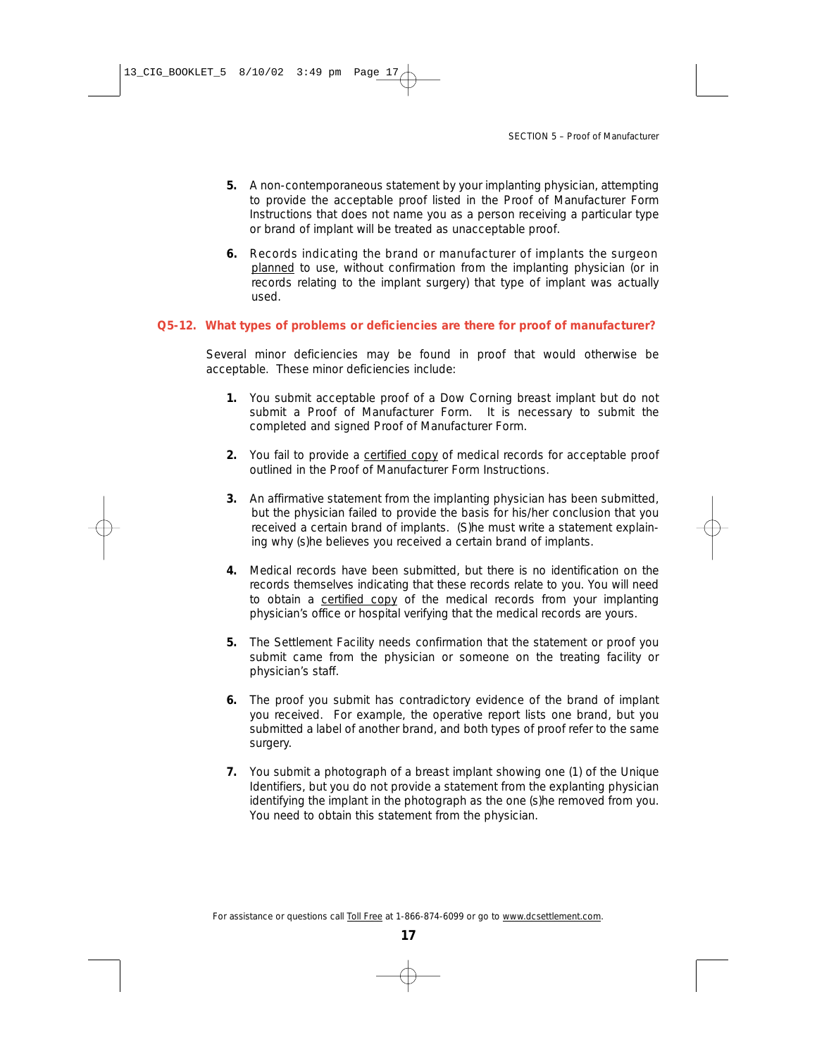5. A non-contemporaneous statement by your implanting physician, attempting to provide the acceptable proof listed in the Proof of Manufacturer Form Instructions that does not name you as a person receiving a particular type or brand of implant will be treated as unacceptable proof.

6. Records indicating the brand or manufacturer of implants the surgeon planned to use, without confirmation from the implanting physician (or in records relating to the implant surgery) that type of implant was actually used.

### Q5-12. What types of problems or deficiencies are there for proof of manufacturer?

Several minor deficiencies may be found in proof that would otherwise be acceptable. These minor deficiencies include:

1. You submit acceptable proof of a Dow Corning breast implant but do not submit a Proof of Manufacturer Form. It is necessary to submit the completed and signed Proof of Manufacturer Form.

2. You fail to provide a certified copy of medical records for acceptable proof outlined in the Proof of Manufacturer Form Instructions.

3. An affirmative statement from the implanting physician has been submitted, but the physician failed to provide the basis for his/her conclusion that you received a certain brand of implants. (S)he must write a statement explaining why (s)he believes you received a certain brand of implants.

4. Medical records have been submitted, but there is no identification on the records themselves indicating that these records relate to you. You will need to obtain a certified copy of the medical records from your implanting physician's office or hospital verifying that the medical records are yours.

5. The Settlement Facility needs confirmation that the statement or proof you submit came from the physician or someone on the treating facility or physician's staff.

6. The proof you submit has contradictory evidence of the brand of implant you received. For example, the operative report lists one brand, but you submitted a label of another brand, and both types of proof refer to the same surgery.

7. You submit a photograph of a breast implant showing one (1) of the Unique Identifiers, but you do not provide a statement from the explanting physician identifying the implant in the photograph as the one (s)he removed from you. You need to obtain this statement from the physician.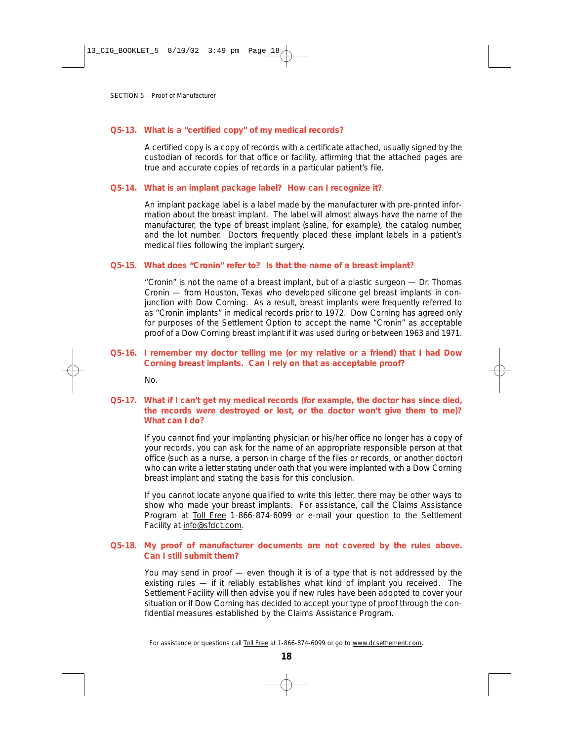SECTION 5 – Proof of Manufacturer

### Q5-13. What is a "certified copy" of my medical records?

A certified copy is a copy of records with a certificate attached, usually signed by the custodian of records for that office or facility, affirming that the attached pages are true and accurate copies of records in a particular patient's file.

### Q5-14. What is an implant package label? How can I recognize it?

An implant package label is a label made by the manufacturer with pre-printed information about the breast implant. The label will almost always have the name of the manufacturer, the type of breast implant (saline, for example), the catalog number, and the lot number. Doctors frequently placed these implant labels in a patient's medical files following the implant surgery.

### Q5-15. What does "Cronin" refer to? Is that the name of a breast implant?

"Cronin" is not the name of a breast implant, but of a plastic surgeon — Dr. Thomas Cronin — from Houston, Texas who developed silicone gel breast implants in conjunction with Dow Corning. As a result, breast implants were frequently referred to as "Cronin implants" in medical records prior to 1972. Dow Corning has agreed only for purposes of the Settlement Option to accept the name "Cronin" as acceptable proof of a Dow Corning breast implant if it was used during or between 1963 and 1971.

### Q5-16. I remember my doctor telling me (or my relative or a friend) that I had Dow Corning breast implants. Can I rely on that as acceptable proof?

No.

### Q5-17. What if I can't get my medical records (for example, the doctor has since died, the records were destroyed or lost, or the doctor won't give them to me)? What can I do?

If you cannot find your implanting physician or his/her office no longer has a copy of your records, you can ask for the name of an appropriate responsible person at that office (such as a nurse, a person in charge of the files or records, or another doctor) who can write a letter stating under oath that you were implanted with a Dow Corning breast implant <u>and</u> stating the basis for this conclusion.

If you cannot locate anyone qualified to write this letter, there may be other ways to show who made your breast implants. For assistance, call the Claims Assistance Program at <u>Toll Free</u> 1-866-874-6099 or e-mail your question to the Settlement Facility at <u>info@sfdct.com</u>.

### Q5-18. My proof of manufacturer documents are not covered by the rules above. Can I still submit them?

You may send in proof — even though it is of a type that is not addressed by the existing rules — if it reliably establishes what kind of implant you received. The Settlement Facility will then advise you if new rules have been adopted to cover your situation or if Dow Corning has decided to accept your type of proof through the confidential measures established by the Claims Assistance Program.

For assistance or questions call <u>Toll Free</u> at 1-866-874-6099 or go to <u>www.dcsettlement.com</u>.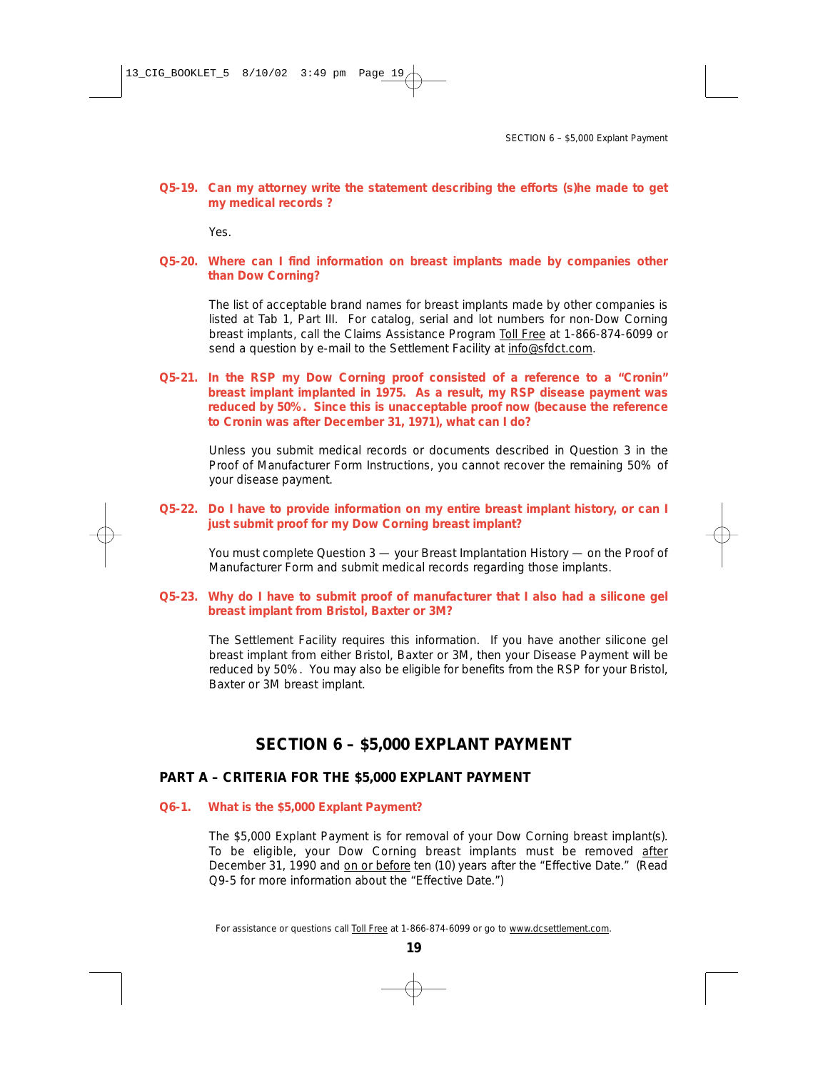**Q5-19. Can my attorney write the statement describing the efforts (s)he made to get my medical records ?**

Yes.

**Q5-20. Where can I find information on breast implants made by companies other than Dow Corning?**

The list of acceptable brand names for breast implants made by other companies is listed at Tab 1, Part III. For catalog, serial and lot numbers for non-Dow Corning breast implants, call the Claims Assistance Program Toll Free at 1-866-874-6099 or send a question by e-mail to the Settlement Facility at info@sfdct.com.

**Q5-21. In the RSP my Dow Corning proof consisted of a reference to a "Cronin" breast implant implanted in 1975. As a result, my RSP disease payment was reduced by 50%. Since this is unacceptable proof now (because the reference to Cronin was after December 31, 1971), what can I do?**

Unless you submit medical records or documents described in Question 3 in the Proof of Manufacturer Form Instructions, you cannot recover the remaining 50% of your disease payment.

**Q5-22. Do I have to provide information on my entire breast implant history, or can I just submit proof for my Dow Corning breast implant?**

You must complete Question 3 — your Breast Implantation History — on the Proof of Manufacturer Form and submit medical records regarding those implants.

**Q5-23. Why do I have to submit proof of manufacturer that I also had a silicone gel breast implant from Bristol, Baxter or 3M?**

The Settlement Facility requires this information. If you have another silicone gel breast implant from either Bristol, Baxter or 3M, then your Disease Payment will be reduced by 50%. You may also be eligible for benefits from the RSP for your Bristol, Baxter or 3M breast implant.

# SECTION 6 – $5,000 EXPLANT PAYMENT

## PART A – CRITERIA FOR THE $5,000 EXPLANT PAYMENT

**Q6-1. What is the $5,000 Explant Payment?**

The $5,000 Explant Payment is for removal of your Dow Corning breast implant(s). To be eligible, your Dow Corning breast implants must be removed after December 31, 1990 and on or before ten (10) years after the "Effective Date." (Read Q9-5 for more information about the "Effective Date.")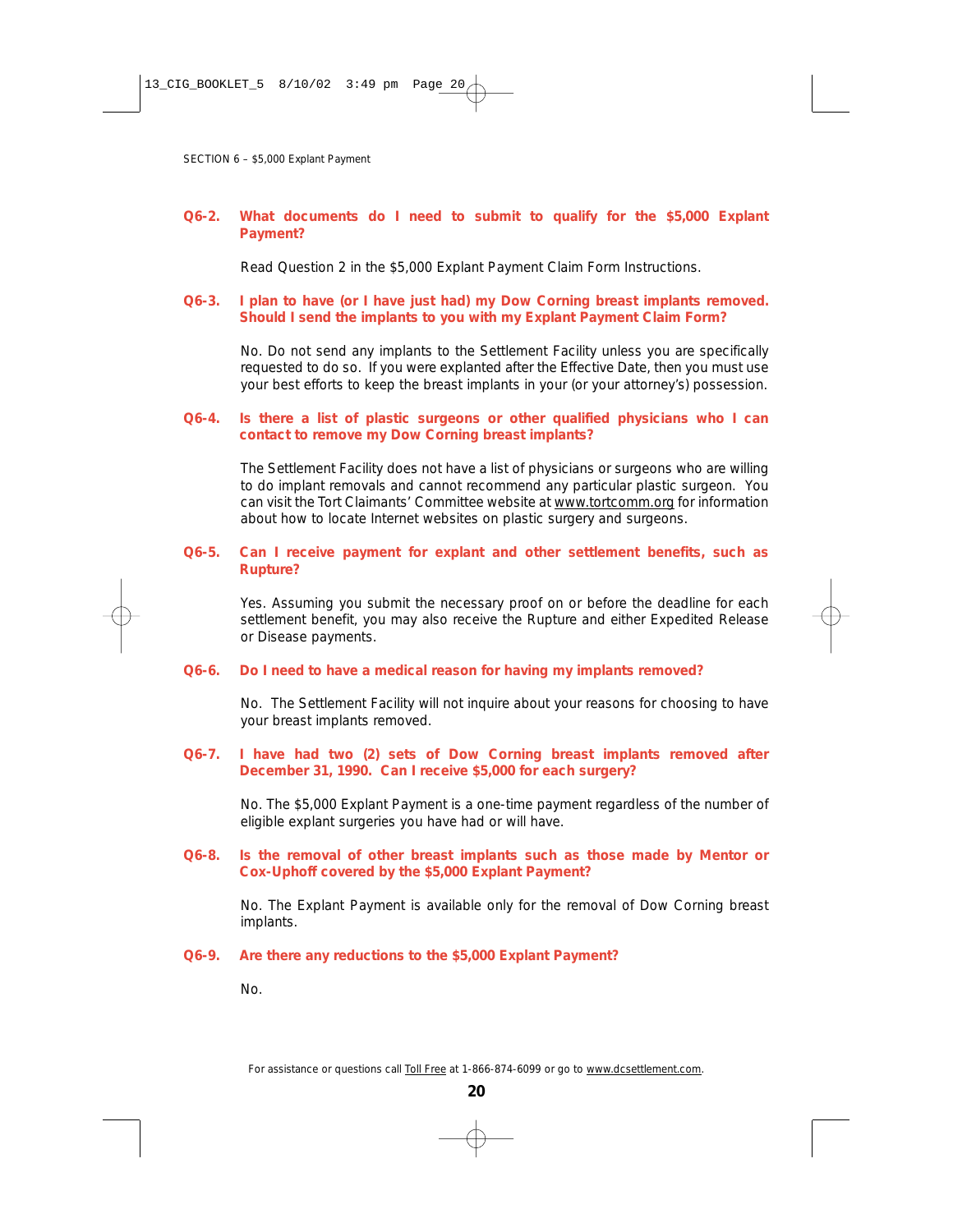**Q6-2. What documents do I need to submit to qualify for the $5,000 Explant Payment?**

Read Question 2 in the $5,000 Explant Payment Claim Form Instructions.

**Q6-3. I plan to have (or I have just had) my Dow Corning breast implants removed. Should I send the implants to you with my Explant Payment Claim Form?**

No. Do not send any implants to the Settlement Facility unless you are specifically requested to do so. If you were explanted after the Effective Date, then you must use your best efforts to keep the breast implants in your (or your attorney's) possession.

**Q6-4. Is there a list of plastic surgeons or other qualified physicians who I can contact to remove my Dow Corning breast implants?**

The Settlement Facility does not have a list of physicians or surgeons who are willing to do implant removals and cannot recommend any particular plastic surgeon. You can visit the Tort Claimants' Committee website at www.tortcomm.org for information about how to locate Internet websites on plastic surgery and surgeons.

**Q6-5. Can I receive payment for explant and other settlement benefits, such as Rupture?**

Yes. Assuming you submit the necessary proof on or before the deadline for each settlement benefit, you may also receive the Rupture and either Expedited Release or Disease payments.

**Q6-6. Do I need to have a medical reason for having my implants removed?**

No. The Settlement Facility will not inquire about your reasons for choosing to have your breast implants removed.

**Q6-7. I have had two (2) sets of Dow Corning breast implants removed after December 31, 1990. Can I receive $5,000 for each surgery?**

No. The $5,000 Explant Payment is a one-time payment regardless of the number of eligible explant surgeries you have had or will have.

**Q6-8. Is the removal of other breast implants such as those made by Mentor or Cox-Uphoff covered by the $5,000 Explant Payment?**

No. The Explant Payment is available only for the removal of Dow Corning breast implants.

**Q6-9. Are there any reductions to the $5,000 Explant Payment?**

No.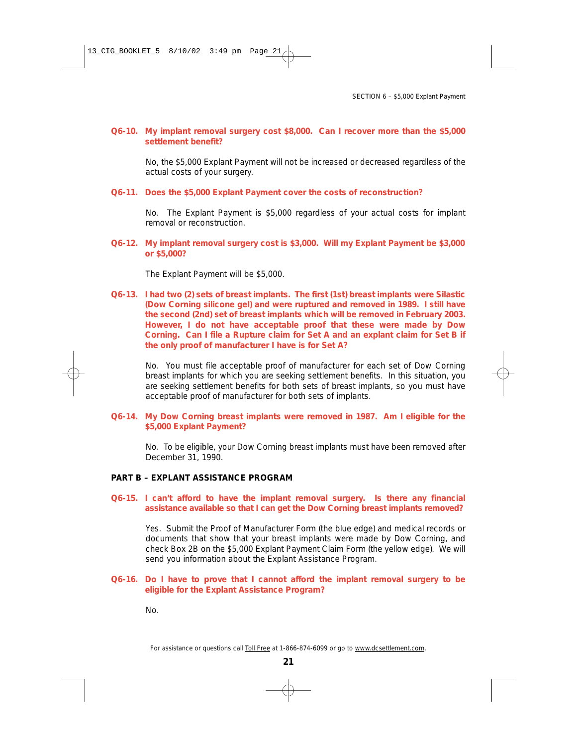**Q6-10. My implant removal surgery cost $8,000. Can I recover more than the $5,000 settlement benefit?**

No, the $5,000 Explant Payment will not be increased or decreased regardless of the actual costs of your surgery.

**Q6-11. Does the $5,000 Explant Payment cover the costs of reconstruction?**

No. The Explant Payment is $5,000 regardless of your actual costs for implant removal or reconstruction.

**Q6-12. My implant removal surgery cost is $3,000. Will my Explant Payment be $3,000 or $5,000?**

The Explant Payment will be $5,000.

**Q6-13. I had two (2) sets of breast implants. The first (1st) breast implants were Silastic (Dow Corning silicone gel) and were ruptured and removed in 1989. I still have the second (2nd) set of breast implants which will be removed in February 2003. However, I do not have acceptable proof that these were made by Dow Corning. Can I file a Rupture claim for Set A and an explant claim for Set B if the only proof of manufacturer I have is for Set A?**

No. You must file acceptable proof of manufacturer for each set of Dow Corning breast implants for which you are seeking settlement benefits. In this situation, you are seeking settlement benefits for both sets of breast implants, so you must have acceptable proof of manufacturer for both sets of implants.

**Q6-14. My Dow Corning breast implants were removed in 1987. Am I eligible for the $5,000 Explant Payment?**

No. To be eligible, your Dow Corning breast implants must have been removed after December 31, 1990.

## PART B – EXPLANT ASSISTANCE PROGRAM

**Q6-15. I can't afford to have the implant removal surgery. Is there any financial assistance available so that I can get the Dow Corning breast implants removed?**

Yes. Submit the Proof of Manufacturer Form (the blue edge) and medical records or documents that show that your breast implants were made by Dow Corning, and check Box 2B on the $5,000 Explant Payment Claim Form (the yellow edge). We will send you information about the Explant Assistance Program.

**Q6-16. Do I have to prove that I cannot afford the implant removal surgery to be eligible for the Explant Assistance Program?**

No.

For assistance or questions call Toll Free at 1-866-874-6099 or go to www.dcsettlement.com.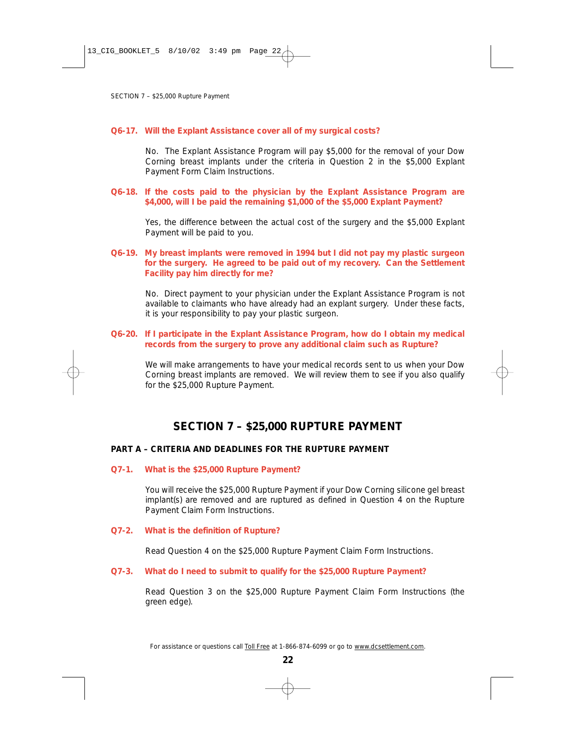**Q6-17. Will the Explant Assistance cover all of my surgical costs?**

No. The Explant Assistance Program will pay $5,000 for the removal of your Dow Corning breast implants under the criteria in Question 2 in the $5,000 Explant Payment Form Claim Instructions.

**Q6-18. If the costs paid to the physician by the Explant Assistance Program are $4,000, will I be paid the remaining $1,000 of the $5,000 Explant Payment?**

Yes, the difference between the actual cost of the surgery and the $5,000 Explant Payment will be paid to you.

**Q6-19. My breast implants were removed in 1994 but I did not pay my plastic surgeon for the surgery. He agreed to be paid out of my recovery. Can the Settlement Facility pay him directly for me?**

No. Direct payment to your physician under the Explant Assistance Program is not available to claimants who have already had an explant surgery. Under these facts, it is your responsibility to pay your plastic surgeon.

**Q6-20. If I participate in the Explant Assistance Program, how do I obtain my medical records from the surgery to prove any additional claim such as Rupture?**

We will make arrangements to have your medical records sent to us when your Dow Corning breast implants are removed. We will review them to see if you also qualify for the $25,000 Rupture Payment.

# SECTION 7 – $25,000 RUPTURE PAYMENT

## PART A – CRITERIA AND DEADLINES FOR THE RUPTURE PAYMENT

**Q7-1. What is the $25,000 Rupture Payment?**

You will receive the $25,000 Rupture Payment if your Dow Corning silicone gel breast implant(s) are removed and are ruptured as defined in Question 4 on the Rupture Payment Claim Form Instructions.

**Q7-2. What is the definition of Rupture?**

Read Question 4 on the $25,000 Rupture Payment Claim Form Instructions.

**Q7-3. What do I need to submit to qualify for the $25,000 Rupture Payment?**

Read Question 3 on the $25,000 Rupture Payment Claim Form Instructions (the green edge).

For assistance or questions call Toll Free at 1-866-874-6099 or go to www.dcsettlement.com.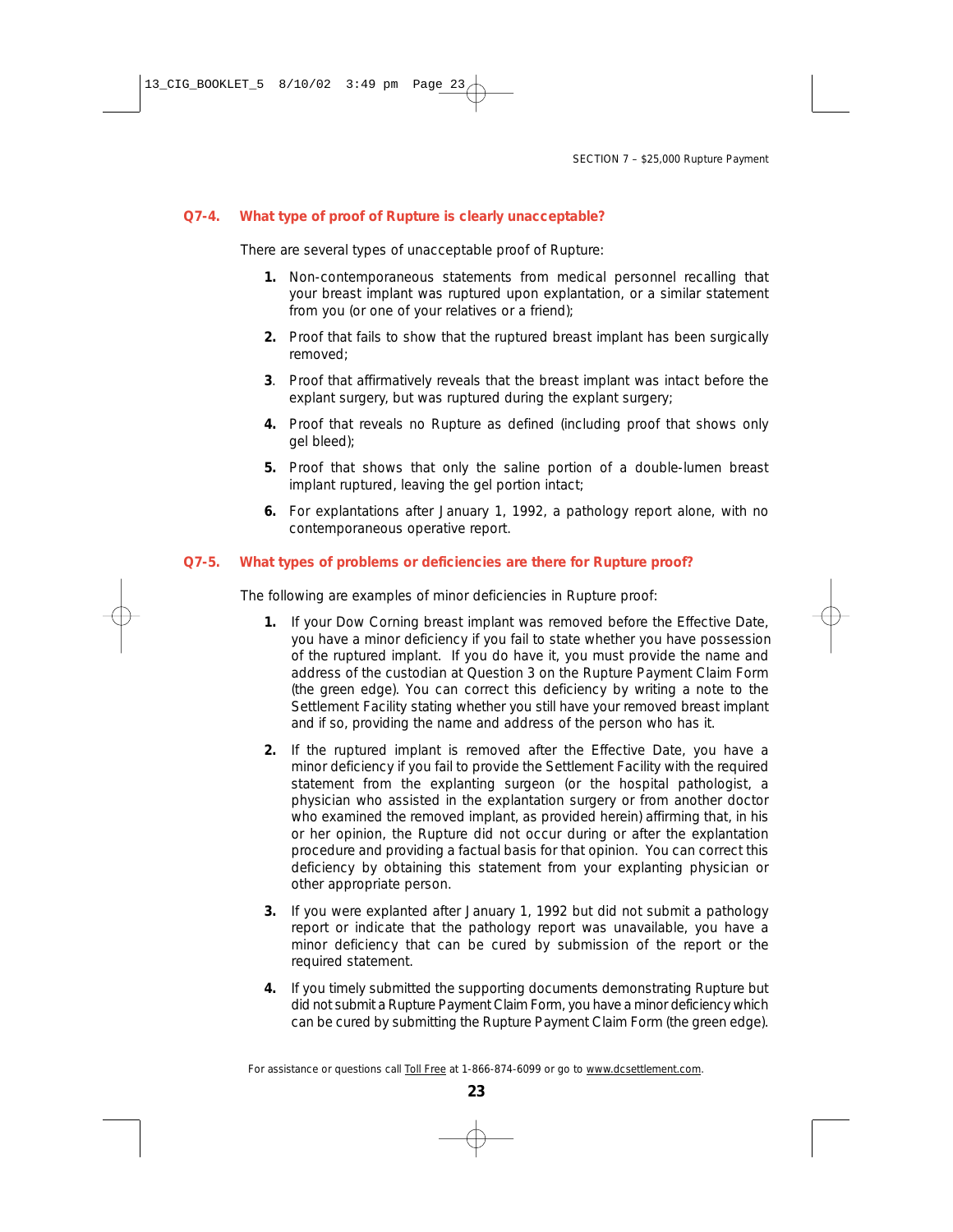### Q7-4. What type of proof of Rupture is clearly unacceptable?

There are several types of unacceptable proof of Rupture:

1. Non-contemporaneous statements from medical personnel recalling that your breast implant was ruptured upon explantation, or a similar statement from you (or one of your relatives or a friend);
2. Proof that fails to show that the ruptured breast implant has been surgically removed;
3. Proof that affirmatively reveals that the breast implant was intact before the explant surgery, but was ruptured during the explant surgery;
4. Proof that reveals no Rupture as defined (including proof that shows only gel bleed);
5. Proof that shows that only the saline portion of a double-lumen breast implant ruptured, leaving the gel portion intact;
6. For explantations after January 1, 1992, a pathology report alone, with no contemporaneous operative report.

### Q7-5. What types of problems or deficiencies are there for Rupture proof?

The following are examples of minor deficiencies in Rupture proof:

1. If your Dow Corning breast implant was removed before the Effective Date, you have a minor deficiency if you fail to state whether you have possession of the ruptured implant. If you do have it, you must provide the name and address of the custodian at Question 3 on the Rupture Payment Claim Form (the green edge). You can correct this deficiency by writing a note to the Settlement Facility stating whether you still have your removed breast implant and if so, providing the name and address of the person who has it.
2. If the ruptured implant is removed after the Effective Date, you have a minor deficiency if you fail to provide the Settlement Facility with the required statement from the explanting surgeon (or the hospital pathologist, a physician who assisted in the explantation surgery or from another doctor who examined the removed implant, as provided herein) affirming that, in his or her opinion, the Rupture did not occur during or after the explantation procedure and providing a factual basis for that opinion. You can correct this deficiency by obtaining this statement from your explanting physician or other appropriate person.
3. If you were explanted after January 1, 1992 but did not submit a pathology report or indicate that the pathology report was unavailable, you have a minor deficiency that can be cured by submission of the report or the required statement.
4. If you timely submitted the supporting documents demonstrating Rupture but did not submit a Rupture Payment Claim Form, you have a minor deficiency which can be cured by submitting the Rupture Payment Claim Form (the green edge).

For assistance or questions call Toll Free at 1-866-874-6099 or go to www.dcsettlement.com.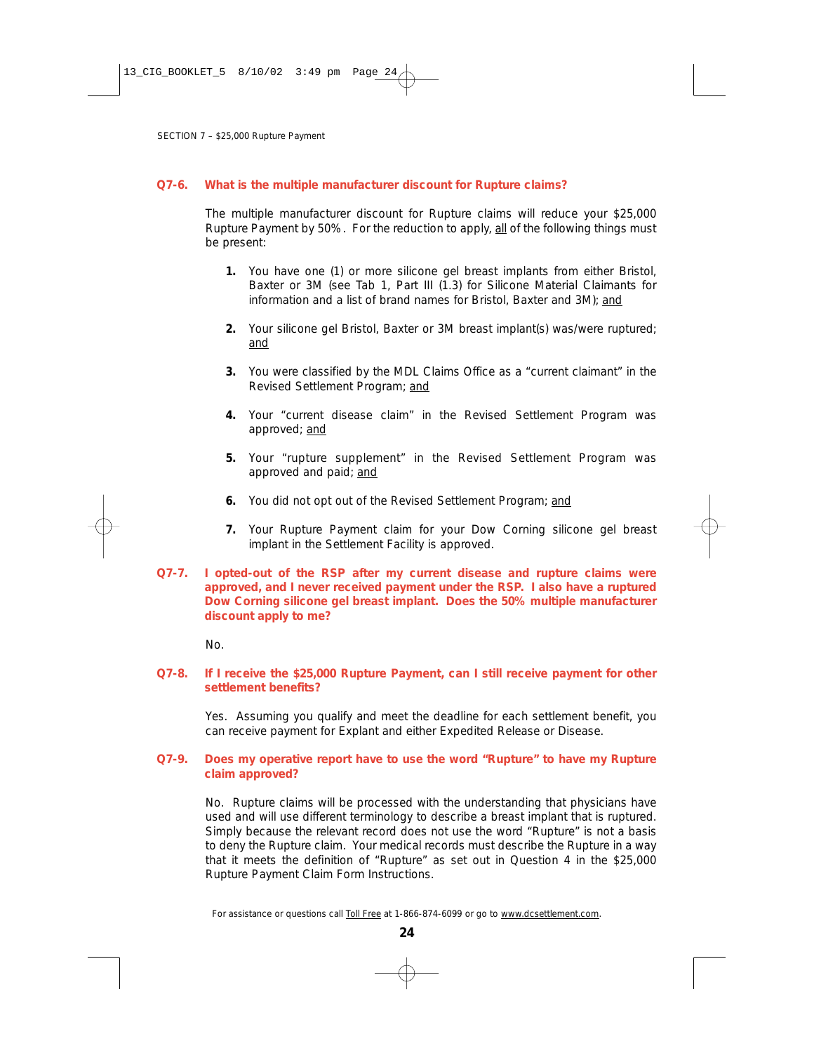### Q7-6. What is the multiple manufacturer discount for Rupture claims?

The multiple manufacturer discount for Rupture claims will reduce your $25,000 Rupture Payment by 50%. For the reduction to apply, all of the following things must be present:

1. You have one (1) or more silicone gel breast implants from either Bristol, Baxter or 3M (see Tab 1, Part III (1.3) for Silicone Material Claimants for information and a list of brand names for Bristol, Baxter and 3M); and

2. Your silicone gel Bristol, Baxter or 3M breast implant(s) was/were ruptured; and

3. You were classified by the MDL Claims Office as a "current claimant" in the Revised Settlement Program; and

4. Your "current disease claim" in the Revised Settlement Program was approved; and

5. Your "rupture supplement" in the Revised Settlement Program was approved and paid; and

6. You did not opt out of the Revised Settlement Program; and

7. Your Rupture Payment claim for your Dow Corning silicone gel breast implant in the Settlement Facility is approved.

### Q7-7. I opted-out of the RSP after my current disease and rupture claims were approved, and I never received payment under the RSP. I also have a ruptured Dow Corning silicone gel breast implant. Does the 50% multiple manufacturer discount apply to me?

No.

### Q7-8. If I receive the $25,000 Rupture Payment, can I still receive payment for other settlement benefits?

Yes. Assuming you qualify and meet the deadline for each settlement benefit, you can receive payment for Explant and either Expedited Release or Disease.

### Q7-9. Does my operative report have to use the word "Rupture" to have my Rupture claim approved?

No. Rupture claims will be processed with the understanding that physicians have used and will use different terminology to describe a breast implant that is ruptured. Simply because the relevant record does not use the word "Rupture" is not a basis to deny the Rupture claim. Your medical records must describe the Rupture in a way that it meets the definition of "Rupture" as set out in Question 4 in the $25,000 Rupture Payment Claim Form Instructions.

For assistance or questions call Toll Free at 1-866-874-6099 or go to www.dcsettlement.com.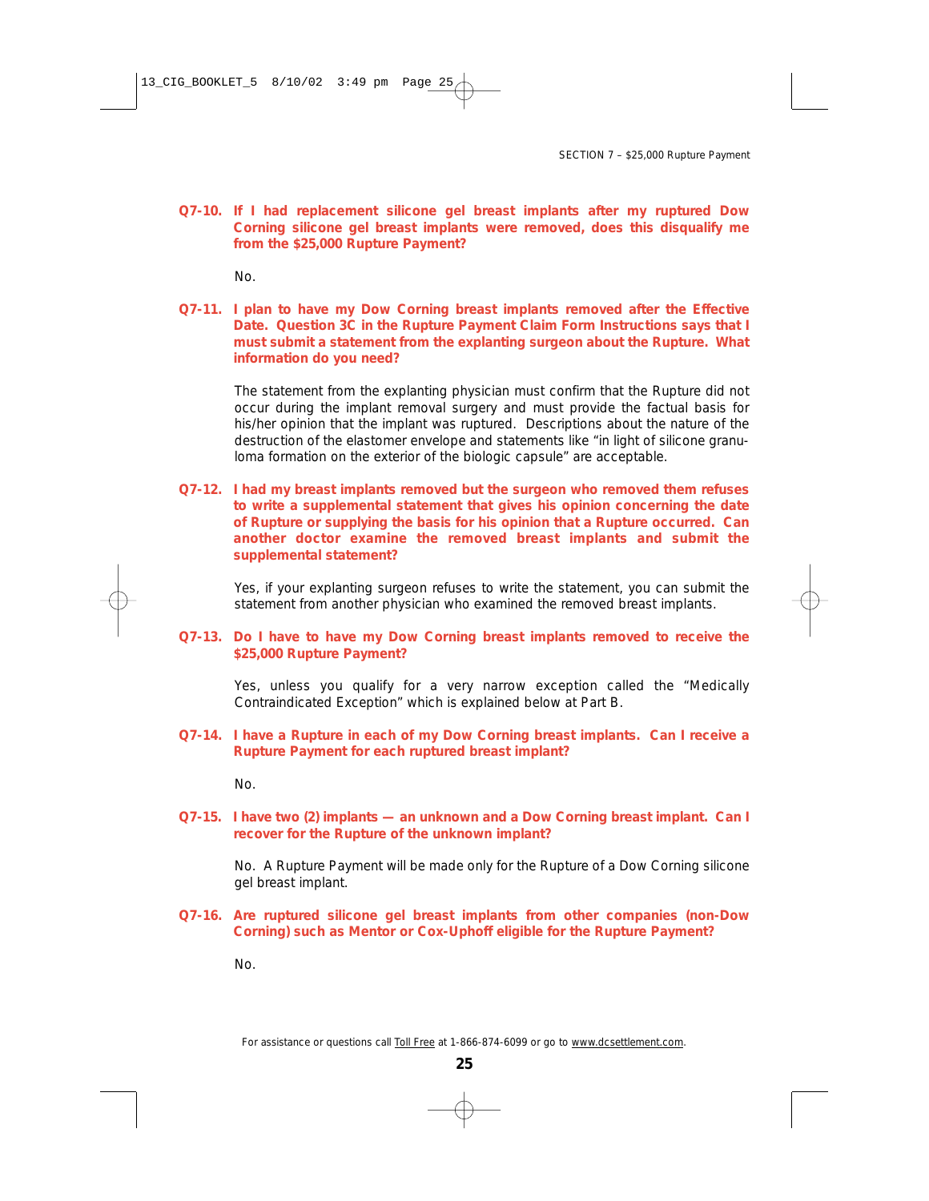**Q7-10. If I had replacement silicone gel breast implants after my ruptured Dow Corning silicone gel breast implants were removed, does this disqualify me from the $25,000 Rupture Payment?**

No.

**Q7-11. I plan to have my Dow Corning breast implants removed after the Effective Date. Question 3C in the Rupture Payment Claim Form Instructions says that I must submit a statement from the explanting surgeon about the Rupture. What information do you need?**

The statement from the explanting physician must confirm that the Rupture did not occur during the implant removal surgery and must provide the factual basis for his/her opinion that the implant was ruptured. Descriptions about the nature of the destruction of the elastomer envelope and statements like "in light of silicone granuloma formation on the exterior of the biologic capsule" are acceptable.

**Q7-12. I had my breast implants removed but the surgeon who removed them refuses to write a supplemental statement that gives his opinion concerning the date of Rupture or supplying the basis for his opinion that a Rupture occurred. Can another doctor examine the removed breast implants and submit the supplemental statement?**

Yes, if your explanting surgeon refuses to write the statement, you can submit the statement from another physician who examined the removed breast implants.

**Q7-13. Do I have to have my Dow Corning breast implants removed to receive the $25,000 Rupture Payment?**

Yes, unless you qualify for a very narrow exception called the "Medically Contraindicated Exception" which is explained below at Part B.

**Q7-14. I have a Rupture in each of my Dow Corning breast implants. Can I receive a Rupture Payment for each ruptured breast implant?**

No.

**Q7-15. I have two (2) implants — an unknown and a Dow Corning breast implant. Can I recover for the Rupture of the unknown implant?**

No. A Rupture Payment will be made only for the Rupture of a Dow Corning silicone gel breast implant.

**Q7-16. Are ruptured silicone gel breast implants from other companies (non-Dow Corning) such as Mentor or Cox-Uphoff eligible for the Rupture Payment?**

No.

For assistance or questions call Toll Free at 1-866-874-6099 or go to www.dcsettlement.com.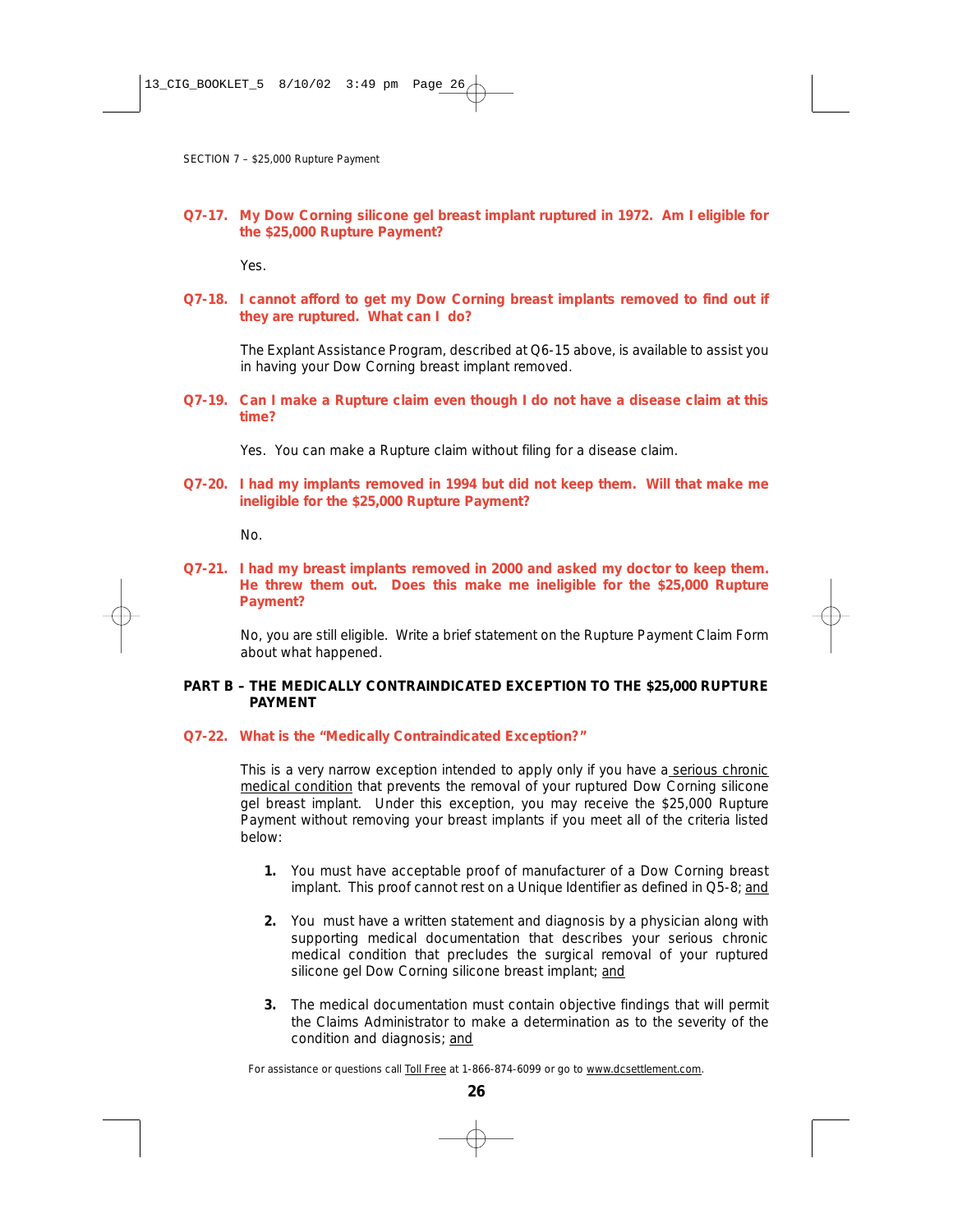**Q7-17. My Dow Corning silicone gel breast implant ruptured in 1972. Am I eligible for the $25,000 Rupture Payment?**

Yes.

**Q7-18. I cannot afford to get my Dow Corning breast implants removed to find out if they are ruptured. What can I do?**

The Explant Assistance Program, described at Q6-15 above, is available to assist you in having your Dow Corning breast implant removed.

**Q7-19. Can I make a Rupture claim even though I do not have a disease claim at this time?**

Yes. You can make a Rupture claim without filing for a disease claim.

**Q7-20. I had my implants removed in 1994 but did not keep them. Will that make me ineligible for the $25,000 Rupture Payment?**

No.

**Q7-21. I had my breast implants removed in 2000 and asked my doctor to keep them. He threw them out. Does this make me ineligible for the $25,000 Rupture Payment?**

No, you are still eligible. Write a brief statement on the Rupture Payment Claim Form about what happened.

## PART B – THE MEDICALLY CONTRAINDICATED EXCEPTION TO THE $25,000 RUPTURE PAYMENT

**Q7-22. What is the "Medically Contraindicated Exception?"**

This is a very narrow exception intended to apply only if you have a serious chronic medical condition that prevents the removal of your ruptured Dow Corning silicone gel breast implant. Under this exception, you may receive the $25,000 Rupture Payment without removing your breast implants if you meet all of the criteria listed below:

1. You must have acceptable proof of manufacturer of a Dow Corning breast implant. This proof cannot rest on a Unique Identifier as defined in Q5-8; and

2. You must have a written statement and diagnosis by a physician along with supporting medical documentation that describes your serious chronic medical condition that precludes the surgical removal of your ruptured silicone gel Dow Corning silicone breast implant; and

3. The medical documentation must contain objective findings that will permit the Claims Administrator to make a determination as to the severity of the condition and diagnosis; and

For assistance or questions call Toll Free at 1-866-874-6099 or go to www.dcsettlement.com.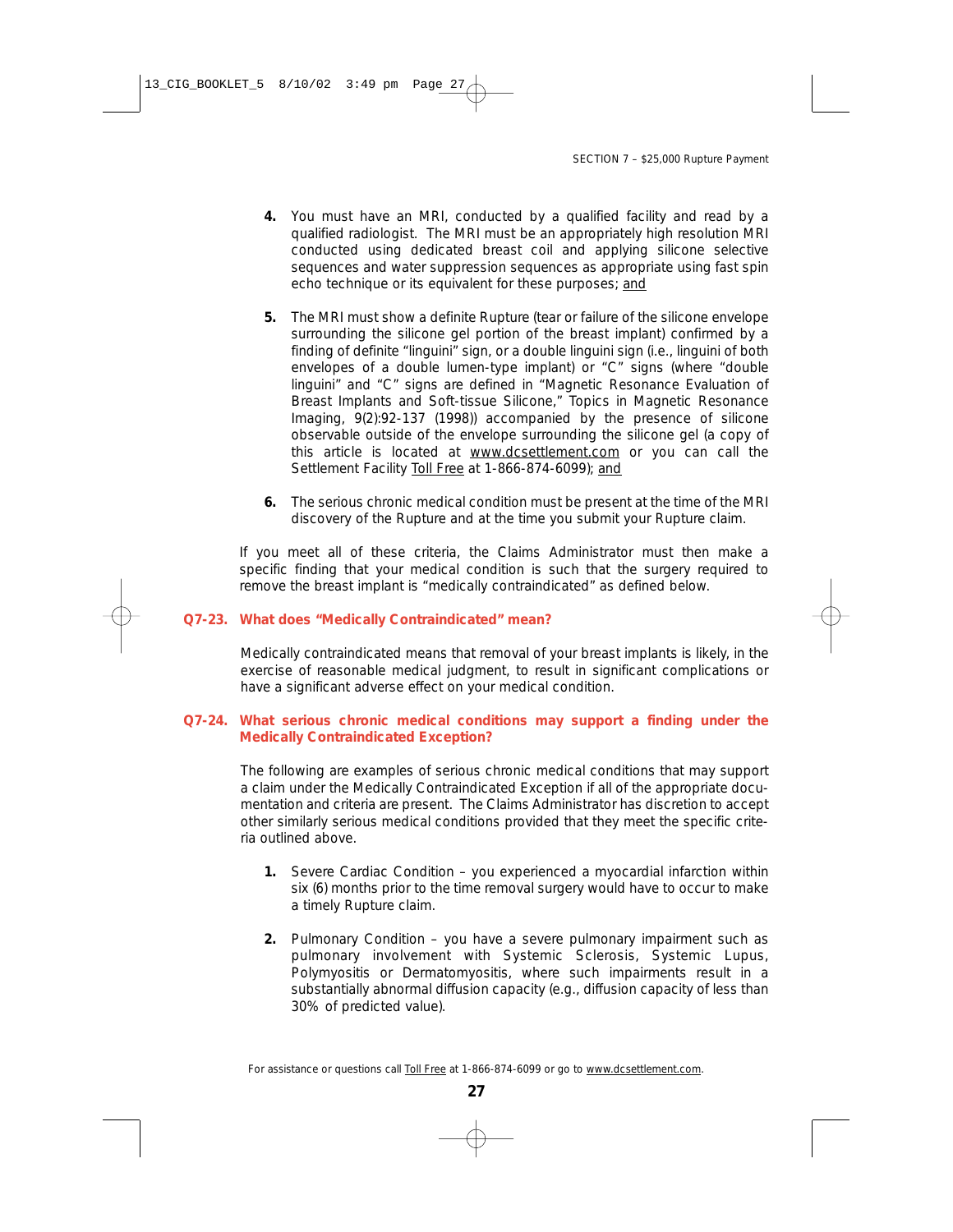4. You must have an MRI, conducted by a qualified facility and read by a qualified radiologist. The MRI must be an appropriately high resolution MRI conducted using dedicated breast coil and applying silicone selective sequences and water suppression sequences as appropriate using fast spin echo technique or its equivalent for these purposes; and

5. The MRI must show a definite Rupture (tear or failure of the silicone envelope surrounding the silicone gel portion of the breast implant) confirmed by a finding of definite "linguini" sign, or a double linguini sign (i.e., linguini of both envelopes of a double lumen-type implant) or "C" signs (where "double linguini" and "C" signs are defined in "Magnetic Resonance Evaluation of Breast Implants and Soft-tissue Silicone," Topics in Magnetic Resonance Imaging, 9(2):92-137 (1998)) accompanied by the presence of silicone observable outside of the envelope surrounding the silicone gel (a copy of this article is located at www.dcsettlement.com or you can call the Settlement Facility Toll Free at 1-866-874-6099); and

6. The serious chronic medical condition must be present at the time of the MRI discovery of the Rupture and at the time you submit your Rupture claim.

If you meet all of these criteria, the Claims Administrator must then make a specific finding that your medical condition is such that the surgery required to remove the breast implant is "medically contraindicated" as defined below.

### Q7-23. What does "Medically Contraindicated" mean?

Medically contraindicated means that removal of your breast implants is likely, in the exercise of reasonable medical judgment, to result in significant complications or have a significant adverse effect on your medical condition.

### Q7-24. What serious chronic medical conditions may support a finding under the Medically Contraindicated Exception?

The following are examples of serious chronic medical conditions that may support a claim under the Medically Contraindicated Exception if all of the appropriate documentation and criteria are present. The Claims Administrator has discretion to accept other similarly serious medical conditions provided that they meet the specific criteria outlined above.

1. Severe Cardiac Condition – you experienced a myocardial infarction within six (6) months prior to the time removal surgery would have to occur to make a timely Rupture claim.

2. Pulmonary Condition – you have a severe pulmonary impairment such as pulmonary involvement with Systemic Sclerosis, Systemic Lupus, Polymyositis or Dermatomyositis, where such impairments result in a substantially abnormal diffusion capacity (e.g., diffusion capacity of less than 30% of predicted value).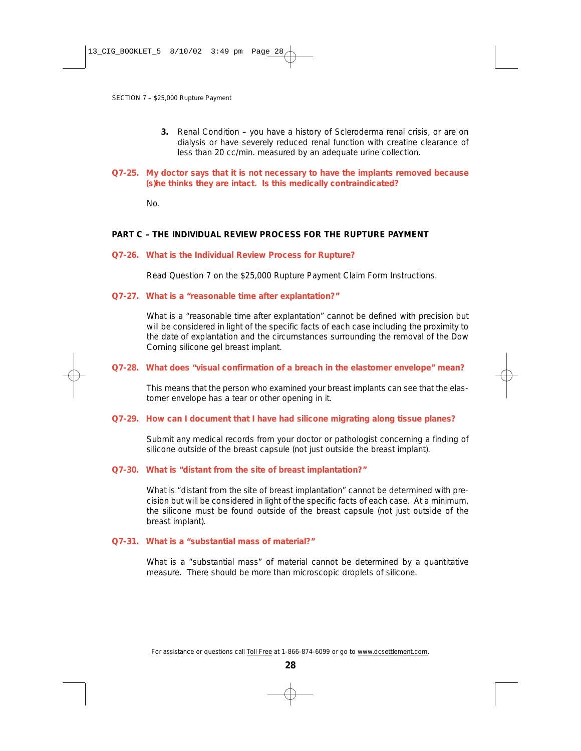3. Renal Condition – you have a history of Scleroderma renal crisis, or are on dialysis or have severely reduced renal function with creatine clearance of less than 20 cc/min. measured by an adequate urine collection.

**Q7-25. My doctor says that it is not necessary to have the implants removed because (s)he thinks they are intact. Is this medically contraindicated?**

No.

## PART C – THE INDIVIDUAL REVIEW PROCESS FOR THE RUPTURE PAYMENT

**Q7-26. What is the Individual Review Process for Rupture?**

Read Question 7 on the $25,000 Rupture Payment Claim Form Instructions.

**Q7-27. What is a "reasonable time after explantation?"**

What is a "reasonable time after explantation" cannot be defined with precision but will be considered in light of the specific facts of each case including the proximity to the date of explantation and the circumstances surrounding the removal of the Dow Corning silicone gel breast implant.

**Q7-28. What does "visual confirmation of a breach in the elastomer envelope" mean?**

This means that the person who examined your breast implants can see that the elastomer envelope has a tear or other opening in it.

**Q7-29. How can I document that I have had silicone migrating along tissue planes?**

Submit any medical records from your doctor or pathologist concerning a finding of silicone outside of the breast capsule (not just outside the breast implant).

**Q7-30. What is "distant from the site of breast implantation?"**

What is "distant from the site of breast implantation" cannot be determined with precision but will be considered in light of the specific facts of each case. At a minimum, the silicone must be found outside of the breast capsule (not just outside of the breast implant).

**Q7-31. What is a "substantial mass of material?"**

What is a "substantial mass" of material cannot be determined by a quantitative measure. There should be more than microscopic droplets of silicone.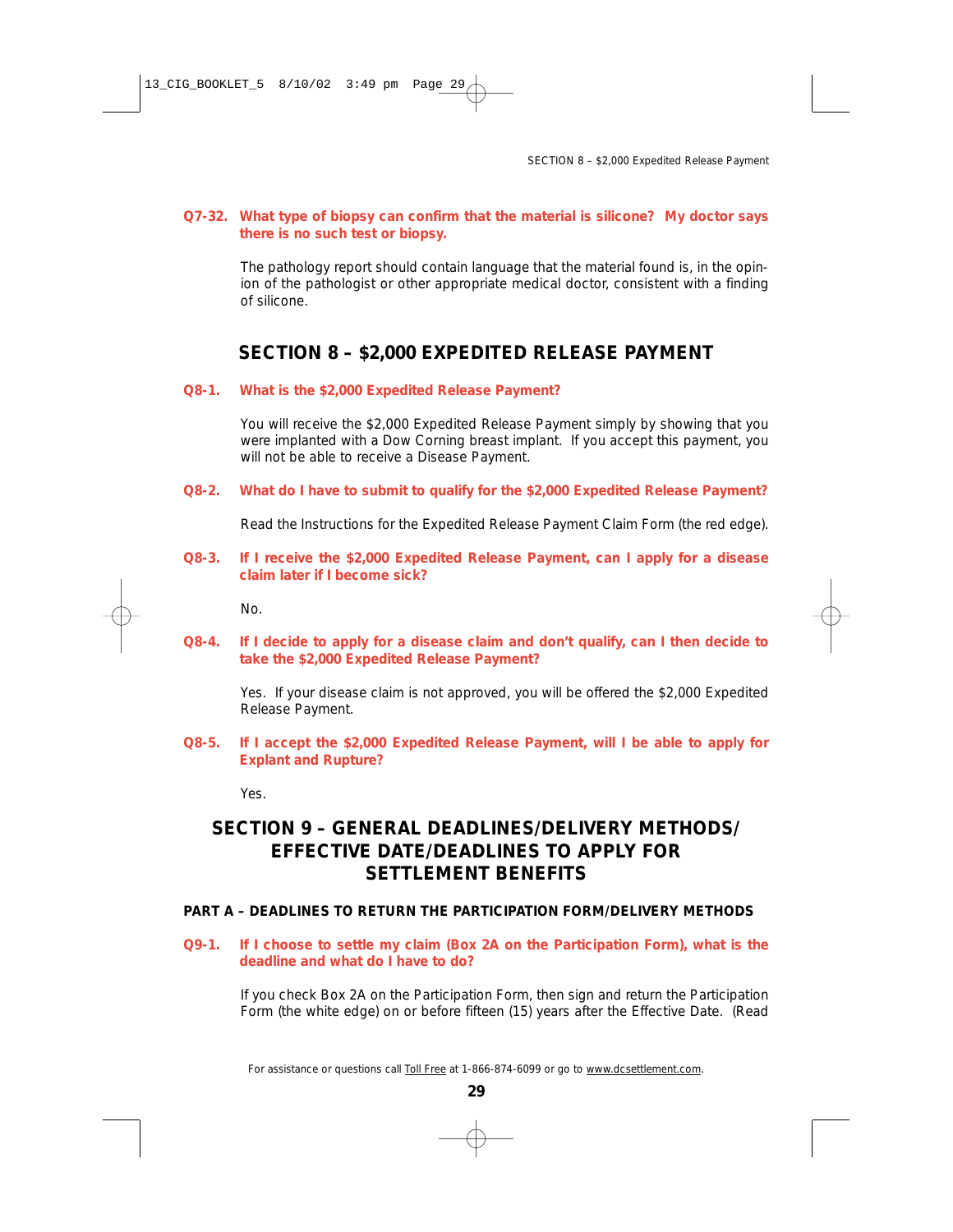**Q7-32. What type of biopsy can confirm that the material is silicone? My doctor says there is no such test or biopsy.**

The pathology report should contain language that the material found is, in the opinion of the pathologist or other appropriate medical doctor, consistent with a finding of silicone.

## SECTION 8 – $2,000 EXPEDITED RELEASE PAYMENT

**Q8-1. What is the $2,000 Expedited Release Payment?**

You will receive the $2,000 Expedited Release Payment simply by showing that you were implanted with a Dow Corning breast implant. If you accept this payment, you will not be able to receive a Disease Payment.

**Q8-2. What do I have to submit to qualify for the $2,000 Expedited Release Payment?**

Read the Instructions for the Expedited Release Payment Claim Form (the red edge).

**Q8-3. If I receive the $2,000 Expedited Release Payment, can I apply for a disease claim later if I become sick?**

No.

**Q8-4. If I decide to apply for a disease claim and don't qualify, can I then decide to take the $2,000 Expedited Release Payment?**

Yes. If your disease claim is not approved, you will be offered the $2,000 Expedited Release Payment.

**Q8-5. If I accept the $2,000 Expedited Release Payment, will I be able to apply for Explant and Rupture?**

Yes.

## SECTION 9 – GENERAL DEADLINES/DELIVERY METHODS/ EFFECTIVE DATE/DEADLINES TO APPLY FOR SETTLEMENT BENEFITS

### PART A – DEADLINES TO RETURN THE PARTICIPATION FORM/DELIVERY METHODS

**Q9-1. If I choose to settle my claim (Box 2A on the Participation Form), what is the deadline and what do I have to do?**

If you check Box 2A on the Participation Form, then sign and return the Participation Form (the white edge) on or before fifteen (15) years after the Effective Date. (Read

For assistance or questions call Toll Free at 1-866-874-6099 or go to www.dcsettlement.com.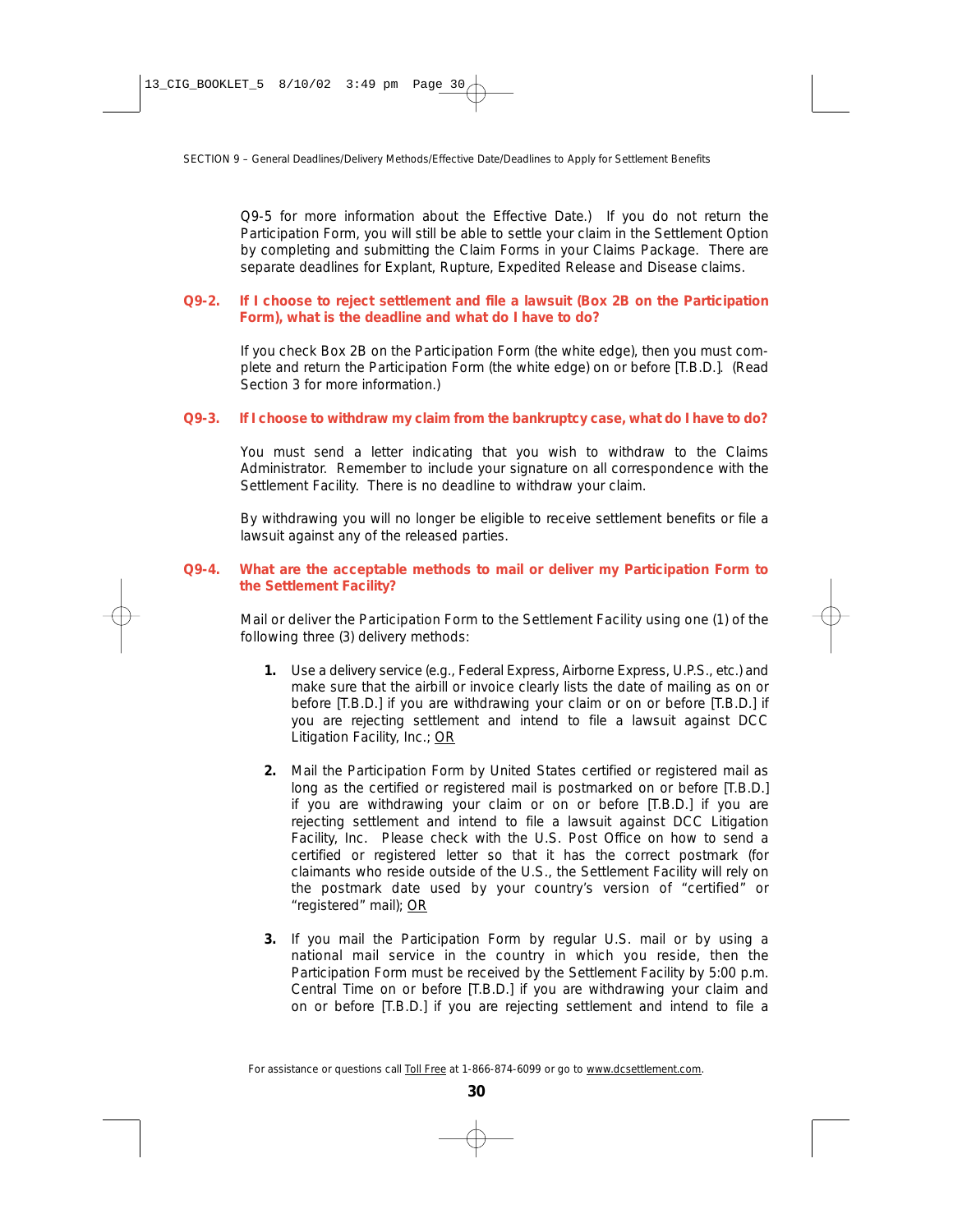Q9-5 for more information about the Effective Date.) If you do not return the Participation Form, you will still be able to settle your claim in the Settlement Option by completing and submitting the Claim Forms in your Claims Package. There are separate deadlines for Explant, Rupture, Expedited Release and Disease claims.

### Q9-2. If I choose to reject settlement and file a lawsuit (Box 2B on the Participation Form), what is the deadline and what do I have to do?

If you check Box 2B on the Participation Form (the white edge), then you must complete and return the Participation Form (the white edge) on or before [T.B.D.]. (Read Section 3 for more information.)

### Q9-3. If I choose to withdraw my claim from the bankruptcy case, what do I have to do?

You must send a letter indicating that you wish to withdraw to the Claims Administrator. Remember to include your signature on all correspondence with the Settlement Facility. There is no deadline to withdraw your claim.

By withdrawing you will no longer be eligible to receive settlement benefits or file a lawsuit against any of the released parties.

### Q9-4. What are the acceptable methods to mail or deliver my Participation Form to the Settlement Facility?

Mail or deliver the Participation Form to the Settlement Facility using one (1) of the following three (3) delivery methods:

1. Use a delivery service (e.g., Federal Express, Airborne Express, U.P.S., etc.) and make sure that the airbill or invoice clearly lists the date of mailing as on or before [T.B.D.] if you are withdrawing your claim or on or before [T.B.D.] if you are rejecting settlement and intend to file a lawsuit against DCC Litigation Facility, Inc.; OR

2. Mail the Participation Form by United States certified or registered mail as long as the certified or registered mail is postmarked on or before [T.B.D.] if you are withdrawing your claim or on or before [T.B.D.] if you are rejecting settlement and intend to file a lawsuit against DCC Litigation Facility, Inc. Please check with the U.S. Post Office on how to send a certified or registered letter so that it has the correct postmark (for claimants who reside outside of the U.S., the Settlement Facility will rely on the postmark date used by your country's version of "certified" or "registered" mail); OR

3. If you mail the Participation Form by regular U.S. mail or by using a national mail service in the country in which you reside, then the Participation Form must be received by the Settlement Facility by 5:00 p.m. Central Time on or before [T.B.D.] if you are withdrawing your claim and on or before [T.B.D.] if you are rejecting settlement and intend to file a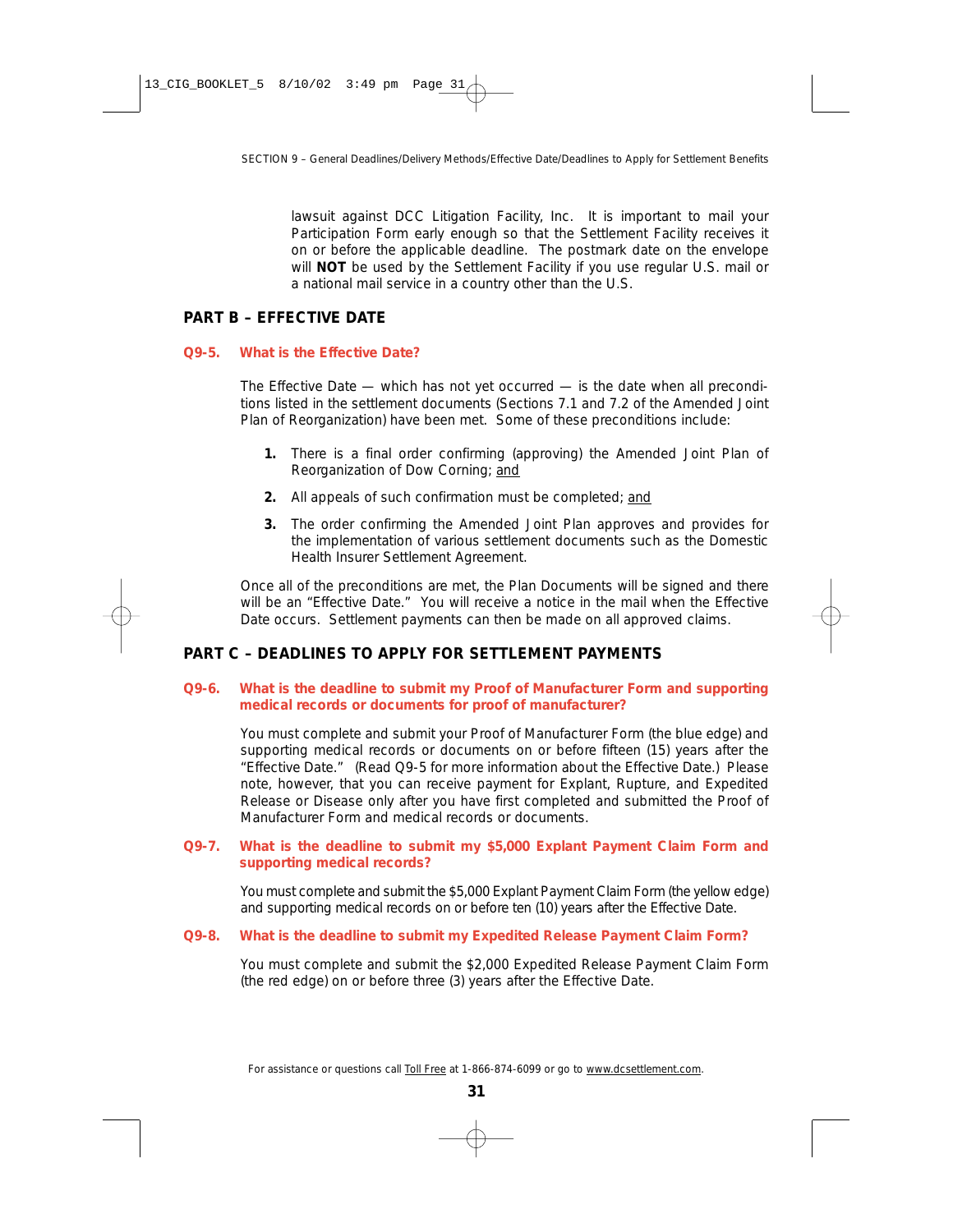lawsuit against DCC Litigation Facility, Inc. It is important to mail your Participation Form early enough so that the Settlement Facility receives it on or before the applicable deadline. The postmark date on the envelope will **NOT** be used by the Settlement Facility if you use regular U.S. mail or a national mail service in a country other than the U.S.

## PART B – EFFECTIVE DATE

### Q9-5. What is the Effective Date?

The Effective Date — which has not yet occurred — is the date when all preconditions listed in the settlement documents (Sections 7.1 and 7.2 of the Amended Joint Plan of Reorganization) have been met. Some of these preconditions include:

1. There is a final order confirming (approving) the Amended Joint Plan of Reorganization of Dow Corning; and
2. All appeals of such confirmation must be completed; and
3. The order confirming the Amended Joint Plan approves and provides for the implementation of various settlement documents such as the Domestic Health Insurer Settlement Agreement.

Once all of the preconditions are met, the Plan Documents will be signed and there will be an "Effective Date." You will receive a notice in the mail when the Effective Date occurs. Settlement payments can then be made on all approved claims.

## PART C – DEADLINES TO APPLY FOR SETTLEMENT PAYMENTS

### Q9-6. What is the deadline to submit my Proof of Manufacturer Form and supporting medical records or documents for proof of manufacturer?

You must complete and submit your Proof of Manufacturer Form (the blue edge) and supporting medical records or documents on or before fifteen (15) years after the "Effective Date." (Read Q9-5 for more information about the Effective Date.) Please note, however, that you can receive payment for Explant, Rupture, and Expedited Release or Disease only after you have first completed and submitted the Proof of Manufacturer Form and medical records or documents.

### Q9-7. What is the deadline to submit my $5,000 Explant Payment Claim Form and supporting medical records?

You must complete and submit the $5,000 Explant Payment Claim Form (the yellow edge) and supporting medical records on or before ten (10) years after the Effective Date.

### Q9-8. What is the deadline to submit my Expedited Release Payment Claim Form?

You must complete and submit the $2,000 Expedited Release Payment Claim Form (the red edge) on or before three (3) years after the Effective Date.

For assistance or questions call Toll Free at 1-866-874-6099 or go to www.dcsettlement.com.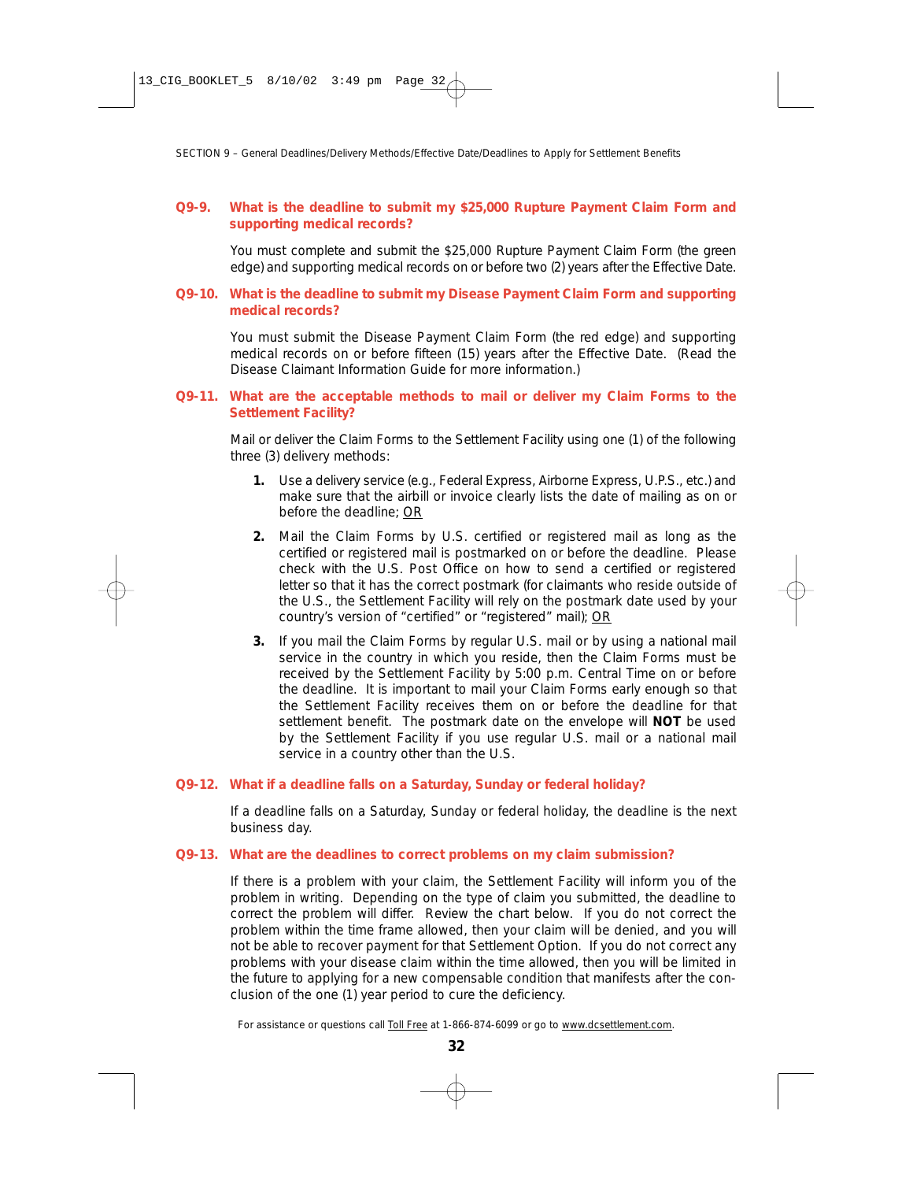SECTION 9 – General Deadlines/Delivery Methods/Effective Date/Deadlines to Apply for Settlement Benefits

### Q9-9. What is the deadline to submit my $25,000 Rupture Payment Claim Form and supporting medical records?

You must complete and submit the $25,000 Rupture Payment Claim Form (the green edge) and supporting medical records on or before two (2) years after the Effective Date.

### Q9-10. What is the deadline to submit my Disease Payment Claim Form and supporting medical records?

You must submit the Disease Payment Claim Form (the red edge) and supporting medical records on or before fifteen (15) years after the Effective Date. (Read the Disease Claimant Information Guide for more information.)

### Q9-11. What are the acceptable methods to mail or deliver my Claim Forms to the Settlement Facility?

Mail or deliver the Claim Forms to the Settlement Facility using one (1) of the following three (3) delivery methods:

1. Use a delivery service (e.g., Federal Express, Airborne Express, U.P.S., etc.) and make sure that the airbill or invoice clearly lists the date of mailing as on or before the deadline; OR
2. Mail the Claim Forms by U.S. certified or registered mail as long as the certified or registered mail is postmarked on or before the deadline. Please check with the U.S. Post Office on how to send a certified or registered letter so that it has the correct postmark (for claimants who reside outside of the U.S., the Settlement Facility will rely on the postmark date used by your country's version of "certified" or "registered" mail); OR
3. If you mail the Claim Forms by regular U.S. mail or by using a national mail service in the country in which you reside, then the Claim Forms must be received by the Settlement Facility by 5:00 p.m. Central Time on or before the deadline. It is important to mail your Claim Forms early enough so that the Settlement Facility receives them on or before the deadline for that settlement benefit. The postmark date on the envelope will **NOT** be used by the Settlement Facility if you use regular U.S. mail or a national mail service in a country other than the U.S.

### Q9-12. What if a deadline falls on a Saturday, Sunday or federal holiday?

If a deadline falls on a Saturday, Sunday or federal holiday, the deadline is the next business day.

### Q9-13. What are the deadlines to correct problems on my claim submission?

If there is a problem with your claim, the Settlement Facility will inform you of the problem in writing. Depending on the type of claim you submitted, the deadline to correct the problem will differ. Review the chart below. If you do not correct the problem within the time frame allowed, then your claim will be denied, and you will not be able to recover payment for that Settlement Option. If you do not correct any problems with your disease claim within the time allowed, then you will be limited in the future to applying for a new compensable condition that manifests after the conclusion of the one (1) year period to cure the deficiency.

For assistance or questions call Toll Free at 1-866-874-6099 or go to www.dcsettlement.com.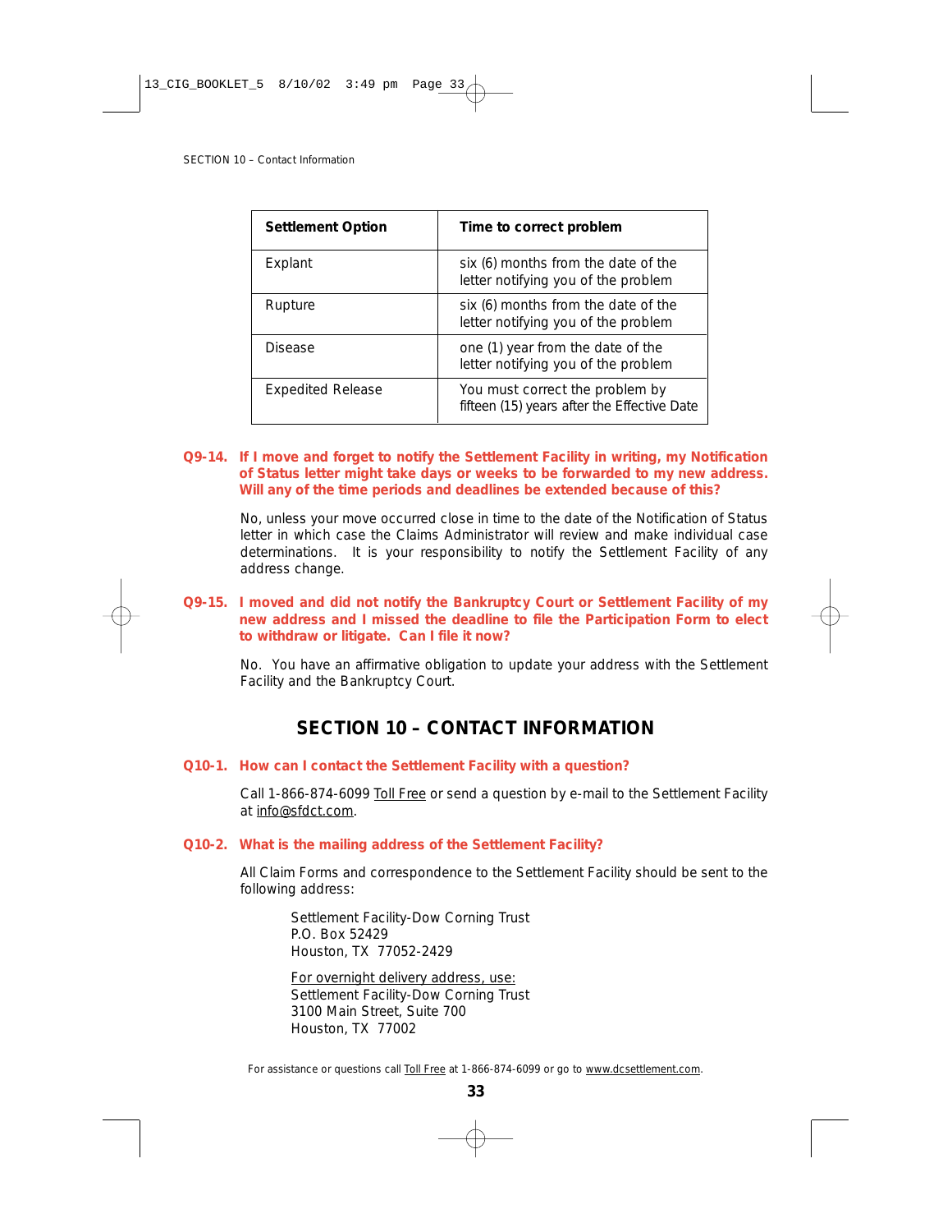| Settlement Option | Time to correct problem |
| --- | --- |
| Explant | six (6) months from the date of the letter notifying you of the problem |
| Rupture | six (6) months from the date of the letter notifying you of the problem |
| Disease | one (1) year from the date of the letter notifying you of the problem |
| Expedited Release | You must correct the problem by fifteen (15) years after the Effective Date |

**Q9-14. If I move and forget to notify the Settlement Facility in writing, my Notification of Status letter might take days or weeks to be forwarded to my new address. Will any of the time periods and deadlines be extended because of this?**

No, unless your move occurred close in time to the date of the Notification of Status letter in which case the Claims Administrator will review and make individual case determinations. It is your responsibility to notify the Settlement Facility of any address change.

**Q9-15. I moved and did not notify the Bankruptcy Court or Settlement Facility of my new address and I missed the deadline to file the Participation Form to elect to withdraw or litigate. Can I file it now?**

No. You have an affirmative obligation to update your address with the Settlement Facility and the Bankruptcy Court.

## SECTION 10 – CONTACT INFORMATION

**Q10-1. How can I contact the Settlement Facility with a question?**

Call 1-866-874-6099 Toll Free or send a question by e-mail to the Settlement Facility at info@sfdct.com.

**Q10-2. What is the mailing address of the Settlement Facility?**

All Claim Forms and correspondence to the Settlement Facility should be sent to the following address:

Settlement Facility-Dow Corning Trust
P.O. Box 52429
Houston, TX 77052-2429

For overnight delivery address, use:
Settlement Facility-Dow Corning Trust
3100 Main Street, Suite 700
Houston, TX 77002

For assistance or questions call Toll Free at 1-866-874-6099 or go to www.dcsettlement.com.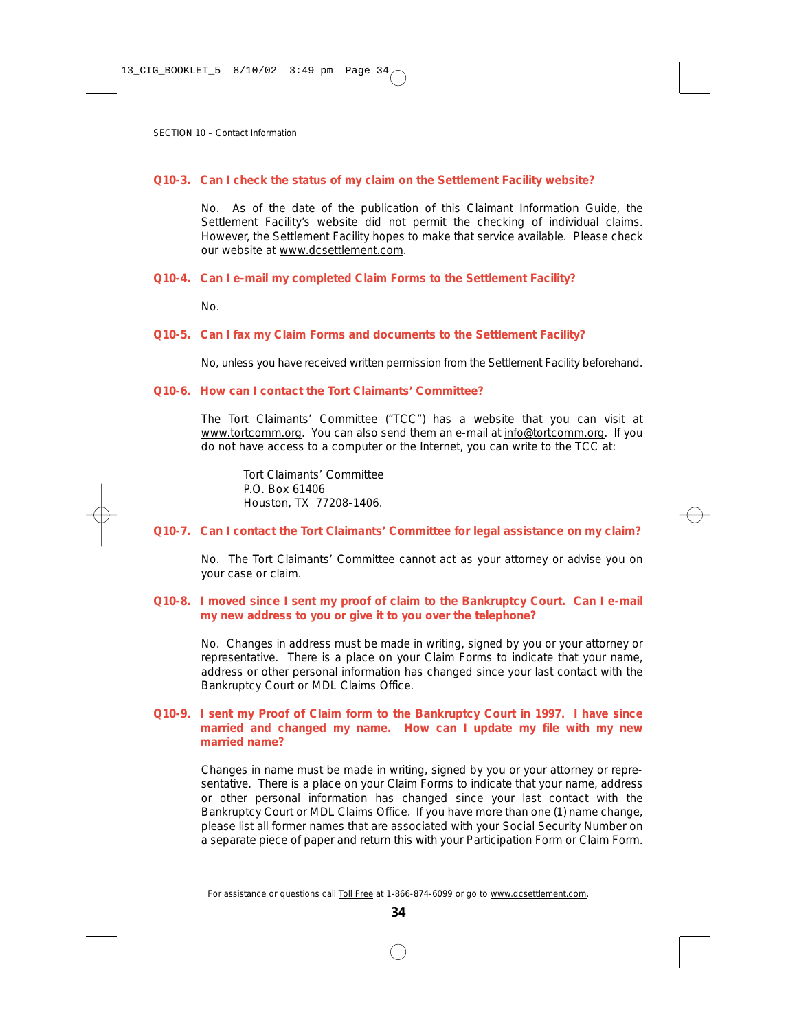**Q10-3. Can I check the status of my claim on the Settlement Facility website?**

No. As of the date of the publication of this Claimant Information Guide, the Settlement Facility's website did not permit the checking of individual claims. However, the Settlement Facility hopes to make that service available. Please check our website at www.dcsettlement.com.

**Q10-4. Can I e-mail my completed Claim Forms to the Settlement Facility?**

No.

**Q10-5. Can I fax my Claim Forms and documents to the Settlement Facility?**

No, unless you have received written permission from the Settlement Facility beforehand.

**Q10-6. How can I contact the Tort Claimants' Committee?**

The Tort Claimants' Committee ("TCC") has a website that you can visit at www.tortcomm.org. You can also send them an e-mail at info@tortcomm.org. If you do not have access to a computer or the Internet, you can write to the TCC at:

Tort Claimants' Committee
P.O. Box 61406
Houston, TX 77208-1406.

**Q10-7. Can I contact the Tort Claimants' Committee for legal assistance on my claim?**

No. The Tort Claimants' Committee cannot act as your attorney or advise you on your case or claim.

**Q10-8. I moved since I sent my proof of claim to the Bankruptcy Court. Can I e-mail my new address to you or give it to you over the telephone?**

No. Changes in address must be made in writing, signed by you or your attorney or representative. There is a place on your Claim Forms to indicate that your name, address or other personal information has changed since your last contact with the Bankruptcy Court or MDL Claims Office.

**Q10-9. I sent my Proof of Claim form to the Bankruptcy Court in 1997. I have since married and changed my name. How can I update my file with my new married name?**

Changes in name must be made in writing, signed by you or your attorney or representative. There is a place on your Claim Forms to indicate that your name, address or other personal information has changed since your last contact with the Bankruptcy Court or MDL Claims Office. If you have more than one (1) name change, please list all former names that are associated with your Social Security Number on a separate piece of paper and return this with your Participation Form or Claim Form.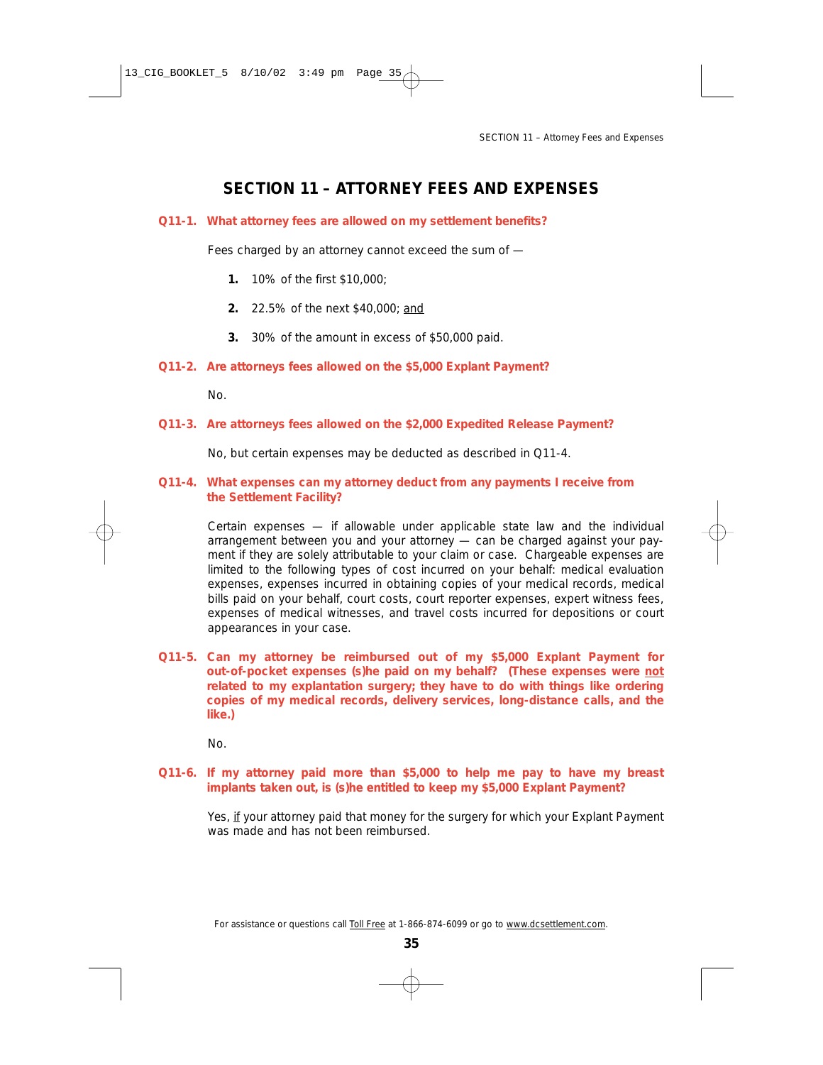# SECTION 11 – ATTORNEY FEES AND EXPENSES

**Q11-1. What attorney fees are allowed on my settlement benefits?**

Fees charged by an attorney cannot exceed the sum of —

1. 10% of the first $10,000;
2. 22.5% of the next $40,000; <u>and</u>
3. 30% of the amount in excess of $50,000 paid.

**Q11-2. Are attorneys fees allowed on the $5,000 Explant Payment?**

No.

**Q11-3. Are attorneys fees allowed on the $2,000 Expedited Release Payment?**

No, but certain expenses may be deducted as described in Q11-4.

**Q11-4. What expenses can my attorney deduct from any payments I receive from the Settlement Facility?**

Certain expenses — if allowable under applicable state law and the individual arrangement between you and your attorney — can be charged against your payment if they are solely attributable to your claim or case. Chargeable expenses are limited to the following types of cost incurred on your behalf: medical evaluation expenses, expenses incurred in obtaining copies of your medical records, medical bills paid on your behalf, court costs, court reporter expenses, expert witness fees, expenses of medical witnesses, and travel costs incurred for depositions or court appearances in your case.

**Q11-5. Can my attorney be reimbursed out of my $5,000 Explant Payment for out-of-pocket expenses (s)he paid on my behalf? (These expenses were <u>not</u> related to my explantation surgery; they have to do with things like ordering copies of my medical records, delivery services, long-distance calls, and the like.)**

No.

**Q11-6. If my attorney paid more than $5,000 to help me pay to have my breast implants taken out, is (s)he entitled to keep my $5,000 Explant Payment?**

Yes, <u>if</u> your attorney paid that money for the surgery for which your Explant Payment was made and has not been reimbursed.

For assistance or questions call <u>Toll Free</u> at 1-866-874-6099 or go to <u>www.dcsettlement.com</u>.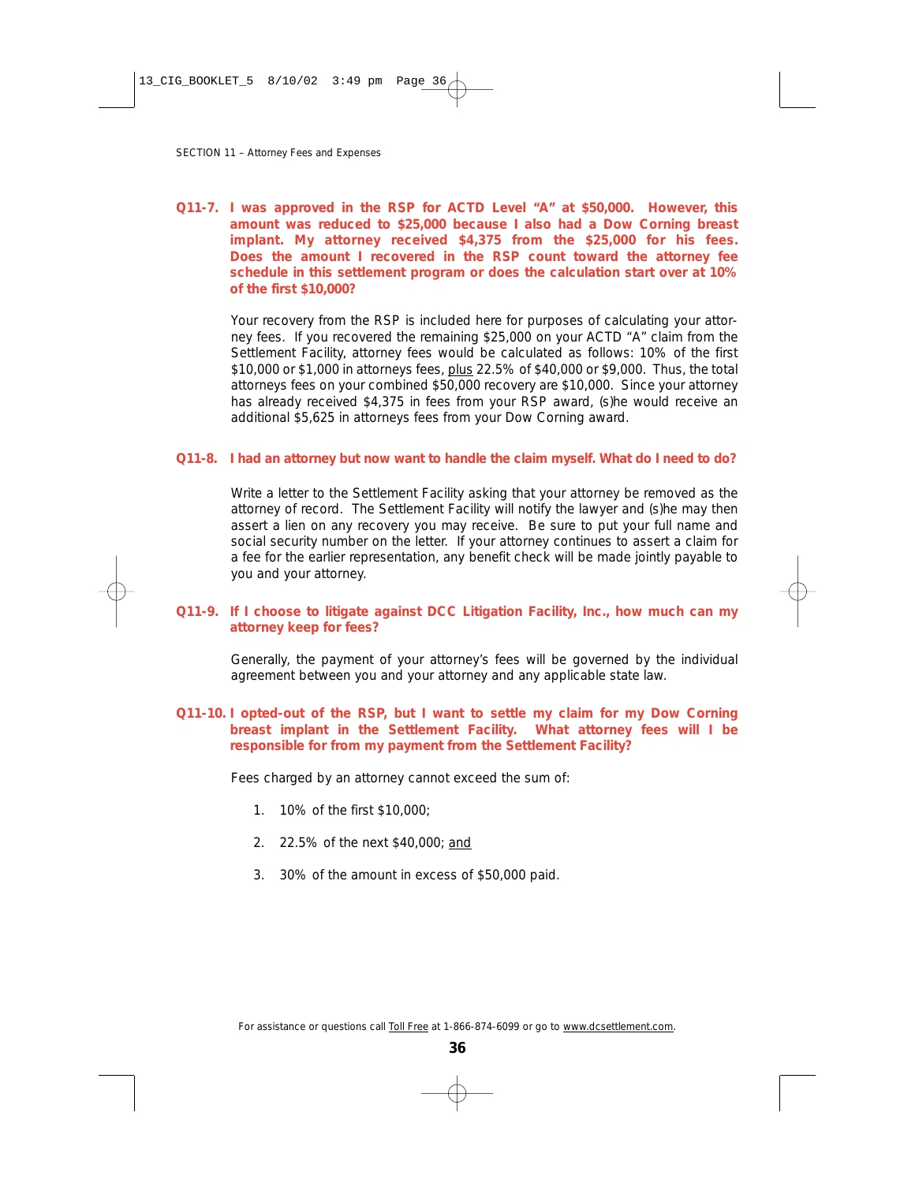SECTION 11 – Attorney Fees and Expenses

**Q11-7. I was approved in the RSP for ACTD Level "A" at $50,000. However, this amount was reduced to $25,000 because I also had a Dow Corning breast implant. My attorney received $4,375 from the $25,000 for his fees. Does the amount I recovered in the RSP count toward the attorney fee schedule in this settlement program or does the calculation start over at 10% of the first $10,000?**

Your recovery from the RSP is included here for purposes of calculating your attorney fees. If you recovered the remaining $25,000 on your ACTD "A" claim from the Settlement Facility, attorney fees would be calculated as follows: 10% of the first $10,000 or $1,000 in attorneys fees, plus 22.5% of $40,000 or $9,000. Thus, the total attorneys fees on your combined $50,000 recovery are $10,000. Since your attorney has already received $4,375 in fees from your RSP award, (s)he would receive an additional $5,625 in attorneys fees from your Dow Corning award.

**Q11-8. I had an attorney but now want to handle the claim myself. What do I need to do?**

Write a letter to the Settlement Facility asking that your attorney be removed as the attorney of record. The Settlement Facility will notify the lawyer and (s)he may then assert a lien on any recovery you may receive. Be sure to put your full name and social security number on the letter. If your attorney continues to assert a claim for a fee for the earlier representation, any benefit check will be made jointly payable to you and your attorney.

**Q11-9. If I choose to litigate against DCC Litigation Facility, Inc., how much can my attorney keep for fees?**

Generally, the payment of your attorney's fees will be governed by the individual agreement between you and your attorney and any applicable state law.

**Q11-10. I opted-out of the RSP, but I want to settle my claim for my Dow Corning breast implant in the Settlement Facility. What attorney fees will I be responsible for from my payment from the Settlement Facility?**

Fees charged by an attorney cannot exceed the sum of:

1. 10% of the first $10,000;
2. 22.5% of the next $40,000; and
3. 30% of the amount in excess of $50,000 paid.

For assistance or questions call Toll Free at 1-866-874-6099 or go to www.dcsettlement.com.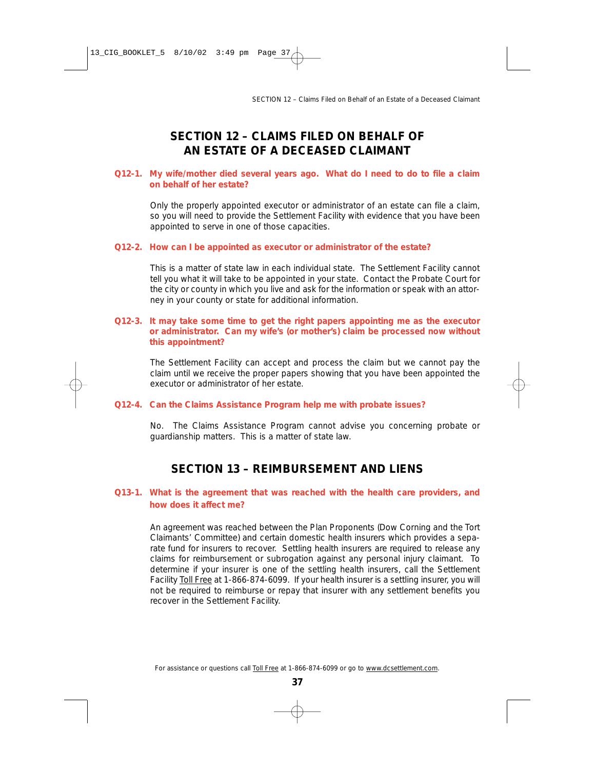# SECTION 12 – CLAIMS FILED ON BEHALF OF AN ESTATE OF A DECEASED CLAIMANT

**Q12-1. My wife/mother died several years ago. What do I need to do to file a claim on behalf of her estate?**

Only the properly appointed executor or administrator of an estate can file a claim, so you will need to provide the Settlement Facility with evidence that you have been appointed to serve in one of those capacities.

**Q12-2. How can I be appointed as executor or administrator of the estate?**

This is a matter of state law in each individual state. The Settlement Facility cannot tell you what it will take to be appointed in your state. Contact the Probate Court for the city or county in which you live and ask for the information or speak with an attorney in your county or state for additional information.

**Q12-3. It may take some time to get the right papers appointing me as the executor or administrator. Can my wife's (or mother's) claim be processed now without this appointment?**

The Settlement Facility can accept and process the claim but we cannot pay the claim until we receive the proper papers showing that you have been appointed the executor or administrator of her estate.

**Q12-4. Can the Claims Assistance Program help me with probate issues?**

No. The Claims Assistance Program cannot advise you concerning probate or guardianship matters. This is a matter of state law.

# SECTION 13 – REIMBURSEMENT AND LIENS

**Q13-1. What is the agreement that was reached with the health care providers, and how does it affect me?**

An agreement was reached between the Plan Proponents (Dow Corning and the Tort Claimants' Committee) and certain domestic health insurers which provides a separate fund for insurers to recover. Settling health insurers are required to release any claims for reimbursement or subrogation against any personal injury claimant. To determine if your insurer is one of the settling health insurers, call the Settlement Facility Toll Free at 1-866-874-6099. If your health insurer is a settling insurer, you will not be required to reimburse or repay that insurer with any settlement benefits you recover in the Settlement Facility.

For assistance or questions call Toll Free at 1-866-874-6099 or go to www.dcsettlement.com.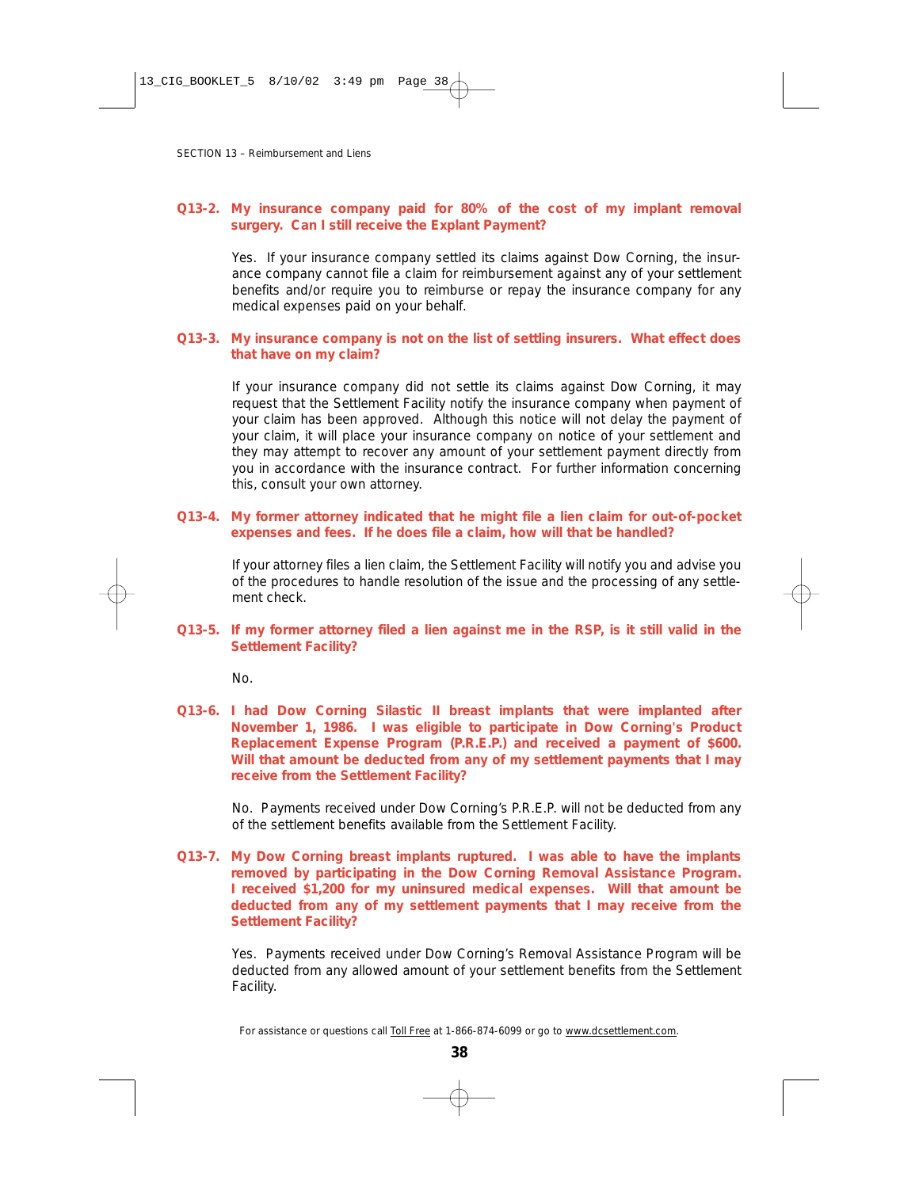**Q13-2. My insurance company paid for 80% of the cost of my implant removal surgery. Can I still receive the Explant Payment?**

Yes. If your insurance company settled its claims against Dow Corning, the insurance company cannot file a claim for reimbursement against any of your settlement benefits and/or require you to reimburse or repay the insurance company for any medical expenses paid on your behalf.

**Q13-3. My insurance company is not on the list of settling insurers. What effect does that have on my claim?**

If your insurance company did not settle its claims against Dow Corning, it may request that the Settlement Facility notify the insurance company when payment of your claim has been approved. Although this notice will not delay the payment of your claim, it will place your insurance company on notice of your settlement and they may attempt to recover any amount of your settlement payment directly from you in accordance with the insurance contract. For further information concerning this, consult your own attorney.

**Q13-4. My former attorney indicated that he might file a lien claim for out-of-pocket expenses and fees. If he does file a claim, how will that be handled?**

If your attorney files a lien claim, the Settlement Facility will notify you and advise you of the procedures to handle resolution of the issue and the processing of any settlement check.

**Q13-5. If my former attorney filed a lien against me in the RSP, is it still valid in the Settlement Facility?**

No.

**Q13-6. I had Dow Corning Silastic II breast implants that were implanted after November 1, 1986. I was eligible to participate in Dow Corning's Product Replacement Expense Program (P.R.E.P.) and received a payment of $600. Will that amount be deducted from any of my settlement payments that I may receive from the Settlement Facility?**

No. Payments received under Dow Corning's P.R.E.P. will not be deducted from any of the settlement benefits available from the Settlement Facility.

**Q13-7. My Dow Corning breast implants ruptured. I was able to have the implants removed by participating in the Dow Corning Removal Assistance Program. I received $1,200 for my uninsured medical expenses. Will that amount be deducted from any of my settlement payments that I may receive from the Settlement Facility?**

Yes. Payments received under Dow Corning's Removal Assistance Program will be deducted from any allowed amount of your settlement benefits from the Settlement Facility.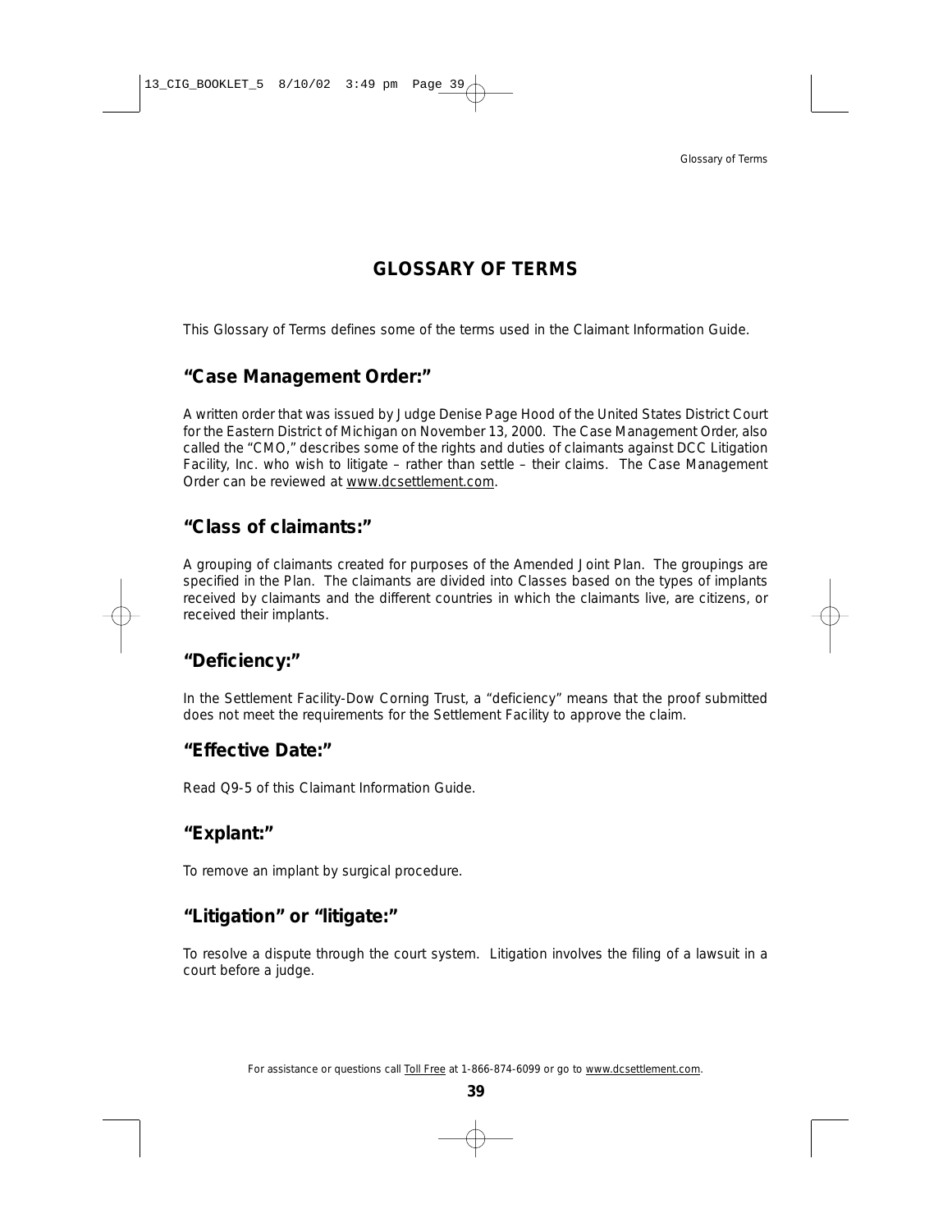# GLOSSARY OF TERMS

This Glossary of Terms defines some of the terms used in the Claimant Information Guide.

## "Case Management Order:"

A written order that was issued by Judge Denise Page Hood of the United States District Court for the Eastern District of Michigan on November 13, 2000. The Case Management Order, also called the "CMO," describes some of the rights and duties of claimants against DCC Litigation Facility, Inc. who wish to litigate – rather than settle – their claims. The Case Management Order can be reviewed at www.dcsettlement.com.

## "Class of claimants:"

A grouping of claimants created for purposes of the Amended Joint Plan. The groupings are specified in the Plan. The claimants are divided into Classes based on the types of implants received by claimants and the different countries in which the claimants live, are citizens, or received their implants.

## "Deficiency:"

In the Settlement Facility-Dow Corning Trust, a "deficiency" means that the proof submitted does not meet the requirements for the Settlement Facility to approve the claim.

## "Effective Date:"

Read Q9-5 of this Claimant Information Guide.

## "Explant:"

To remove an implant by surgical procedure.

## "Litigation" or "litigate:"

To resolve a dispute through the court system. Litigation involves the filing of a lawsuit in a court before a judge.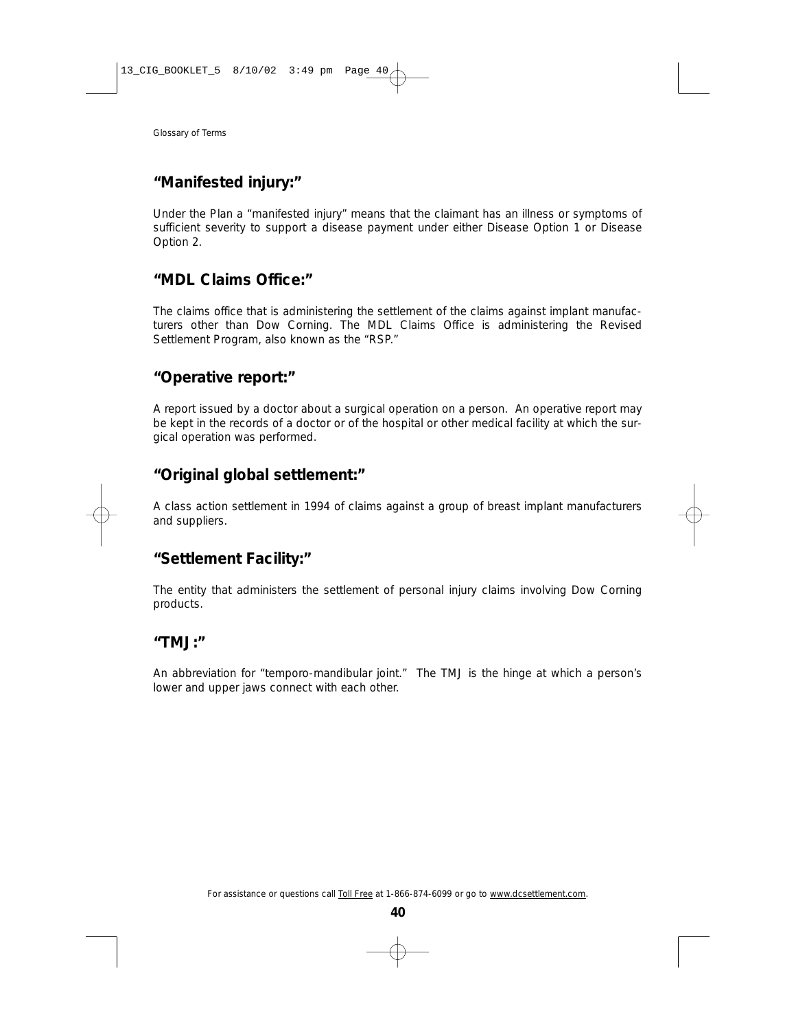## "Manifested injury:"

Under the Plan a "manifested injury" means that the claimant has an illness or symptoms of sufficient severity to support a disease payment under either Disease Option 1 or Disease Option 2.

## "MDL Claims Office:"

The claims office that is administering the settlement of the claims against implant manufacturers other than Dow Corning. The MDL Claims Office is administering the Revised Settlement Program, also known as the "RSP."

## "Operative report:"

A report issued by a doctor about a surgical operation on a person. An operative report may be kept in the records of a doctor or of the hospital or other medical facility at which the surgical operation was performed.

## "Original global settlement:"

A class action settlement in 1994 of claims against a group of breast implant manufacturers and suppliers.

## "Settlement Facility:"

The entity that administers the settlement of personal injury claims involving Dow Corning products.

## "TMJ:"

An abbreviation for "temporo-mandibular joint." The TMJ is the hinge at which a person's lower and upper jaws connect with each other.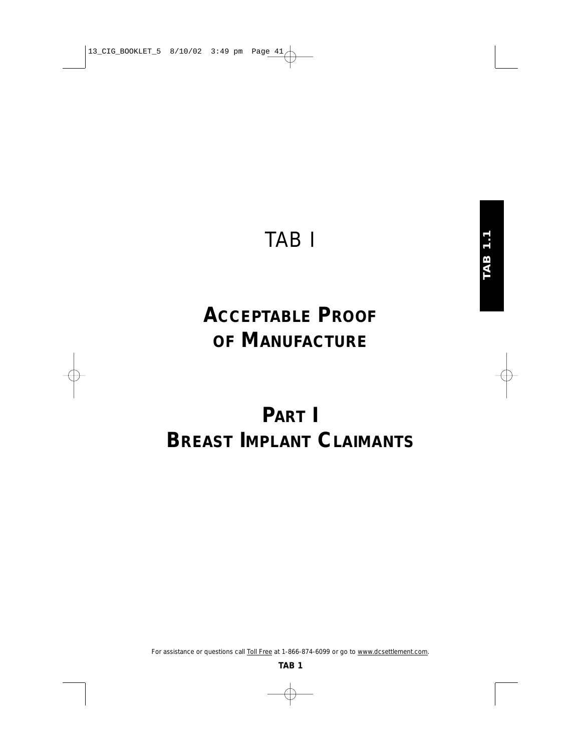# TAB I

# ACCEPTABLE PROOF OF MANUFACTURE

# PART I
# BREAST IMPLANT CLAIMANTS

For assistance or questions call Toll Free at 1-866-874-6099 or go to www.dcsettlement.com.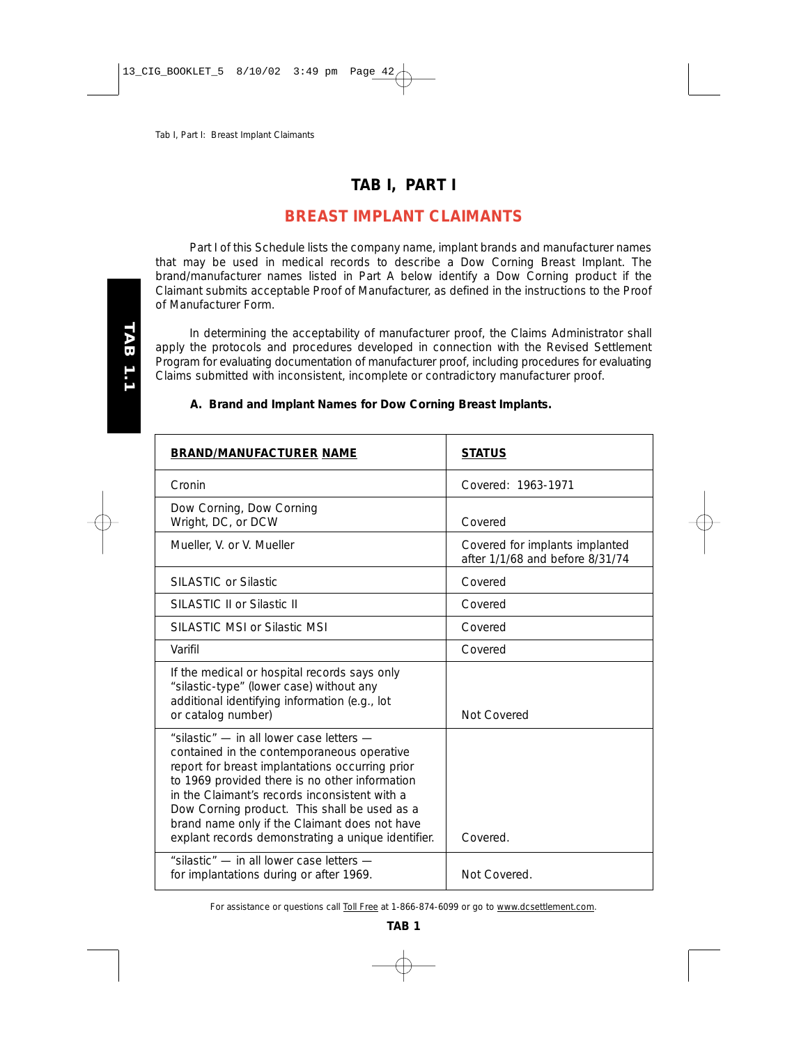# TAB I, PART I

## BREAST IMPLANT CLAIMANTS

Part I of this Schedule lists the company name, implant brands and manufacturer names that may be used in medical records to describe a Dow Corning Breast Implant. The brand/manufacturer names listed in Part A below identify a Dow Corning product if the Claimant submits acceptable Proof of Manufacturer, as defined in the instructions to the Proof of Manufacturer Form.

In determining the acceptability of manufacturer proof, the Claims Administrator shall apply the protocols and procedures developed in connection with the Revised Settlement Program for evaluating documentation of manufacturer proof, including procedures for evaluating Claims submitted with inconsistent, incomplete or contradictory manufacturer proof.

### A. Brand and Implant Names for Dow Corning Breast Implants.

| BRAND/MANUFACTURER NAME | STATUS |
|---|---|
| Cronin | Covered: 1963-1971 |
| Dow Corning, Dow Corning Wright, DC, or DCW | Covered |
| Mueller, V. or V. Mueller | Covered for implants implanted after 1/1/68 and before 8/31/74 |
| SILASTIC or Silastic | Covered |
| SILASTIC II or Silastic II | Covered |
| SILASTIC MSI or Silastic MSI | Covered |
| Varifil | Covered |
| If the medical or hospital records says only "silastic-type" (lower case) without any additional identifying information (e.g., lot or catalog number) | Not Covered |
| "silastic" — in all lower case letters — contained in the contemporaneous operative report for breast implantations occurring prior to 1969 provided there is no other information in the Claimant's records inconsistent with a Dow Corning product. This shall be used as a brand name only if the Claimant does not have explant records demonstrating a unique identifier. | Covered. |
| "silastic" — in all lower case letters — for implantations during or after 1969. | Not Covered. |

For assistance or questions call Toll Free at 1-866-874-6099 or go to www.dcsettlement.com.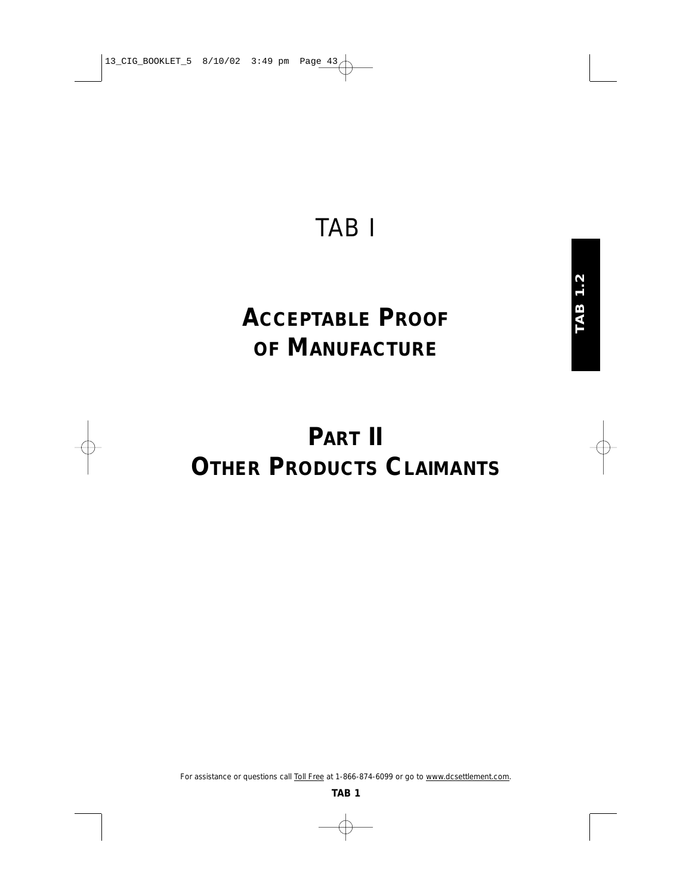# TAB I

## ACCEPTABLE PROOF OF MANUFACTURE

## PART II
## OTHER PRODUCTS CLAIMANTS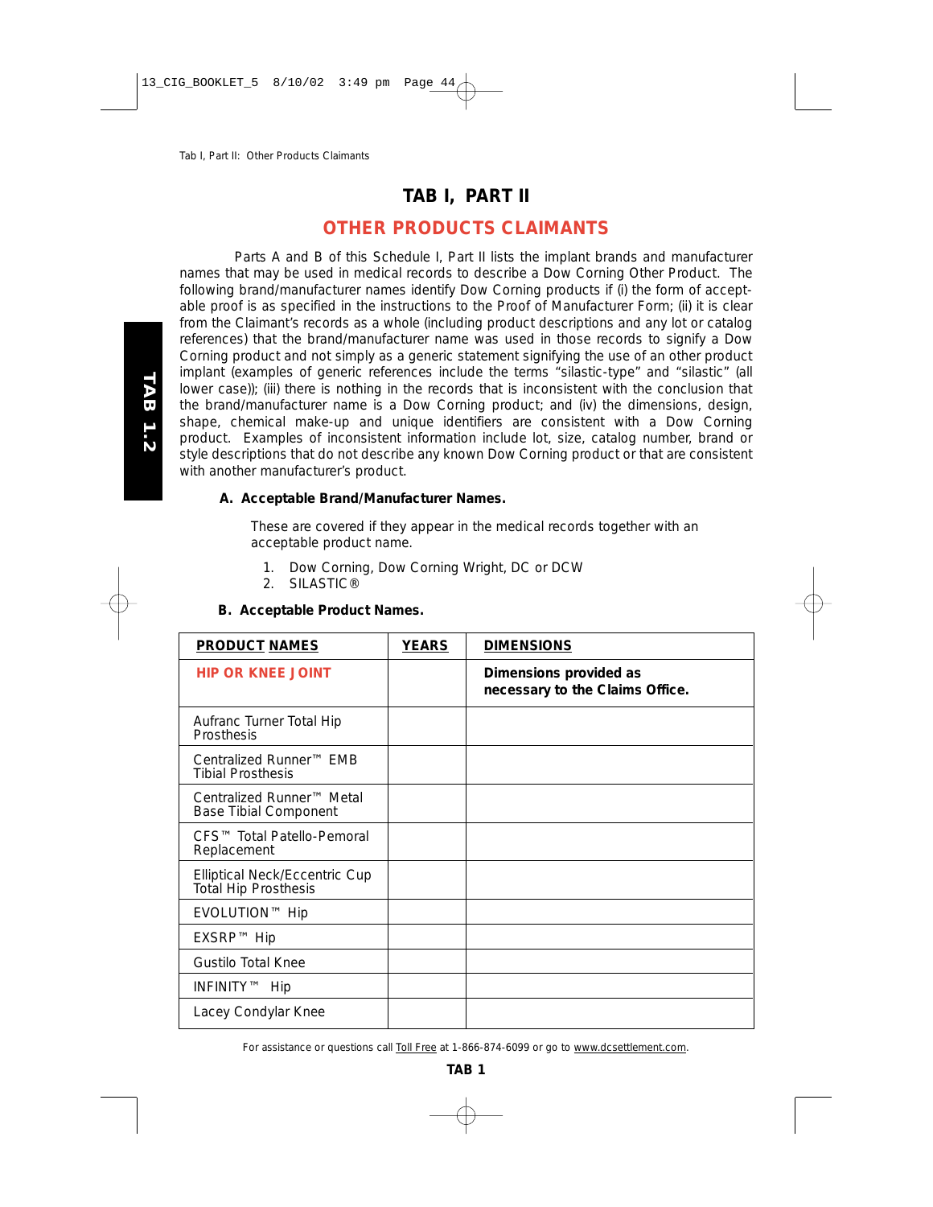# TAB I, PART II

## OTHER PRODUCTS CLAIMANTS

Parts A and B of this Schedule I, Part II lists the implant brands and manufacturer names that may be used in medical records to describe a Dow Corning Other Product. The following brand/manufacturer names identify Dow Corning products if (i) the form of acceptable proof is as specified in the instructions to the Proof of Manufacturer Form; (ii) it is clear from the Claimant's records as a whole (including product descriptions and any lot or catalog references) that the brand/manufacturer name was used in those records to signify a Dow Corning product and not simply as a generic statement signifying the use of an other product implant (examples of generic references include the terms "silastic-type" and "silastic" (all lower case)); (iii) there is nothing in the records that is inconsistent with the conclusion that the brand/manufacturer name is a Dow Corning product; and (iv) the dimensions, design, shape, chemical make-up and unique identifiers are consistent with a Dow Corning product. Examples of inconsistent information include lot, size, catalog number, brand or style descriptions that do not describe any known Dow Corning product or that are consistent with another manufacturer's product.

**A. Acceptable Brand/Manufacturer Names.**

These are covered if they appear in the medical records together with an acceptable product name.

1. Dow Corning, Dow Corning Wright, DC or DCW
2. SILASTIC®

**B. Acceptable Product Names.**

| PRODUCT NAMES | YEARS | DIMENSIONS |
|---|---|---|
| **HIP OR KNEE JOINT** | | **Dimensions provided as necessary to the Claims Office.** |
| Aufranc Turner Total Hip Prosthesis | | |
| Centralized Runner™ EMB Tibial Prosthesis | | |
| Centralized Runner™ Metal Base Tibial Component | | |
| CFS™ Total Patello-Pemoral Replacement | | |
| Elliptical Neck/Eccentric Cup Total Hip Prosthesis | | |
| EVOLUTION™ Hip | | |
| EXSRP™ Hip | | |
| Gustilo Total Knee | | |
| INFINITY™ Hip | | |
| Lacey Condylar Knee | | |

For assistance or questions call Toll Free at 1-866-874-6099 or go to www.dcsettlement.com.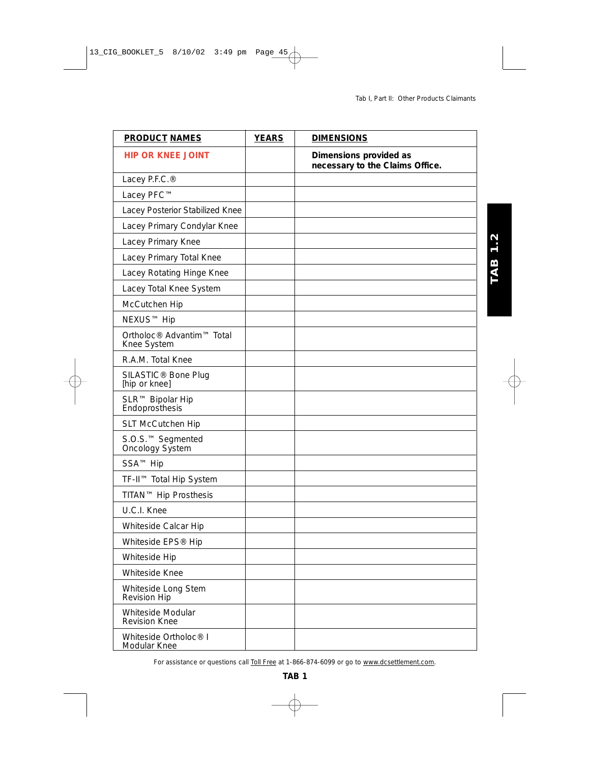| PRODUCT NAMES | YEARS | DIMENSIONS |
|---|---|---|
| **HIP OR KNEE JOINT** | | **Dimensions provided as necessary to the Claims Office.** |
| Lacey P.F.C.® | | |
| Lacey PFC™ | | |
| Lacey Posterior Stabilized Knee | | |
| Lacey Primary Condylar Knee | | |
| Lacey Primary Knee | | |
| Lacey Primary Total Knee | | |
| Lacey Rotating Hinge Knee | | |
| Lacey Total Knee System | | |
| McCutchen Hip | | |
| NEXUS™ Hip | | |
| Ortholoc® Advantim™ Total Knee System | | |
| R.A.M. Total Knee | | |
| SILASTIC® Bone Plug [hip or knee] | | |
| SLR™ Bipolar Hip Endoprosthesis | | |
| SLT McCutchen Hip | | |
| S.O.S.™ Segmented Oncology System | | |
| SSA™ Hip | | |
| TF-II™ Total Hip System | | |
| TITAN™ Hip Prosthesis | | |
| U.C.I. Knee | | |
| Whiteside Calcar Hip | | |
| Whiteside EPS® Hip | | |
| Whiteside Hip | | |
| Whiteside Knee | | |
| Whiteside Long Stem Revision Hip | | |
| Whiteside Modular Revision Knee | | |
| Whiteside Ortholoc® I Modular Knee | | |

For assistance or questions call Toll Free at 1-866-874-6099 or go to www.dcsettlement.com.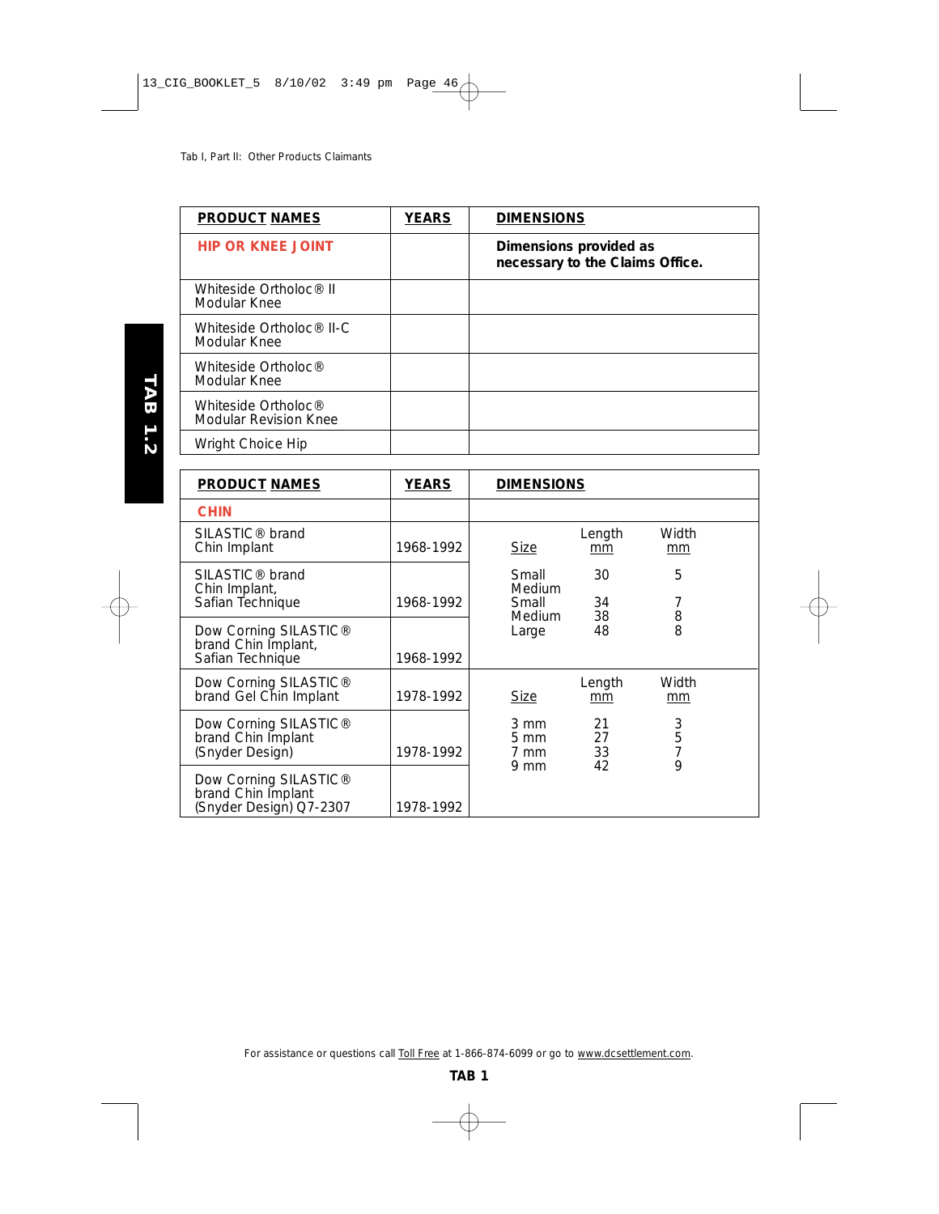Tab I, Part II: Other Products Claimants

| PRODUCT NAMES | YEARS | DIMENSIONS |
|---|---|---|
| **HIP OR KNEE JOINT** | | **Dimensions provided as necessary to the Claims Office.** |
| Whiteside Ortholoc® II Modular Knee | | |
| Whiteside Ortholoc® II-C Modular Knee | | |
| Whiteside Ortholoc® Modular Knee | | |
| Whiteside Ortholoc® Modular Revision Knee | | |
| Wright Choice Hip | | |

| PRODUCT NAMES | YEARS | DIMENSIONS | | |
|---|---|---|---|---|
| **CHIN** | | | | |
| | | Size | Length mm | Width mm |
| SILASTIC® brand Chin Implant | 1968-1992 | Small Medium | 30 | 5 |
| SILASTIC® brand Chin Implant, Safian Technique | 1968-1992 | Small | 34 | 7 |
| Dow Corning SILASTIC® brand Chin Implant, Safian Technique | 1968-1992 | Medium | 38 | 8 |
| | | Large | 48 | 8 |
| | | Size | Length mm | Width mm |
| Dow Corning SILASTIC® brand Gel Chin Implant | 1978-1992 | 3 mm | 21 | 3 |
| Dow Corning SILASTIC® brand Chin Implant (Snyder Design) | 1978-1992 | 5 mm | 27 | 5 |
| Dow Corning SILASTIC® brand Chin Implant (Snyder Design) Q7-2307 | 1978-1992 | 7 mm | 33 | 7 |
| | | 9 mm | 42 | 9 |

For assistance or questions call Toll Free at 1-866-874-6099 or go to www.dcsettlement.com.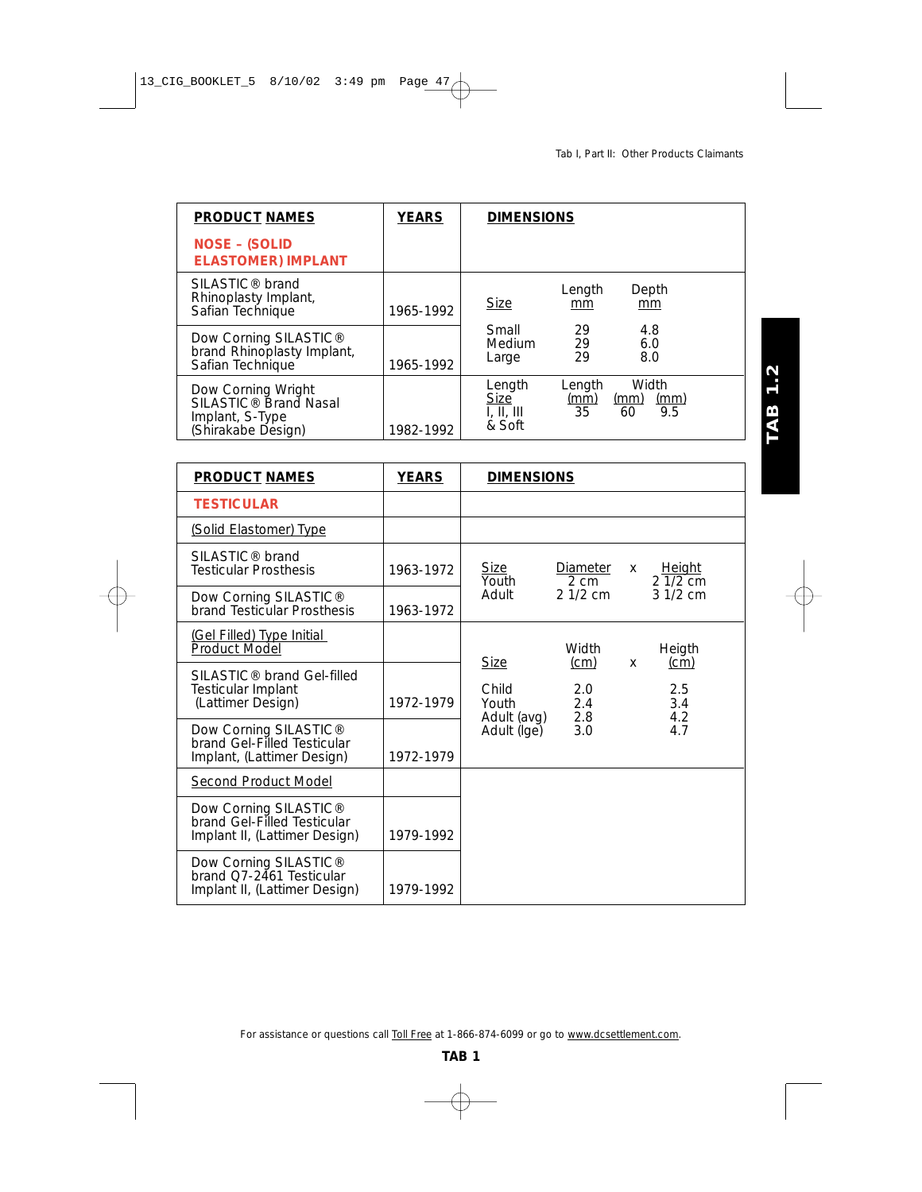| PRODUCT NAMES | YEARS | DIMENSIONS | | |
|---|---|---|---|---|
| **NOSE – (SOLID ELASTOMER) IMPLANT** | | | | |
| SILASTIC® brand Rhinoplasty Implant, Safian Technique | 1965-1992 | Size | Length mm | Depth mm |
| Dow Corning SILASTIC® brand Rhinoplasty Implant, Safian Technique | 1965-1992 | Small<br>Medium<br>Large | 29<br>29<br>29 | 4.8<br>6.0<br>8.0 |
| Dow Corning Wright SILASTIC® Brand Nasal Implant, S-Type (Shirakabe Design) | 1982-1992 | Size<br>I, II, III & Soft | Length (mm)<br>35 | Width (mm) (mm)<br>60 9.5 |

| PRODUCT NAMES | YEARS | DIMENSIONS | | |
|---|---|---|---|---|
| **TESTICULAR** | | | | |
| (Solid Elastomer) Type | | | | |
| SILASTIC® brand Testicular Prosthesis | 1963-1972 | Size<br>Youth<br>Adult | Diameter x<br>2 cm<br>2 1/2 cm | Height<br>2 1/2 cm<br>3 1/2 cm |
| Dow Corning SILASTIC® brand Testicular Prosthesis | 1963-1972 | | | |
| (Gel Filled) Type Initial Product Model | | Size | Width (cm) x | Heigth (cm) |
| SILASTIC® brand Gel-filled Testicular Implant (Lattimer Design) | 1972-1979 | Child<br>Youth<br>Adult (avg)<br>Adult (lge) | 2.0<br>2.4<br>2.8<br>3.0 | 2.5<br>3.4<br>4.2<br>4.7 |
| Dow Corning SILASTIC® brand Gel-Filled Testicular Implant, (Lattimer Design) | 1972-1979 | | | |
| Second Product Model | | | | |
| Dow Corning SILASTIC® brand Gel-Filled Testicular Implant II, (Lattimer Design) | 1979-1992 | | | |
| Dow Corning SILASTIC® brand Q7-2461 Testicular Implant II, (Lattimer Design) | 1979-1992 | | | |

For assistance or questions call Toll Free at 1-866-874-6099 or go to www.dcsettlement.com.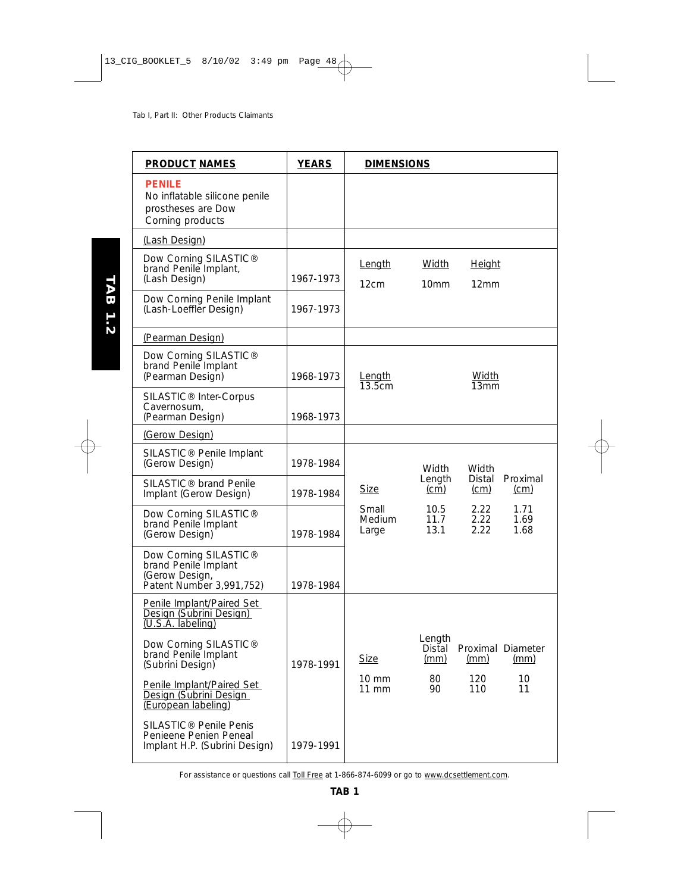Tab I, Part II: Other Products Claimants

TAB 1.2

| PRODUCT NAMES | YEARS | DIMENSIONS |
|---|---|---|
| **PENILE** No inflatable silicone penile prostheses are Dow Corning products | | |
| (Lash Design) | | |
| Dow Corning SILASTIC® brand Penile Implant, (Lash Design) | 1967-1973 | Length 12cm; Width 10mm; Height 12mm |
| Dow Corning Penile Implant (Lash-Loeffler Design) | 1967-1973 | |
| (Pearman Design) | | |
| Dow Corning SILASTIC® brand Penile Implant (Pearman Design) | 1968-1973 | Length 13.5cm; Width 13mm |
| SILASTIC® Inter-Corpus Cavernosum, (Pearman Design) | 1968-1973 | |
| (Gerow Design) | | |
| SILASTIC® Penile Implant (Gerow Design) | 1978-1984 | Size / Width Length (cm) / Width Distal (cm) / Proximal (cm): Small 10.5, 2.22, 1.71; Medium 11.7, 2.22, 1.69; Large 13.1, 2.22, 1.68 |
| SILASTIC® brand Penile Implant (Gerow Design) | 1978-1984 | |
| Dow Corning SILASTIC® brand Penile Implant (Gerow Design) | 1978-1984 | |
| Dow Corning SILASTIC® brand Penile Implant (Gerow Design, Patent Number 3,991,752) | 1978-1984 | |
| Penile Implant/Paired Set Design (Subrini Design) (U.S.A. labeling) | | Size / Length Distal (mm) / Proximal (mm) / Diameter (mm): 10 mm 80, 120, 10; 11 mm 90, 110, 11 |
| Dow Corning SILASTIC® brand Penile Implant (Subrini Design) | 1978-1991 | |
| Penile Implant/Paired Set Design (Subrini Design (European labeling) | | |
| SILASTIC® Penile Penis Penieene Penien Peneal Implant H.P. (Subrini Design) | 1979-1991 | |

For assistance or questions call Toll Free at 1-866-874-6099 or go to www.dcsettlement.com.

TAB 1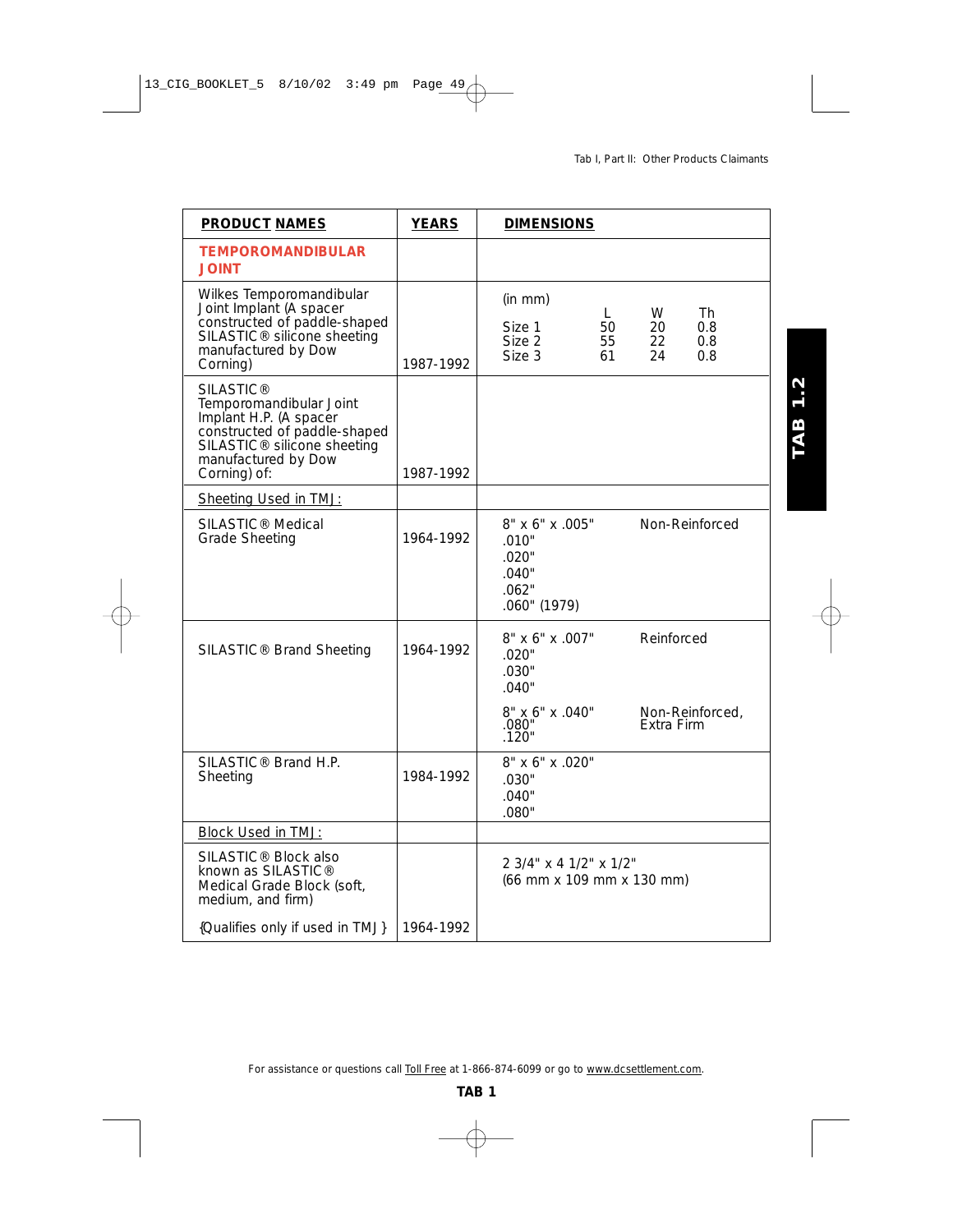| PRODUCT NAMES | YEARS | DIMENSIONS |
|---|---|---|
| **TEMPOROMANDIBULAR JOINT** | | |
| Wilkes Temporomandibular Joint Implant (A spacer constructed of paddle-shaped SILASTIC® silicone sheeting manufactured by Dow Corning) | 1987-1992 | (in mm)<br>L W Th<br>Size 1 50 20 0.8<br>Size 2 55 22 0.8<br>Size 3 61 24 0.8 |
| SILASTIC® Temporomandibular Joint Implant H.P. (A spacer constructed of paddle-shaped SILASTIC® silicone sheeting manufactured by Dow Corning) of: | 1987-1992 | |
| Sheeting Used in TMJ: | | |
| SILASTIC® Medical Grade Sheeting | 1964-1992 | 8" x 6" x .005" Non-Reinforced<br>.010"<br>.020"<br>.040"<br>.062"<br>.060" (1979) |
| SILASTIC® Brand Sheeting | 1964-1992 | 8" x 6" x .007" Reinforced<br>.020"<br>.030"<br>.040"<br>8" x 6" x .040" Non-Reinforced, Extra Firm<br>.080"<br>.120" |
| SILASTIC® Brand H.P. Sheeting | 1984-1992 | 8" x 6" x .020"<br>.030"<br>.040"<br>.080" |
| Block Used in TMJ: | | |
| SILASTIC® Block also known as SILASTIC® Medical Grade Block (soft, medium, and firm)<br>{Qualifies only if used in TMJ} | 1964-1992 | 2 3/4" x 4 1/2" x 1/2"<br>(66 mm x 109 mm x 130 mm) |

For assistance or questions call Toll Free at 1-866-874-6099 or go to www.dcsettlement.com.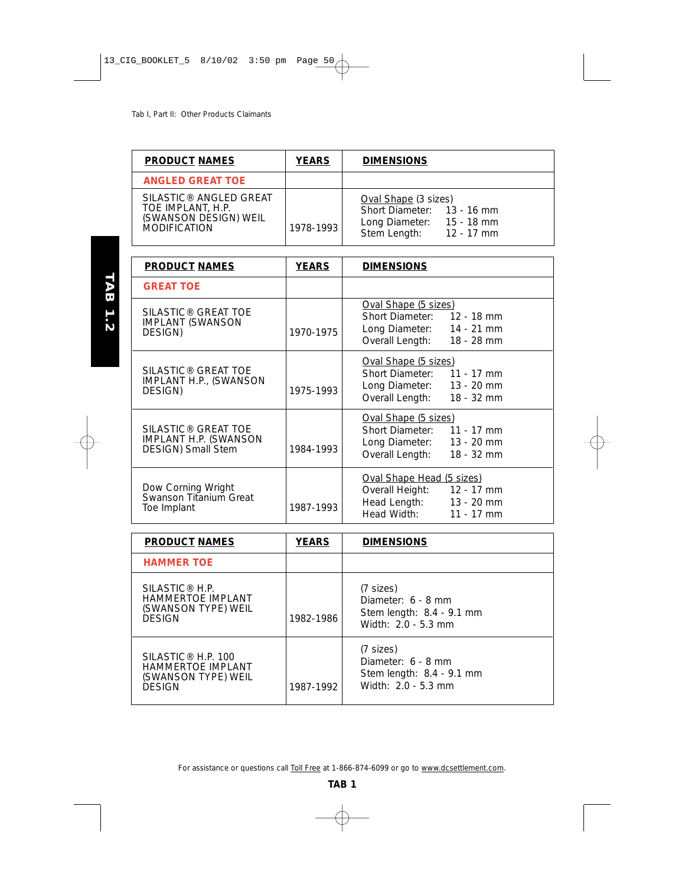Tab I, Part II: Other Products Claimants

| PRODUCT NAMES | YEARS | DIMENSIONS |
|---|---|---|
| **ANGLED GREAT TOE** | | |
| SILASTIC® ANGLED GREAT TOE IMPLANT, H.P. (SWANSON DESIGN) WEIL MODIFICATION | 1978-1993 | Oval Shape (3 sizes)<br>Short Diameter: 13 - 16 mm<br>Long Diameter: 15 - 18 mm<br>Stem Length: 12 - 17 mm |

| PRODUCT NAMES | YEARS | DIMENSIONS |
|---|---|---|
| **GREAT TOE** | | |
| SILASTIC® GREAT TOE IMPLANT (SWANSON DESIGN) | 1970-1975 | Oval Shape (5 sizes)<br>Short Diameter: 12 - 18 mm<br>Long Diameter: 14 - 21 mm<br>Overall Length: 18 - 28 mm |
| SILASTIC® GREAT TOE IMPLANT H.P., (SWANSON DESIGN) | 1975-1993 | Oval Shape (5 sizes)<br>Short Diameter: 11 - 17 mm<br>Long Diameter: 13 - 20 mm<br>Overall Length: 18 - 32 mm |
| SILASTIC® GREAT TOE IMPLANT H.P. (SWANSON DESIGN) Small Stem | 1984-1993 | Oval Shape (5 sizes)<br>Short Diameter: 11 - 17 mm<br>Long Diameter: 13 - 20 mm<br>Overall Length: 18 - 32 mm |
| Dow Corning Wright Swanson Titanium Great Toe Implant | 1987-1993 | Oval Shape Head (5 sizes)<br>Overall Height: 12 - 17 mm<br>Head Length: 13 - 20 mm<br>Head Width: 11 - 17 mm |

| PRODUCT NAMES | YEARS | DIMENSIONS |
|---|---|---|
| **HAMMER TOE** | | |
| SILASTIC® H.P. HAMMERTOE IMPLANT (SWANSON TYPE) WEIL DESIGN | 1982-1986 | (7 sizes)<br>Diameter: 6 - 8 mm<br>Stem length: 8.4 - 9.1 mm<br>Width: 2.0 - 5.3 mm |
| SILASTIC® H.P. 100 HAMMERTOE IMPLANT (SWANSON TYPE) WEIL DESIGN | 1987-1992 | (7 sizes)<br>Diameter: 6 - 8 mm<br>Stem length: 8.4 - 9.1 mm<br>Width: 2.0 - 5.3 mm |

For assistance or questions call Toll Free at 1-866-874-6099 or go to www.dcsettlement.com.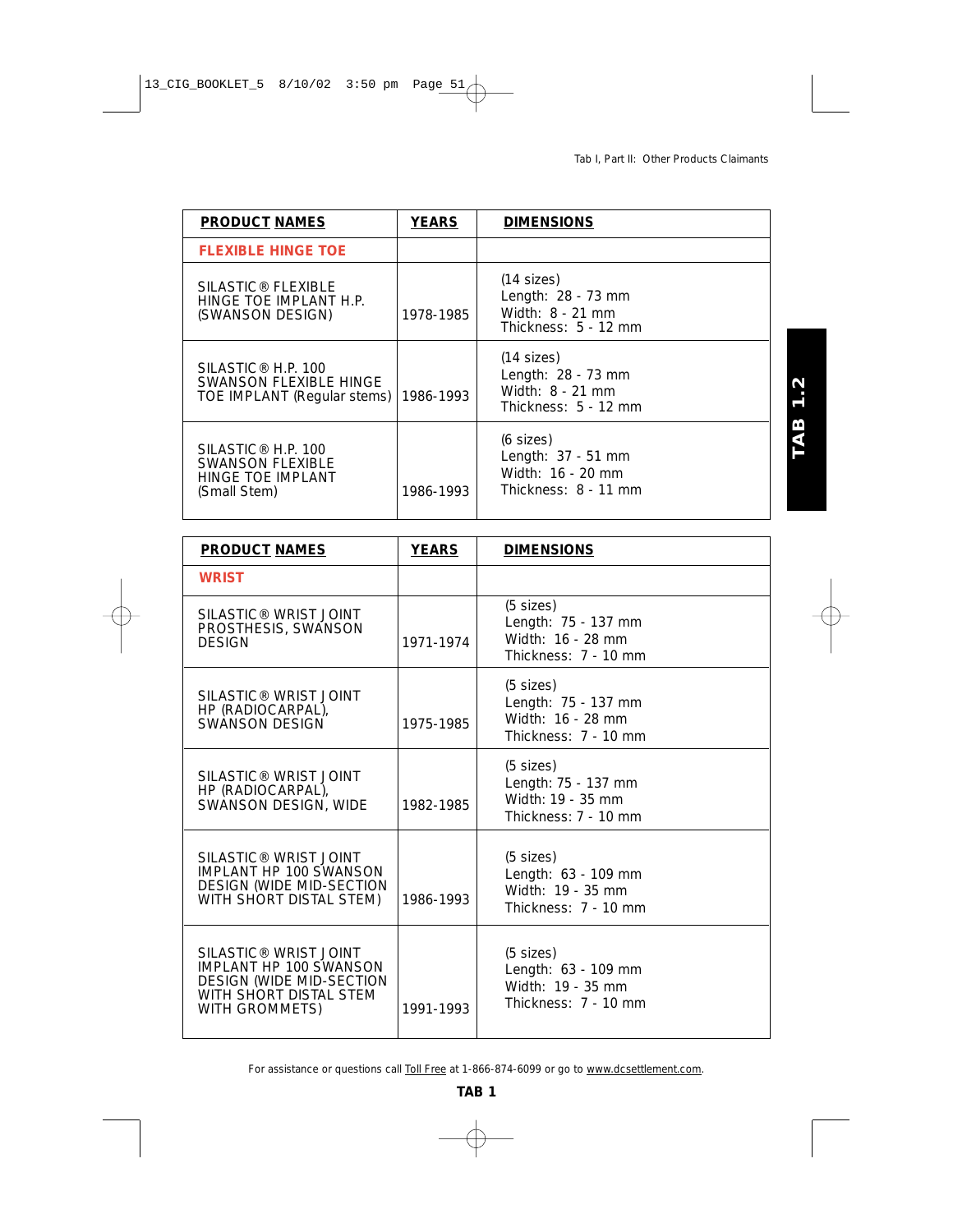| **PRODUCT NAMES** | **YEARS** | **DIMENSIONS** |
|---|---|---|
| **FLEXIBLE HINGE TOE** | | |
| SILASTIC® FLEXIBLE HINGE TOE IMPLANT H.P. (SWANSON DESIGN) | 1978-1985 | (14 sizes) Length: 28 - 73 mm Width: 8 - 21 mm Thickness: 5 - 12 mm |
| SILASTIC® H.P. 100 SWANSON FLEXIBLE HINGE TOE IMPLANT (Regular stems) | 1986-1993 | (14 sizes) Length: 28 - 73 mm Width: 8 - 21 mm Thickness: 5 - 12 mm |
| SILASTIC® H.P. 100 SWANSON FLEXIBLE HINGE TOE IMPLANT (Small Stem) | 1986-1993 | (6 sizes) Length: 37 - 51 mm Width: 16 - 20 mm Thickness: 8 - 11 mm |

| **PRODUCT NAMES** | **YEARS** | **DIMENSIONS** |
|---|---|---|
| **WRIST** | | |
| SILASTIC® WRIST JOINT PROSTHESIS, SWANSON DESIGN | 1971-1974 | (5 sizes) Length: 75 - 137 mm Width: 16 - 28 mm Thickness: 7 - 10 mm |
| SILASTIC® WRIST JOINT HP (RADIOCARPAL), SWANSON DESIGN | 1975-1985 | (5 sizes) Length: 75 - 137 mm Width: 16 - 28 mm Thickness: 7 - 10 mm |
| SILASTIC® WRIST JOINT HP (RADIOCARPAL), SWANSON DESIGN, WIDE | 1982-1985 | (5 sizes) Length: 75 - 137 mm Width: 19 - 35 mm Thickness: 7 - 10 mm |
| SILASTIC® WRIST JOINT IMPLANT HP 100 SWANSON DESIGN (WIDE MID-SECTION WITH SHORT DISTAL STEM) | 1986-1993 | (5 sizes) Length: 63 - 109 mm Width: 19 - 35 mm Thickness: 7 - 10 mm |
| SILASTIC® WRIST JOINT IMPLANT HP 100 SWANSON DESIGN (WIDE MID-SECTION WITH SHORT DISTAL STEM WITH GROMMETS) | 1991-1993 | (5 sizes) Length: 63 - 109 mm Width: 19 - 35 mm Thickness: 7 - 10 mm |

For assistance or questions call Toll Free at 1-866-874-6099 or go to www.dcsettlement.com.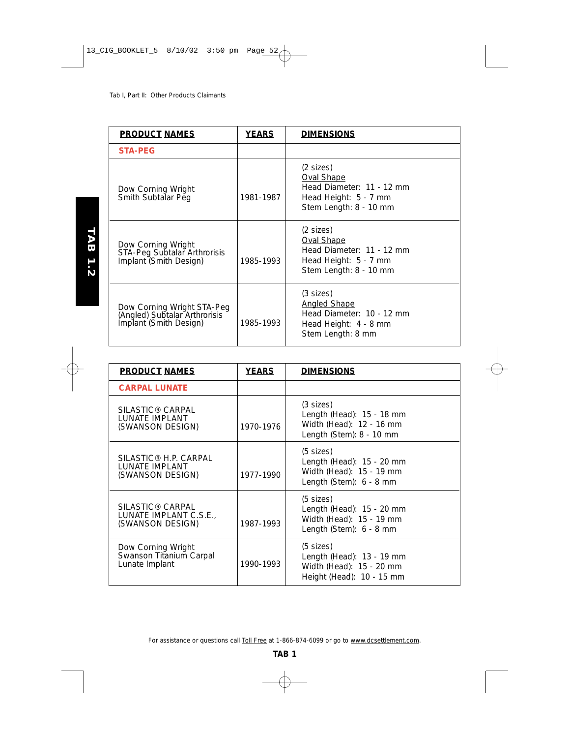Tab I, Part II: Other Products Claimants

| PRODUCT NAMES | YEARS | DIMENSIONS |
|---|---|---|
| **STA-PEG** | | |
| Dow Corning Wright Smith Subtalar Peg | 1981-1987 | (2 sizes)<br>Oval Shape<br>Head Diameter: 11 - 12 mm<br>Head Height: 5 - 7 mm<br>Stem Length: 8 - 10 mm |
| Dow Corning Wright STA-Peg Subtalar Arthrorisis Implant (Smith Design) | 1985-1993 | (2 sizes)<br>Oval Shape<br>Head Diameter: 11 - 12 mm<br>Head Height: 5 - 7 mm<br>Stem Length: 8 - 10 mm |
| Dow Corning Wright STA-Peg (Angled) Subtalar Arthrorisis Implant (Smith Design) | 1985-1993 | (3 sizes)<br>Angled Shape<br>Head Diameter: 10 - 12 mm<br>Head Height: 4 - 8 mm<br>Stem Length: 8 mm |

| PRODUCT NAMES | YEARS | DIMENSIONS |
|---|---|---|
| **CARPAL LUNATE** | | |
| SILASTIC® CARPAL LUNATE IMPLANT (SWANSON DESIGN) | 1970-1976 | (3 sizes)<br>Length (Head): 15 - 18 mm<br>Width (Head): 12 - 16 mm<br>Length (Stem): 8 - 10 mm |
| SILASTIC® H.P. CARPAL LUNATE IMPLANT (SWANSON DESIGN) | 1977-1990 | (5 sizes)<br>Length (Head): 15 - 20 mm<br>Width (Head): 15 - 19 mm<br>Length (Stem): 6 - 8 mm |
| SILASTIC® CARPAL LUNATE IMPLANT C.S.E., (SWANSON DESIGN) | 1987-1993 | (5 sizes)<br>Length (Head): 15 - 20 mm<br>Width (Head): 15 - 19 mm<br>Length (Stem): 6 - 8 mm |
| Dow Corning Wright Swanson Titanium Carpal Lunate Implant | 1990-1993 | (5 sizes)<br>Length (Head): 13 - 19 mm<br>Width (Head): 15 - 20 mm<br>Height (Head): 10 - 15 mm |

For assistance or questions call Toll Free at 1-866-874-6099 or go to www.dcsettlement.com.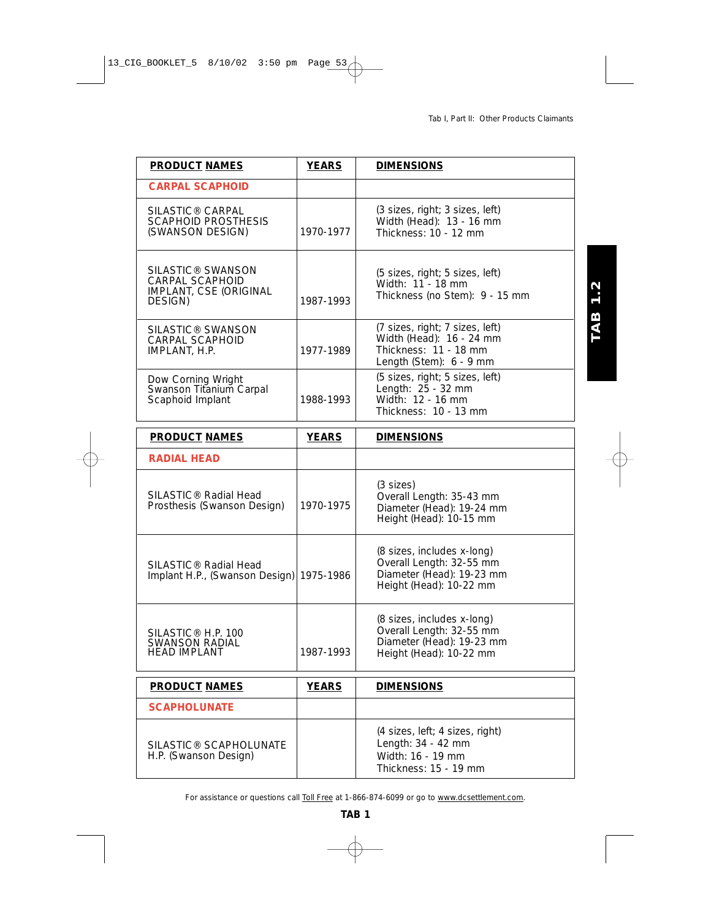| PRODUCT NAMES | YEARS | DIMENSIONS |
|---|---|---|
| **CARPAL SCAPHOID** | | |
| SILASTIC® CARPAL SCAPHOID PROSTHESIS (SWANSON DESIGN) | 1970-1977 | (3 sizes, right; 3 sizes, left)<br>Width (Head): 13 - 16 mm<br>Thickness: 10 - 12 mm |
| SILASTIC® SWANSON CARPAL SCAPHOID IMPLANT, CSE (ORIGINAL DESIGN) | 1987-1993 | (5 sizes, right; 5 sizes, left)<br>Width: 11 - 18 mm<br>Thickness (no Stem): 9 - 15 mm |
| SILASTIC® SWANSON CARPAL SCAPHOID IMPLANT, H.P. | 1977-1989 | (7 sizes, right; 7 sizes, left)<br>Width (Head): 16 - 24 mm<br>Thickness: 11 - 18 mm<br>Length (Stem): 6 - 9 mm |
| Dow Corning Wright Swanson Titanium Carpal Scaphoid Implant | 1988-1993 | (5 sizes, right; 5 sizes, left)<br>Length: 25 - 32 mm<br>Width: 12 - 16 mm<br>Thickness: 10 - 13 mm |

| PRODUCT NAMES | YEARS | DIMENSIONS |
|---|---|---|
| **RADIAL HEAD** | | |
| SILASTIC® Radial Head Prosthesis (Swanson Design) | 1970-1975 | (3 sizes)<br>Overall Length: 35-43 mm<br>Diameter (Head): 19-24 mm<br>Height (Head): 10-15 mm |
| SILASTIC® Radial Head Implant H.P., (Swanson Design) | 1975-1986 | (8 sizes, includes x-long)<br>Overall Length: 32-55 mm<br>Diameter (Head): 19-23 mm<br>Height (Head): 10-22 mm |
| SILASTIC® H.P. 100 SWANSON RADIAL HEAD IMPLANT | 1987-1993 | (8 sizes, includes x-long)<br>Overall Length: 32-55 mm<br>Diameter (Head): 19-23 mm<br>Height (Head): 10-22 mm |

| PRODUCT NAMES | YEARS | DIMENSIONS |
|---|---|---|
| **SCAPHOLUNATE** | | |
| SILASTIC® SCAPHOLUNATE H.P. (Swanson Design) | | (4 sizes, left; 4 sizes, right)<br>Length: 34 - 42 mm<br>Width: 16 - 19 mm<br>Thickness: 15 - 19 mm |

For assistance or questions call Toll Free at 1-866-874-6099 or go to www.dcsettlement.com.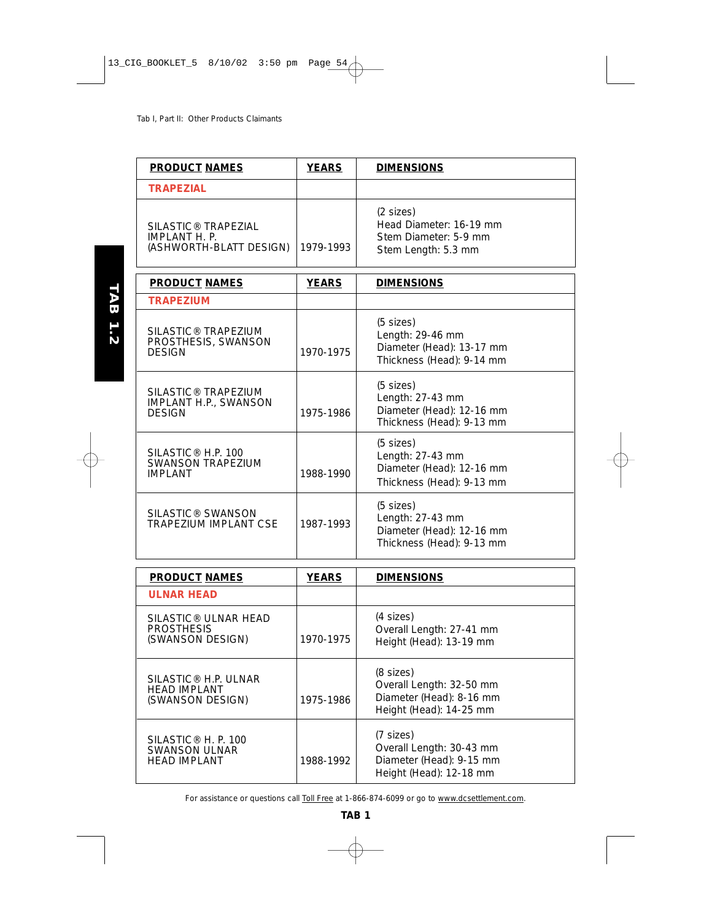Tab I, Part II: Other Products Claimants

| PRODUCT NAMES | YEARS | DIMENSIONS |
|---|---|---|
| **TRAPEZIAL** | | |
| SILASTIC® TRAPEZIAL IMPLANT H. P. (ASHWORTH-BLATT DESIGN) | 1979-1993 | (2 sizes)<br>Head Diameter: 16-19 mm<br>Stem Diameter: 5-9 mm<br>Stem Length: 5.3 mm |

| PRODUCT NAMES | YEARS | DIMENSIONS |
|---|---|---|
| **TRAPEZIUM** | | |
| SILASTIC® TRAPEZIUM PROSTHESIS, SWANSON DESIGN | 1970-1975 | (5 sizes)<br>Length: 29-46 mm<br>Diameter (Head): 13-17 mm<br>Thickness (Head): 9-14 mm |
| SILASTIC® TRAPEZIUM IMPLANT H.P., SWANSON DESIGN | 1975-1986 | (5 sizes)<br>Length: 27-43 mm<br>Diameter (Head): 12-16 mm<br>Thickness (Head): 9-13 mm |
| SILASTIC® H.P. 100 SWANSON TRAPEZIUM IMPLANT | 1988-1990 | (5 sizes)<br>Length: 27-43 mm<br>Diameter (Head): 12-16 mm<br>Thickness (Head): 9-13 mm |
| SILASTIC® SWANSON TRAPEZIUM IMPLANT CSE | 1987-1993 | (5 sizes)<br>Length: 27-43 mm<br>Diameter (Head): 12-16 mm<br>Thickness (Head): 9-13 mm |

| PRODUCT NAMES | YEARS | DIMENSIONS |
|---|---|---|
| **ULNAR HEAD** | | |
| SILASTIC® ULNAR HEAD PROSTHESIS (SWANSON DESIGN) | 1970-1975 | (4 sizes)<br>Overall Length: 27-41 mm<br>Height (Head): 13-19 mm |
| SILASTIC® H.P. ULNAR HEAD IMPLANT (SWANSON DESIGN) | 1975-1986 | (8 sizes)<br>Overall Length: 32-50 mm<br>Diameter (Head): 8-16 mm<br>Height (Head): 14-25 mm |
| SILASTIC® H. P. 100 SWANSON ULNAR HEAD IMPLANT | 1988-1992 | (7 sizes)<br>Overall Length: 30-43 mm<br>Diameter (Head): 9-15 mm<br>Height (Head): 12-18 mm |

For assistance or questions call Toll Free at 1-866-874-6099 or go to www.dcsettlement.com.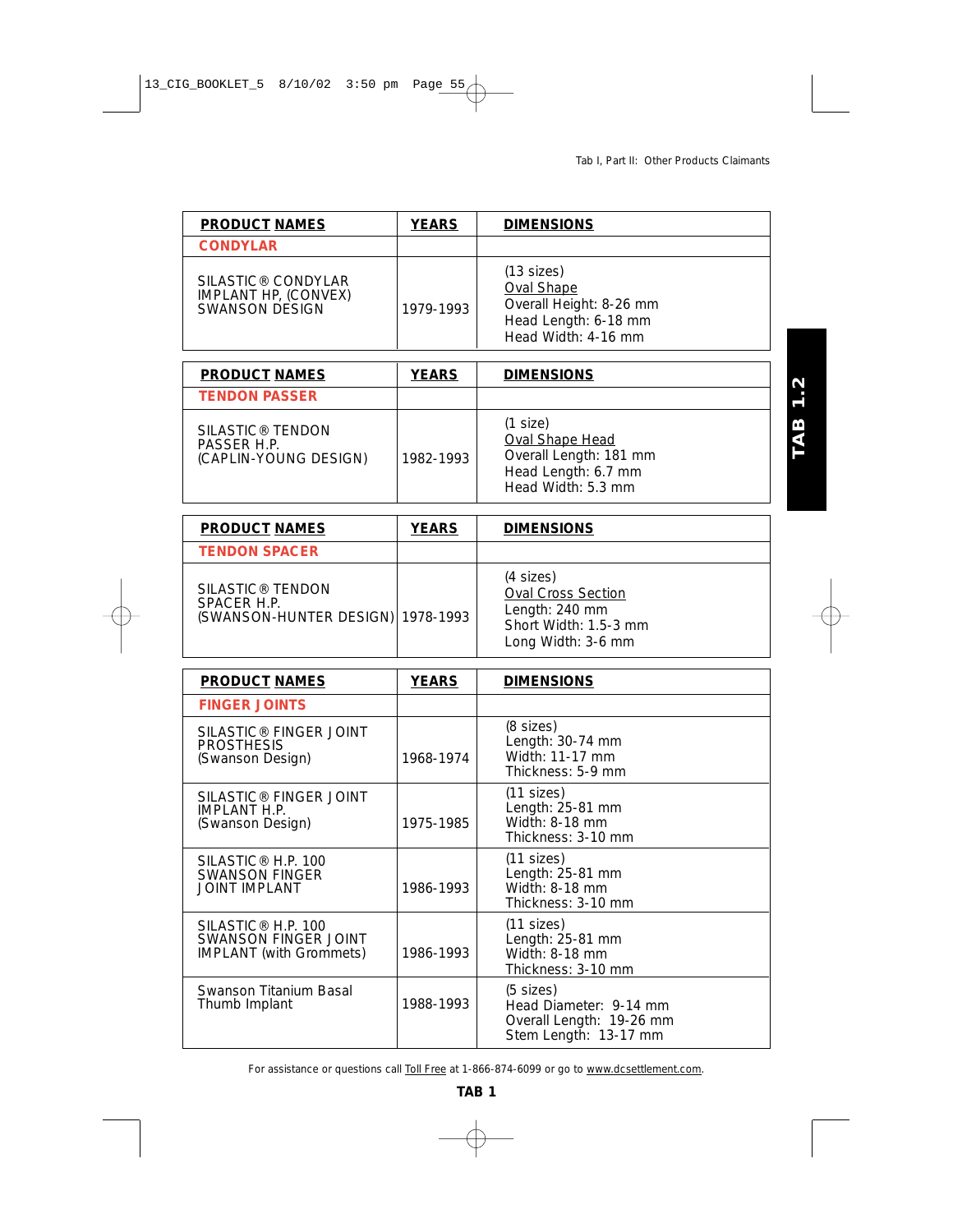| PRODUCT NAMES | YEARS | DIMENSIONS |
|---|---|---|
| **CONDYLAR** | | |
| SILASTIC® CONDYLAR IMPLANT HP, (CONVEX) SWANSON DESIGN | 1979-1993 | (13 sizes) Oval Shape Overall Height: 8-26 mm Head Length: 6-18 mm Head Width: 4-16 mm |

| PRODUCT NAMES | YEARS | DIMENSIONS |
|---|---|---|
| **TENDON PASSER** | | |
| SILASTIC® TENDON PASSER H.P. (CAPLIN-YOUNG DESIGN) | 1982-1993 | (1 size) Oval Shape Head Overall Length: 181 mm Head Length: 6.7 mm Head Width: 5.3 mm |

| PRODUCT NAMES | YEARS | DIMENSIONS |
|---|---|---|
| **TENDON SPACER** | | |
| SILASTIC® TENDON SPACER H.P. (SWANSON-HUNTER DESIGN) | 1978-1993 | (4 sizes) Oval Cross Section Length: 240 mm Short Width: 1.5-3 mm Long Width: 3-6 mm |

| PRODUCT NAMES | YEARS | DIMENSIONS |
|---|---|---|
| **FINGER JOINTS** | | |
| SILASTIC® FINGER JOINT PROSTHESIS (Swanson Design) | 1968-1974 | (8 sizes) Length: 30-74 mm Width: 11-17 mm Thickness: 5-9 mm |
| SILASTIC® FINGER JOINT IMPLANT H.P. (Swanson Design) | 1975-1985 | (11 sizes) Length: 25-81 mm Width: 8-18 mm Thickness: 3-10 mm |
| SILASTIC® H.P. 100 SWANSON FINGER JOINT IMPLANT | 1986-1993 | (11 sizes) Length: 25-81 mm Width: 8-18 mm Thickness: 3-10 mm |
| SILASTIC® H.P. 100 SWANSON FINGER JOINT IMPLANT (with Grommets) | 1986-1993 | (11 sizes) Length: 25-81 mm Width: 8-18 mm Thickness: 3-10 mm |
| Swanson Titanium Basal Thumb Implant | 1988-1993 | (5 sizes) Head Diameter: 9-14 mm Overall Length: 19-26 mm Stem Length: 13-17 mm |

For assistance or questions call Toll Free at 1-866-874-6099 or go to www.dcsettlement.com.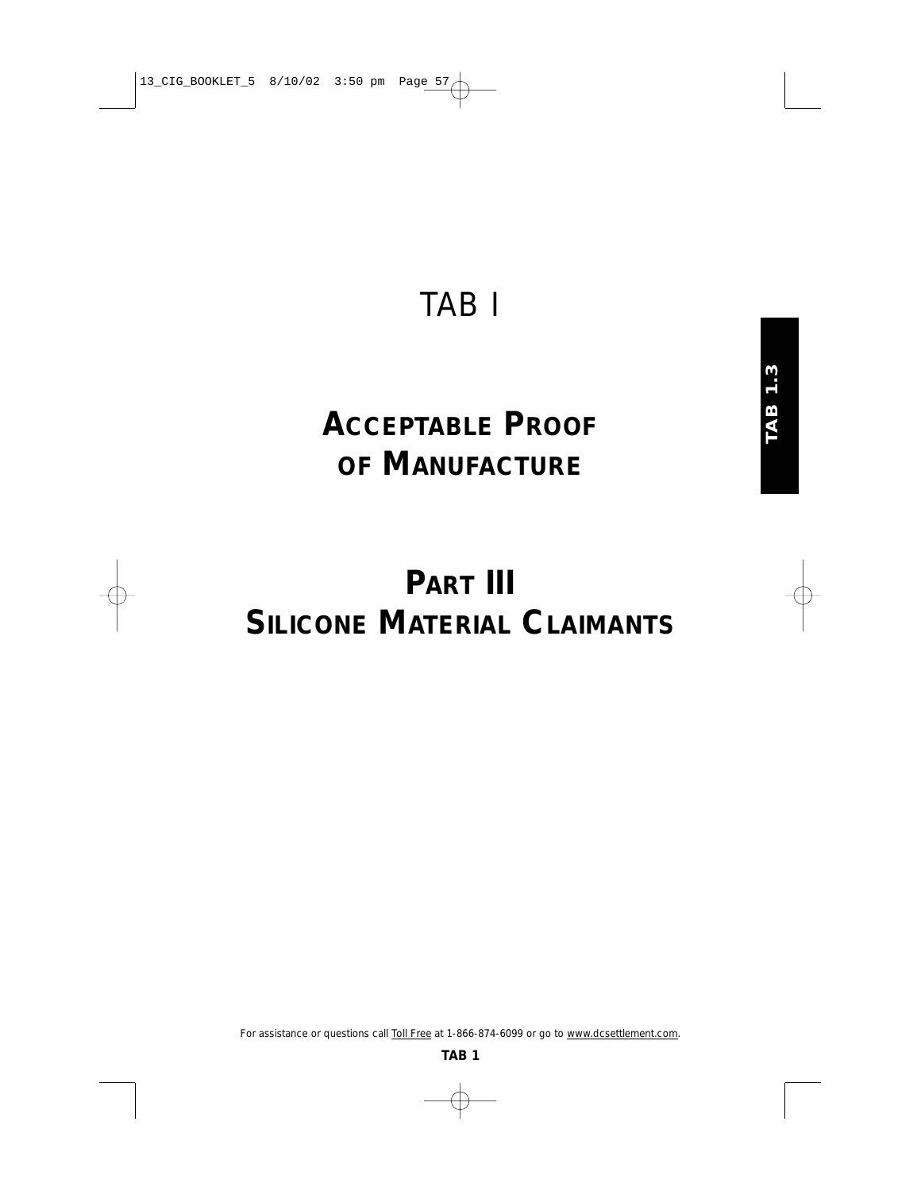# TAB I

## ACCEPTABLE PROOF OF MANUFACTURE

## PART III
## SILICONE MATERIAL CLAIMANTS

TAB 1.3

For assistance or questions call Toll Free at 1-866-874-6099 or go to www.dcsettlement.com.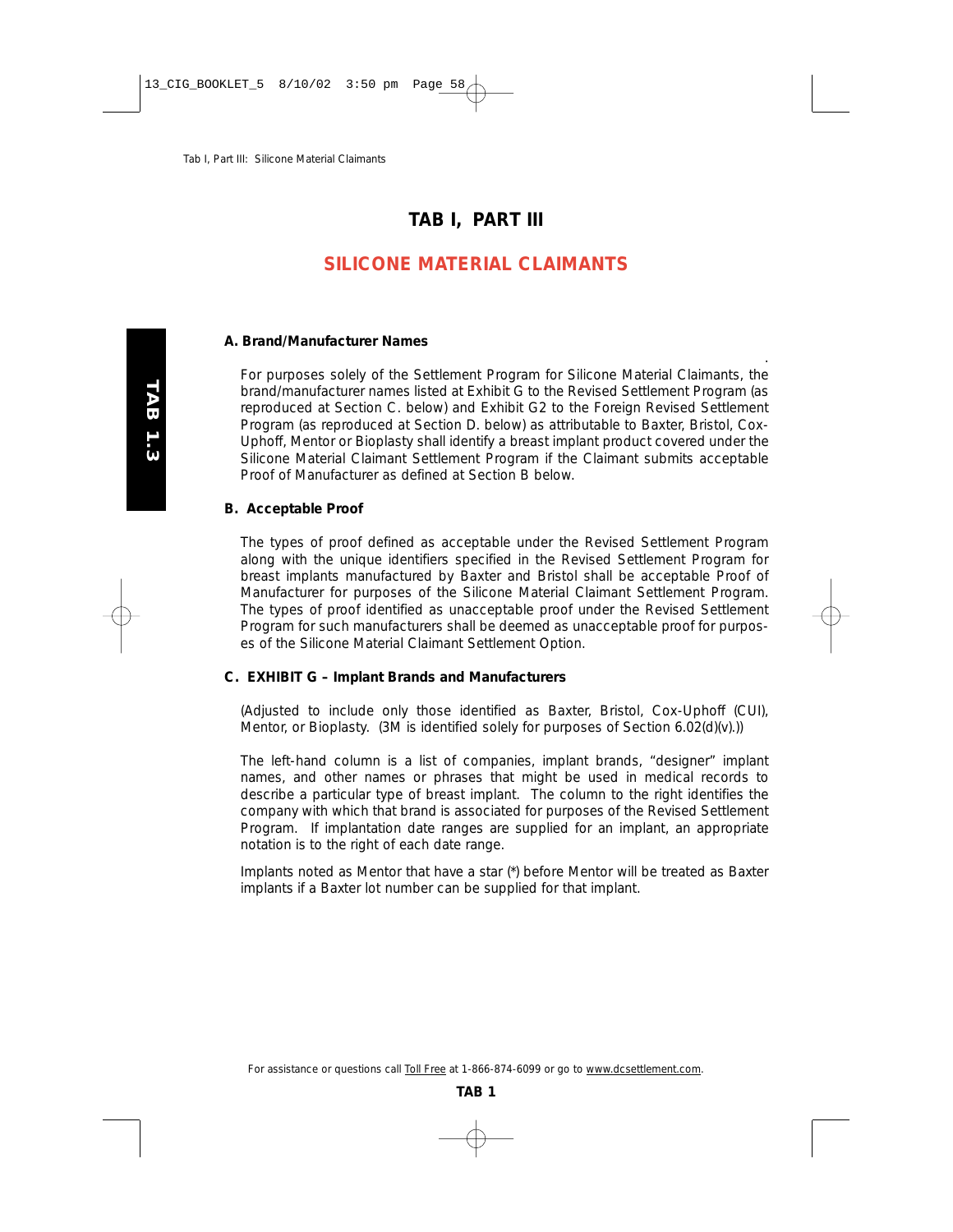# TAB I, PART III

## SILICONE MATERIAL CLAIMANTS

### A. Brand/Manufacturer Names

For purposes solely of the Settlement Program for Silicone Material Claimants, the brand/manufacturer names listed at Exhibit G to the Revised Settlement Program (as reproduced at Section C. below) and Exhibit G2 to the Foreign Revised Settlement Program (as reproduced at Section D. below) as attributable to Baxter, Bristol, Cox-Uphoff, Mentor or Bioplasty shall identify a breast implant product covered under the Silicone Material Claimant Settlement Program if the Claimant submits acceptable Proof of Manufacturer as defined at Section B below.

### B. Acceptable Proof

The types of proof defined as acceptable under the Revised Settlement Program along with the unique identifiers specified in the Revised Settlement Program for breast implants manufactured by Baxter and Bristol shall be acceptable Proof of Manufacturer for purposes of the Silicone Material Claimant Settlement Program. The types of proof identified as unacceptable proof under the Revised Settlement Program for such manufacturers shall be deemed as unacceptable proof for purposes of the Silicone Material Claimant Settlement Option.

### C. EXHIBIT G – Implant Brands and Manufacturers

(Adjusted to include only those identified as Baxter, Bristol, Cox-Uphoff (CUI), Mentor, or Bioplasty. (3M is identified solely for purposes of Section 6.02(d)(v).))

The left-hand column is a list of companies, implant brands, "designer" implant names, and other names or phrases that might be used in medical records to describe a particular type of breast implant. The column to the right identifies the company with which that brand is associated for purposes of the Revised Settlement Program. If implantation date ranges are supplied for an implant, an appropriate notation is to the right of each date range.

Implants noted as Mentor that have a star (*) before Mentor will be treated as Baxter implants if a Baxter lot number can be supplied for that implant.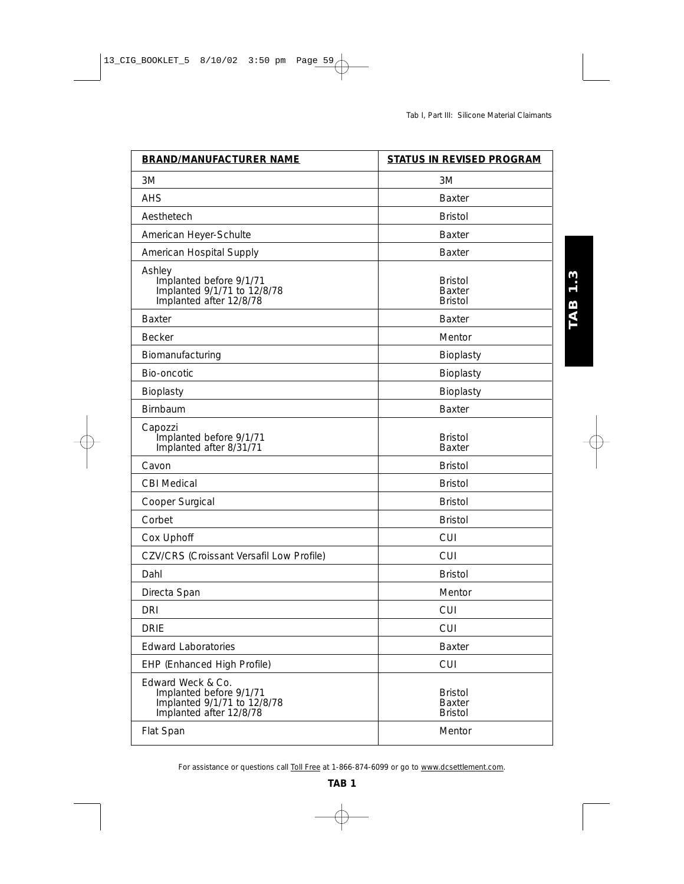| BRAND/MANUFACTURER NAME | STATUS IN REVISED PROGRAM |
|---|---|
| 3M | 3M |
| AHS | Baxter |
| Aesthetech | Bristol |
| American Heyer-Schulte | Baxter |
| American Hospital Supply | Baxter |
| Ashley<br>Implanted before 9/1/71<br>Implanted 9/1/71 to 12/8/78<br>Implanted after 12/8/78 | <br>Bristol<br>Baxter<br>Bristol |
| Baxter | Baxter |
| Becker | Mentor |
| Biomanufacturing | Bioplasty |
| Bio-oncotic | Bioplasty |
| Bioplasty | Bioplasty |
| Birnbaum | Baxter |
| Capozzi<br>Implanted before 9/1/71<br>Implanted after 8/31/71 | <br>Bristol<br>Baxter |
| Cavon | Bristol |
| CBI Medical | Bristol |
| Cooper Surgical | Bristol |
| Corbet | Bristol |
| Cox Uphoff | CUI |
| CZV/CRS (Croissant Versafil Low Profile) | CUI |
| Dahl | Bristol |
| Directa Span | Mentor |
| DRI | CUI |
| DRIE | CUI |
| Edward Laboratories | Baxter |
| EHP (Enhanced High Profile) | CUI |
| Edward Weck & Co.<br>Implanted before 9/1/71<br>Implanted 9/1/71 to 12/8/78<br>Implanted after 12/8/78 | <br>Bristol<br>Baxter<br>Bristol |
| Flat Span | Mentor |

For assistance or questions call Toll Free at 1-866-874-6099 or go to www.dcsettlement.com.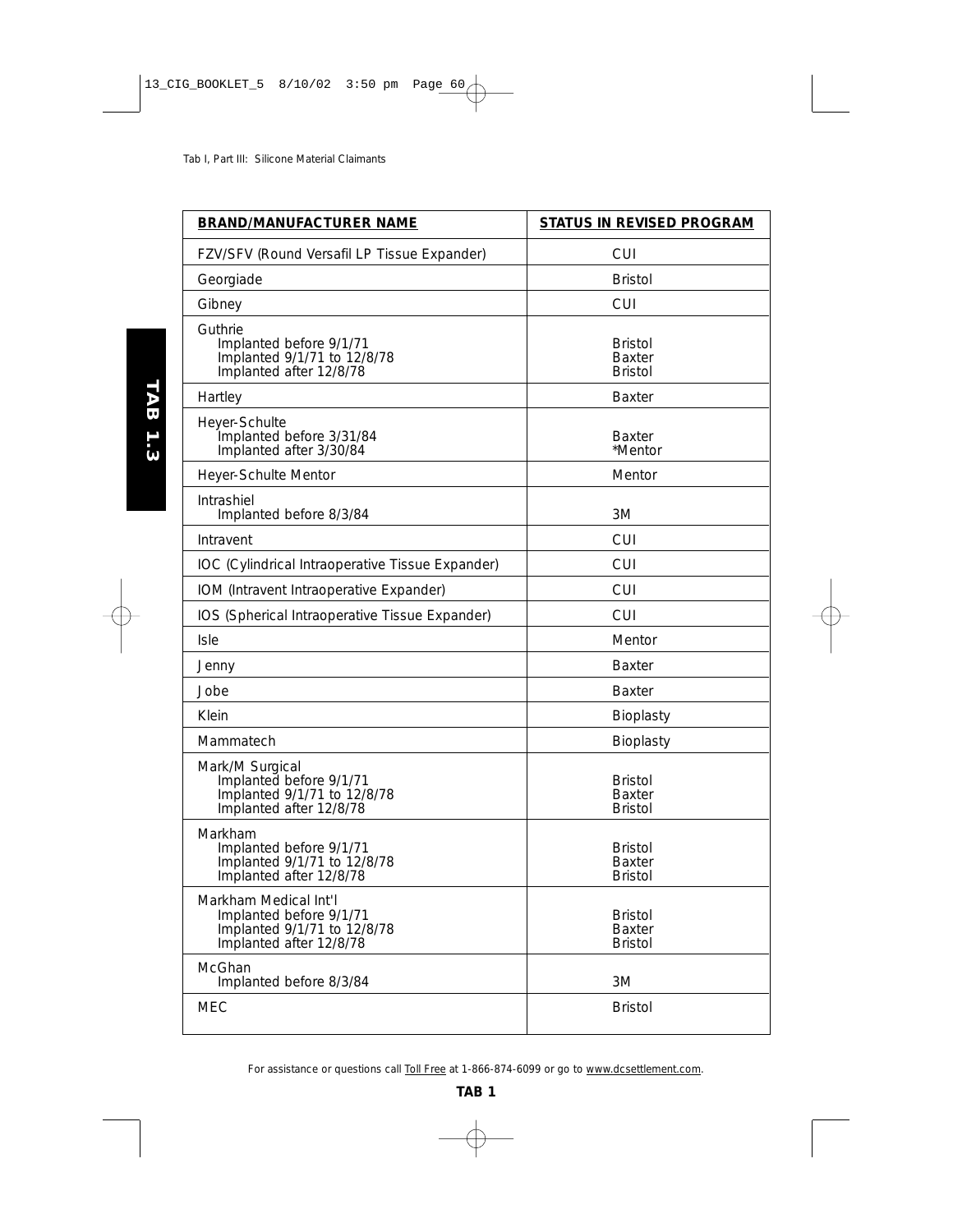Tab I, Part III: Silicone Material Claimants

| BRAND/MANUFACTURER NAME | STATUS IN REVISED PROGRAM |
|---|---|
| FZV/SFV (Round Versafil LP Tissue Expander) | CUI |
| Georgiade | Bristol |
| Gibney | CUI |
| Guthrie<br>Implanted before 9/1/71<br>Implanted 9/1/71 to 12/8/78<br>Implanted after 12/8/78 | <br>Bristol<br>Baxter<br>Bristol |
| Hartley | Baxter |
| Heyer-Schulte<br>Implanted before 3/31/84<br>Implanted after 3/30/84 | <br>Baxter<br>*Mentor |
| Heyer-Schulte Mentor | Mentor |
| Intrashiel<br>Implanted before 8/3/84 | <br>3M |
| Intravent | CUI |
| IOC (Cylindrical Intraoperative Tissue Expander) | CUI |
| IOM (Intravent Intraoperative Expander) | CUI |
| IOS (Spherical Intraoperative Tissue Expander) | CUI |
| Isle | Mentor |
| Jenny | Baxter |
| Jobe | Baxter |
| Klein | Bioplasty |
| Mammatech | Bioplasty |
| Mark/M Surgical<br>Implanted before 9/1/71<br>Implanted 9/1/71 to 12/8/78<br>Implanted after 12/8/78 | <br>Bristol<br>Baxter<br>Bristol |
| Markham<br>Implanted before 9/1/71<br>Implanted 9/1/71 to 12/8/78<br>Implanted after 12/8/78 | <br>Bristol<br>Baxter<br>Bristol |
| Markham Medical Int'l<br>Implanted before 9/1/71<br>Implanted 9/1/71 to 12/8/78<br>Implanted after 12/8/78 | <br>Bristol<br>Baxter<br>Bristol |
| McGhan<br>Implanted before 8/3/84 | <br>3M |
| MEC | Bristol |

For assistance or questions call Toll Free at 1-866-874-6099 or go to www.dcsettlement.com.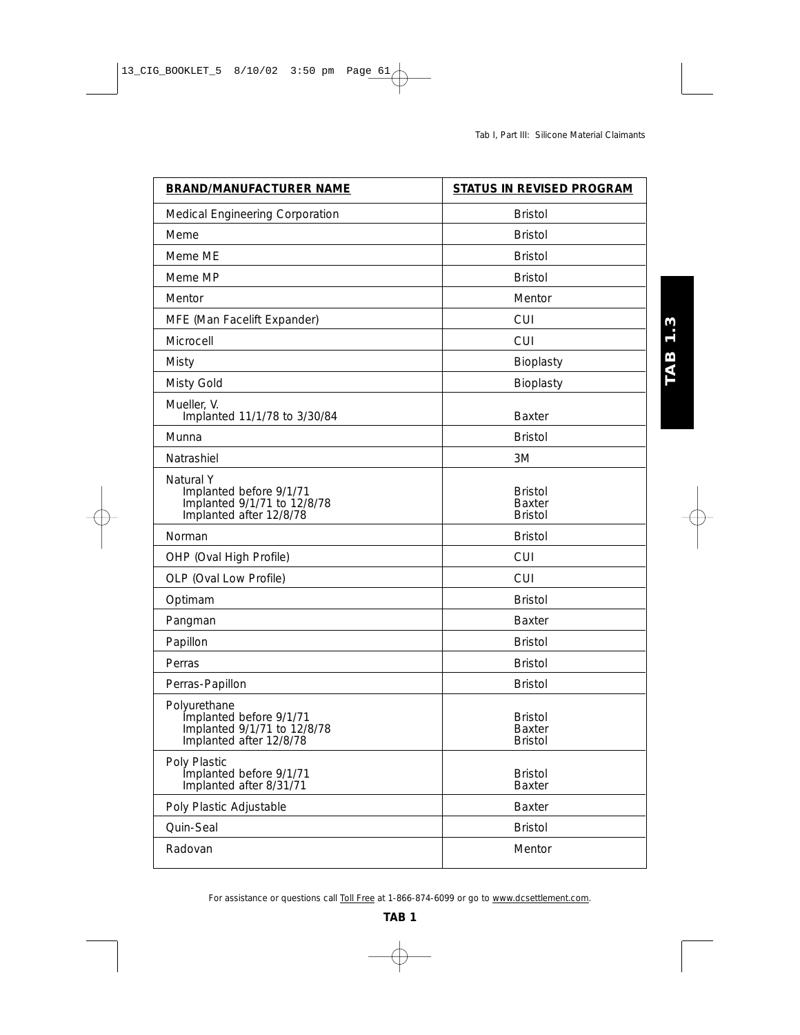| BRAND/MANUFACTURER NAME | STATUS IN REVISED PROGRAM |
|---|---|
| Medical Engineering Corporation | Bristol |
| Meme | Bristol |
| Meme ME | Bristol |
| Meme MP | Bristol |
| Mentor | Mentor |
| MFE (Man Facelift Expander) | CUI |
| Microcell | CUI |
| Misty | Bioplasty |
| Misty Gold | Bioplasty |
| Mueller, V.<br>Implanted 11/1/78 to 3/30/84 | <br>Baxter |
| Munna | Bristol |
| Natrashiel | 3M |
| Natural Y<br>Implanted before 9/1/71<br>Implanted 9/1/71 to 12/8/78<br>Implanted after 12/8/78 | <br>Bristol<br>Baxter<br>Bristol |
| Norman | Bristol |
| OHP (Oval High Profile) | CUI |
| OLP (Oval Low Profile) | CUI |
| Optimam | Bristol |
| Pangman | Baxter |
| Papillon | Bristol |
| Perras | Bristol |
| Perras-Papillon | Bristol |
| Polyurethane<br>Implanted before 9/1/71<br>Implanted 9/1/71 to 12/8/78<br>Implanted after 12/8/78 | <br>Bristol<br>Baxter<br>Bristol |
| Poly Plastic<br>Implanted before 9/1/71<br>Implanted after 8/31/71 | <br>Bristol<br>Baxter |
| Poly Plastic Adjustable | Baxter |
| Quin-Seal | Bristol |
| Radovan | Mentor |

For assistance or questions call Toll Free at 1-866-874-6099 or go to www.dcsettlement.com.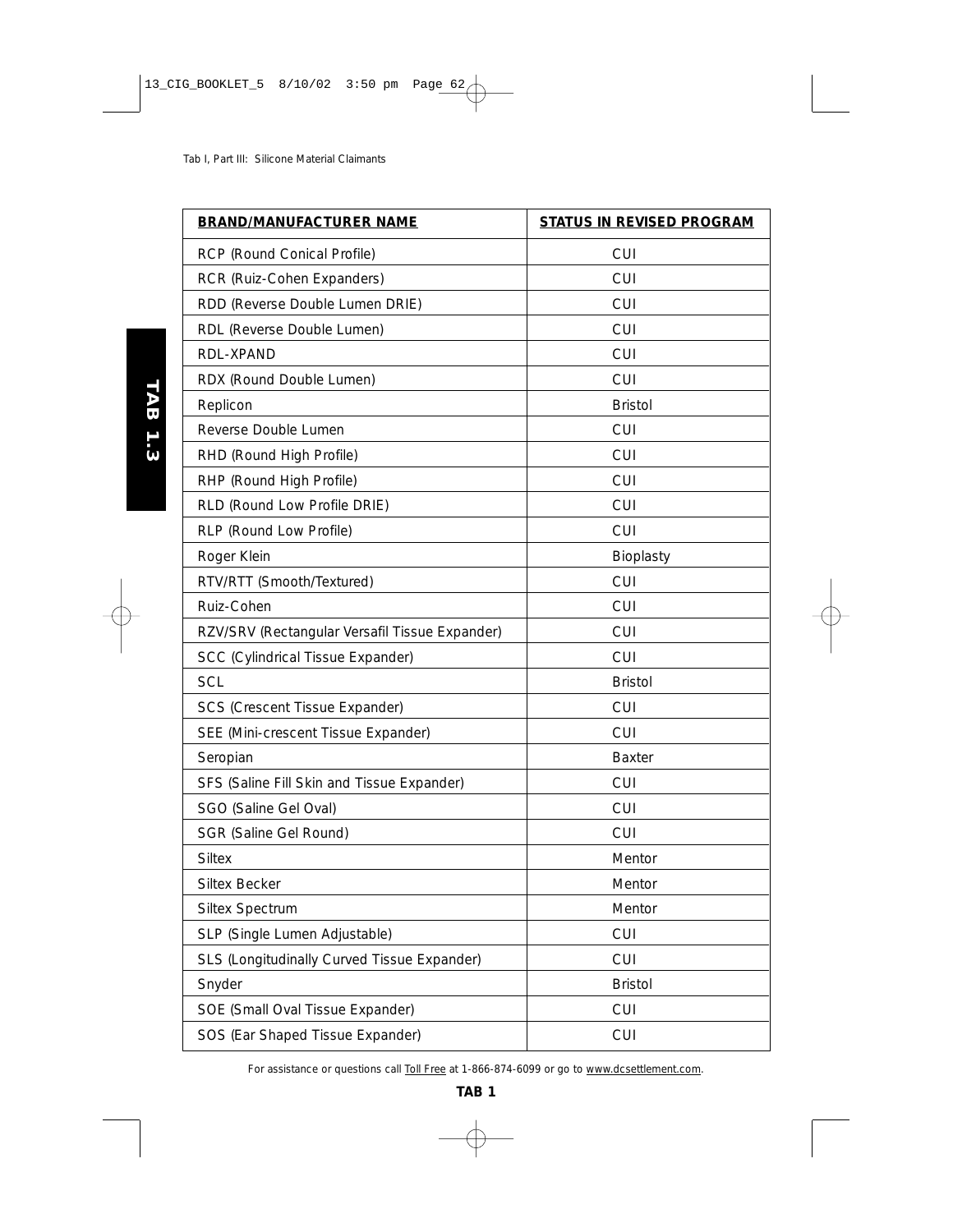Tab I, Part III: Silicone Material Claimants

| BRAND/MANUFACTURER NAME | STATUS IN REVISED PROGRAM |
|---|---|
| RCP (Round Conical Profile) | CUI |
| RCR (Ruiz-Cohen Expanders) | CUI |
| RDD (Reverse Double Lumen DRIE) | CUI |
| RDL (Reverse Double Lumen) | CUI |
| RDL-XPAND | CUI |
| RDX (Round Double Lumen) | CUI |
| Replicon | Bristol |
| Reverse Double Lumen | CUI |
| RHD (Round High Profile) | CUI |
| RHP (Round High Profile) | CUI |
| RLD (Round Low Profile DRIE) | CUI |
| RLP (Round Low Profile) | CUI |
| Roger Klein | Bioplasty |
| RTV/RTT (Smooth/Textured) | CUI |
| Ruiz-Cohen | CUI |
| RZV/SRV (Rectangular Versafil Tissue Expander) | CUI |
| SCC (Cylindrical Tissue Expander) | CUI |
| SCL | Bristol |
| SCS (Crescent Tissue Expander) | CUI |
| SEE (Mini-crescent Tissue Expander) | CUI |
| Seropian | Baxter |
| SFS (Saline Fill Skin and Tissue Expander) | CUI |
| SGO (Saline Gel Oval) | CUI |
| SGR (Saline Gel Round) | CUI |
| Siltex | Mentor |
| Siltex Becker | Mentor |
| Siltex Spectrum | Mentor |
| SLP (Single Lumen Adjustable) | CUI |
| SLS (Longitudinally Curved Tissue Expander) | CUI |
| Snyder | Bristol |
| SOE (Small Oval Tissue Expander) | CUI |
| SOS (Ear Shaped Tissue Expander) | CUI |

For assistance or questions call Toll Free at 1-866-874-6099 or go to www.dcsettlement.com.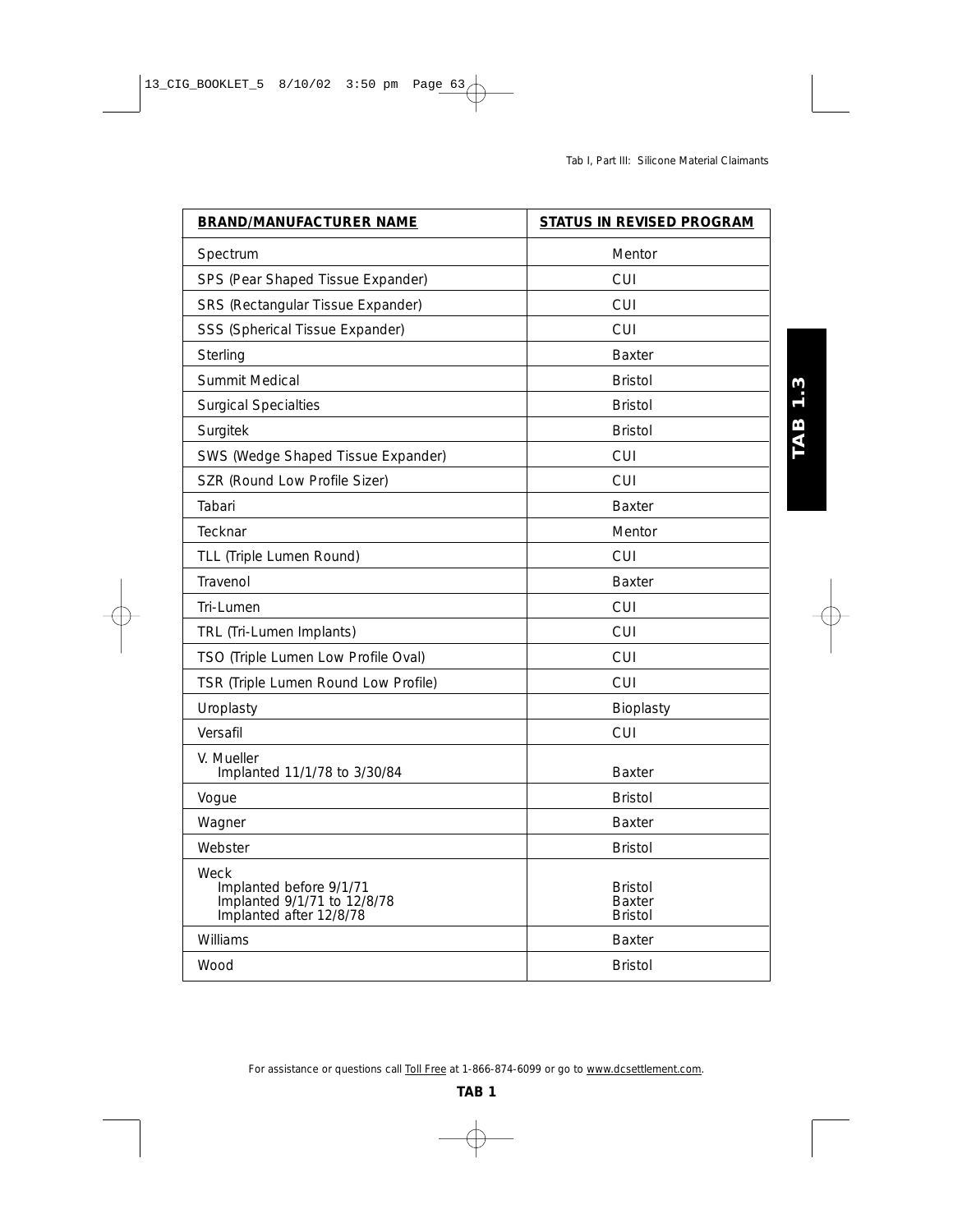| BRAND/MANUFACTURER NAME | STATUS IN REVISED PROGRAM |
| --- | --- |
| Spectrum | Mentor |
| SPS (Pear Shaped Tissue Expander) | CUI |
| SRS (Rectangular Tissue Expander) | CUI |
| SSS (Spherical Tissue Expander) | CUI |
| Sterling | Baxter |
| Summit Medical | Bristol |
| Surgical Specialties | Bristol |
| Surgitek | Bristol |
| SWS (Wedge Shaped Tissue Expander) | CUI |
| SZR (Round Low Profile Sizer) | CUI |
| Tabari | Baxter |
| Tecknar | Mentor |
| TLL (Triple Lumen Round) | CUI |
| Travenol | Baxter |
| Tri-Lumen | CUI |
| TRL (Tri-Lumen Implants) | CUI |
| TSO (Triple Lumen Low Profile Oval) | CUI |
| TSR (Triple Lumen Round Low Profile) | CUI |
| Uroplasty | Bioplasty |
| Versafil | CUI |
| V. Mueller<br>Implanted 11/1/78 to 3/30/84 | Baxter |
| Vogue | Bristol |
| Wagner | Baxter |
| Webster | Bristol |
| Weck<br>Implanted before 9/1/71<br>Implanted 9/1/71 to 12/8/78<br>Implanted after 12/8/78 | <br>Bristol<br>Baxter<br>Bristol |
| Williams | Baxter |
| Wood | Bristol |

For assistance or questions call Toll Free at 1-866-874-6099 or go to www.dcsettlement.com.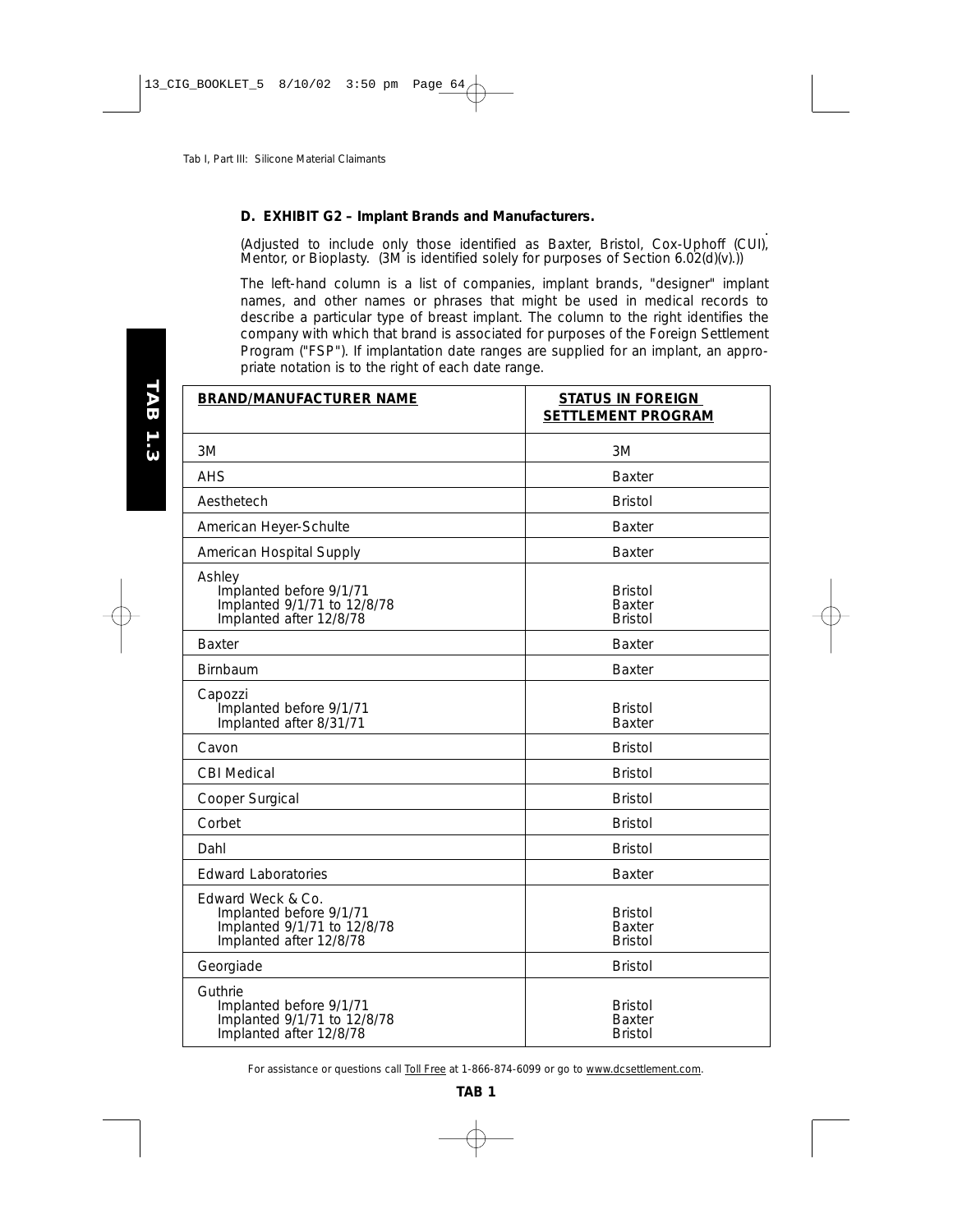### D. EXHIBIT G2 – Implant Brands and Manufacturers.

(Adjusted to include only those identified as Baxter, Bristol, Cox-Uphoff (CUI), Mentor, or Bioplasty. (3M is identified solely for purposes of Section 6.02(d)(v).))

The left-hand column is a list of companies, implant brands, "designer" implant names, and other names or phrases that might be used in medical records to describe a particular type of breast implant. The column to the right identifies the company with which that brand is associated for purposes of the Foreign Settlement Program ("FSP"). If implantation date ranges are supplied for an implant, an appropriate notation is to the right of each date range.

| BRAND/MANUFACTURER NAME | STATUS IN FOREIGN SETTLEMENT PROGRAM |
|---|---|
| 3M | 3M |
| AHS | Baxter |
| Aesthetech | Bristol |
| American Heyer-Schulte | Baxter |
| American Hospital Supply | Baxter |
| Ashley<br>Implanted before 9/1/71<br>Implanted 9/1/71 to 12/8/78<br>Implanted after 12/8/78 | <br>Bristol<br>Baxter<br>Bristol |
| Baxter | Baxter |
| Birnbaum | Baxter |
| Capozzi<br>Implanted before 9/1/71<br>Implanted after 8/31/71 | <br>Bristol<br>Baxter |
| Cavon | Bristol |
| CBI Medical | Bristol |
| Cooper Surgical | Bristol |
| Corbet | Bristol |
| Dahl | Bristol |
| Edward Laboratories | Baxter |
| Edward Weck & Co.<br>Implanted before 9/1/71<br>Implanted 9/1/71 to 12/8/78<br>Implanted after 12/8/78 | <br>Bristol<br>Baxter<br>Bristol |
| Georgiade | Bristol |
| Guthrie<br>Implanted before 9/1/71<br>Implanted 9/1/71 to 12/8/78<br>Implanted after 12/8/78 | <br>Bristol<br>Baxter<br>Bristol |

For assistance or questions call Toll Free at 1-866-874-6099 or go to www.dcsettlement.com.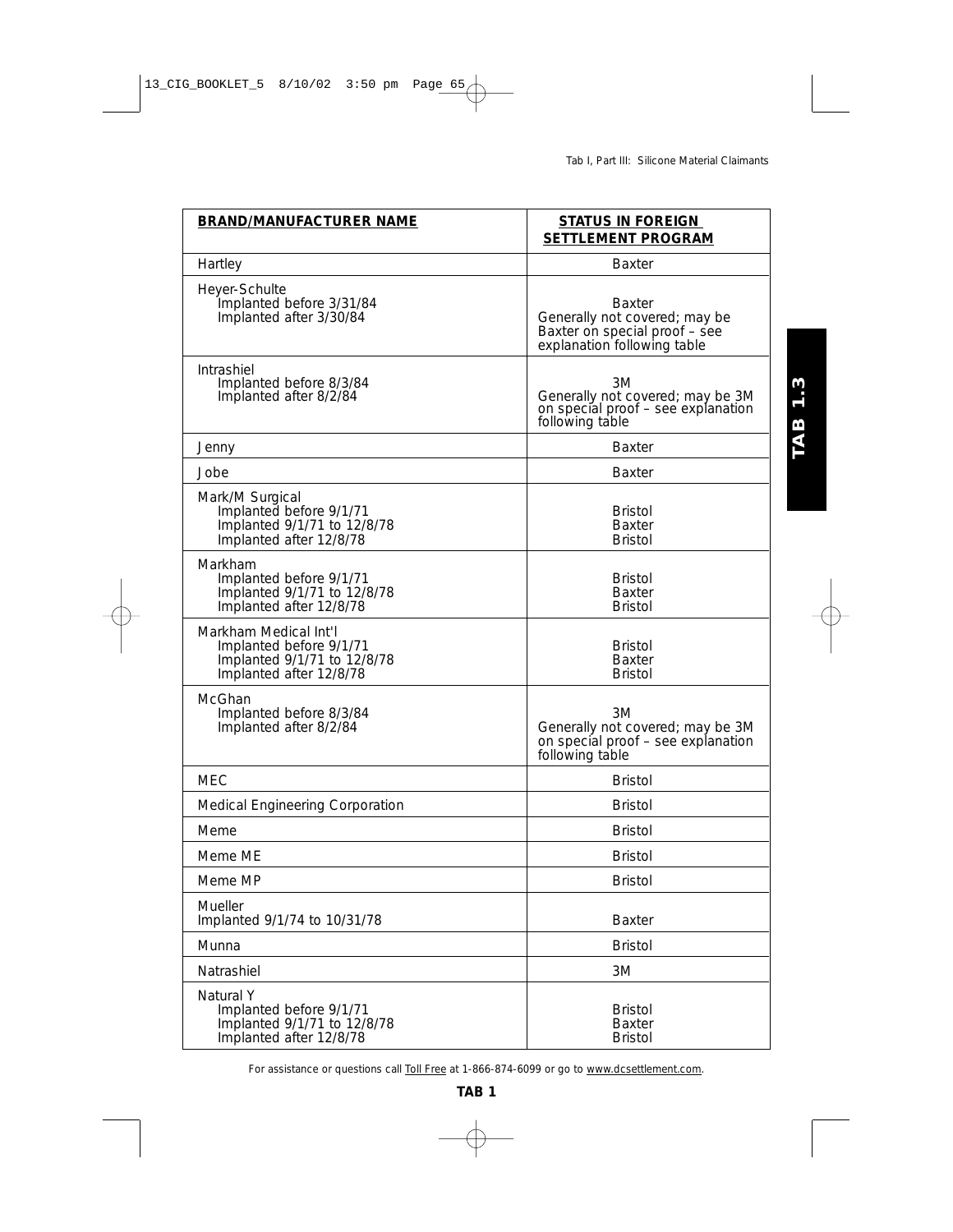| BRAND/MANUFACTURER NAME | STATUS IN FOREIGN SETTLEMENT PROGRAM |
| --- | --- |
| Hartley | Baxter |
| Heyer-Schulte<br>Implanted before 3/31/84<br>Implanted after 3/30/84 | <br>Baxter<br>Generally not covered; may be Baxter on special proof – see explanation following table |
| Intrashiel<br>Implanted before 8/3/84<br>Implanted after 8/2/84 | <br>3M<br>Generally not covered; may be 3M on special proof – see explanation following table |
| Jenny | Baxter |
| Jobe | Baxter |
| Mark/M Surgical<br>Implanted before 9/1/71<br>Implanted 9/1/71 to 12/8/78<br>Implanted after 12/8/78 | <br>Bristol<br>Baxter<br>Bristol |
| Markham<br>Implanted before 9/1/71<br>Implanted 9/1/71 to 12/8/78<br>Implanted after 12/8/78 | <br>Bristol<br>Baxter<br>Bristol |
| Markham Medical Int'l<br>Implanted before 9/1/71<br>Implanted 9/1/71 to 12/8/78<br>Implanted after 12/8/78 | <br>Bristol<br>Baxter<br>Bristol |
| McGhan<br>Implanted before 8/3/84<br>Implanted after 8/2/84 | <br>3M<br>Generally not covered; may be 3M on special proof – see explanation following table |
| MEC | Bristol |
| Medical Engineering Corporation | Bristol |
| Meme | Bristol |
| Meme ME | Bristol |
| Meme MP | Bristol |
| Mueller<br>Implanted 9/1/74 to 10/31/78 | <br>Baxter |
| Munna | Bristol |
| Natrashiel | 3M |
| Natural Y<br>Implanted before 9/1/71<br>Implanted 9/1/71 to 12/8/78<br>Implanted after 12/8/78 | <br>Bristol<br>Baxter<br>Bristol |

For assistance or questions call Toll Free at 1-866-874-6099 or go to www.dcsettlement.com.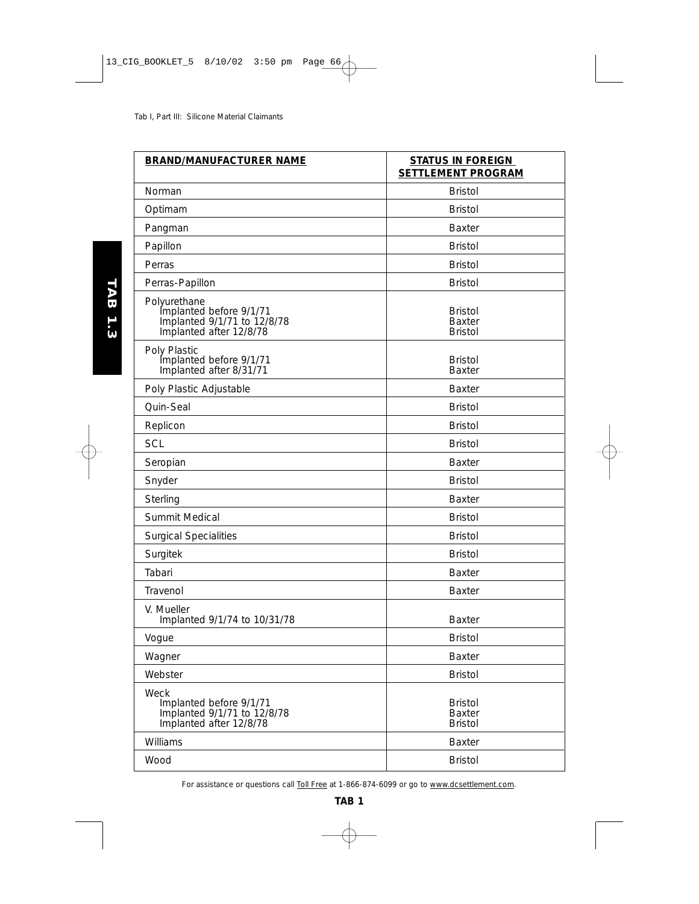| BRAND/MANUFACTURER NAME | STATUS IN FOREIGN SETTLEMENT PROGRAM |
|---|---|
| Norman | Bristol |
| Optimam | Bristol |
| Pangman | Baxter |
| Papillon | Bristol |
| Perras | Bristol |
| Perras-Papillon | Bristol |
| Polyurethane<br>Implanted before 9/1/71<br>Implanted 9/1/71 to 12/8/78<br>Implanted after 12/8/78 | <br>Bristol<br>Baxter<br>Bristol |
| Poly Plastic<br>Implanted before 9/1/71<br>Implanted after 8/31/71 | <br>Bristol<br>Baxter |
| Poly Plastic Adjustable | Baxter |
| Quin-Seal | Bristol |
| Replicon | Bristol |
| SCL | Bristol |
| Seropian | Baxter |
| Snyder | Bristol |
| Sterling | Baxter |
| Summit Medical | Bristol |
| Surgical Specialities | Bristol |
| Surgitek | Bristol |
| Tabari | Baxter |
| Travenol | Baxter |
| V. Mueller<br>Implanted 9/1/74 to 10/31/78 | <br>Baxter |
| Vogue | Bristol |
| Wagner | Baxter |
| Webster | Bristol |
| Weck<br>Implanted before 9/1/71<br>Implanted 9/1/71 to 12/8/78<br>Implanted after 12/8/78 | <br>Bristol<br>Baxter<br>Bristol |
| Williams | Baxter |
| Wood | Bristol |

For assistance or questions call Toll Free at 1-866-874-6099 or go to www.dcsettlement.com.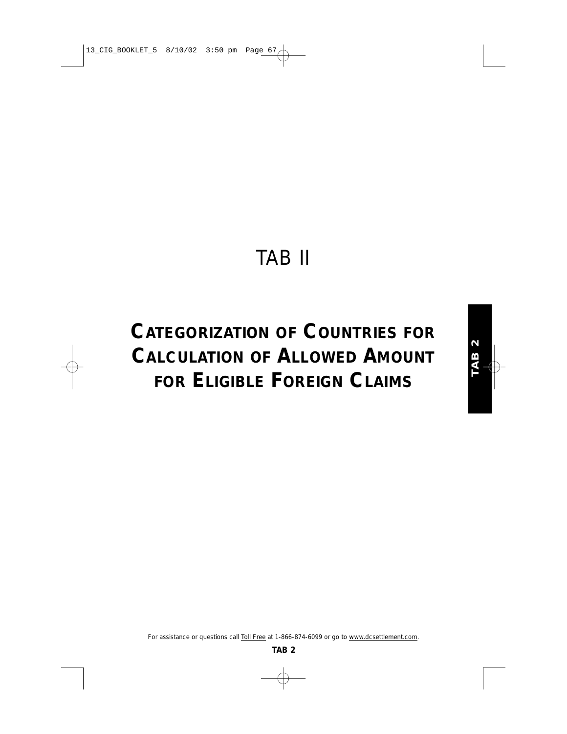# TAB II

## CATEGORIZATION OF COUNTRIES FOR CALCULATION OF ALLOWED AMOUNT FOR ELIGIBLE FOREIGN CLAIMS

For assistance or questions call Toll Free at 1-866-874-6099 or go to www.dcsettlement.com.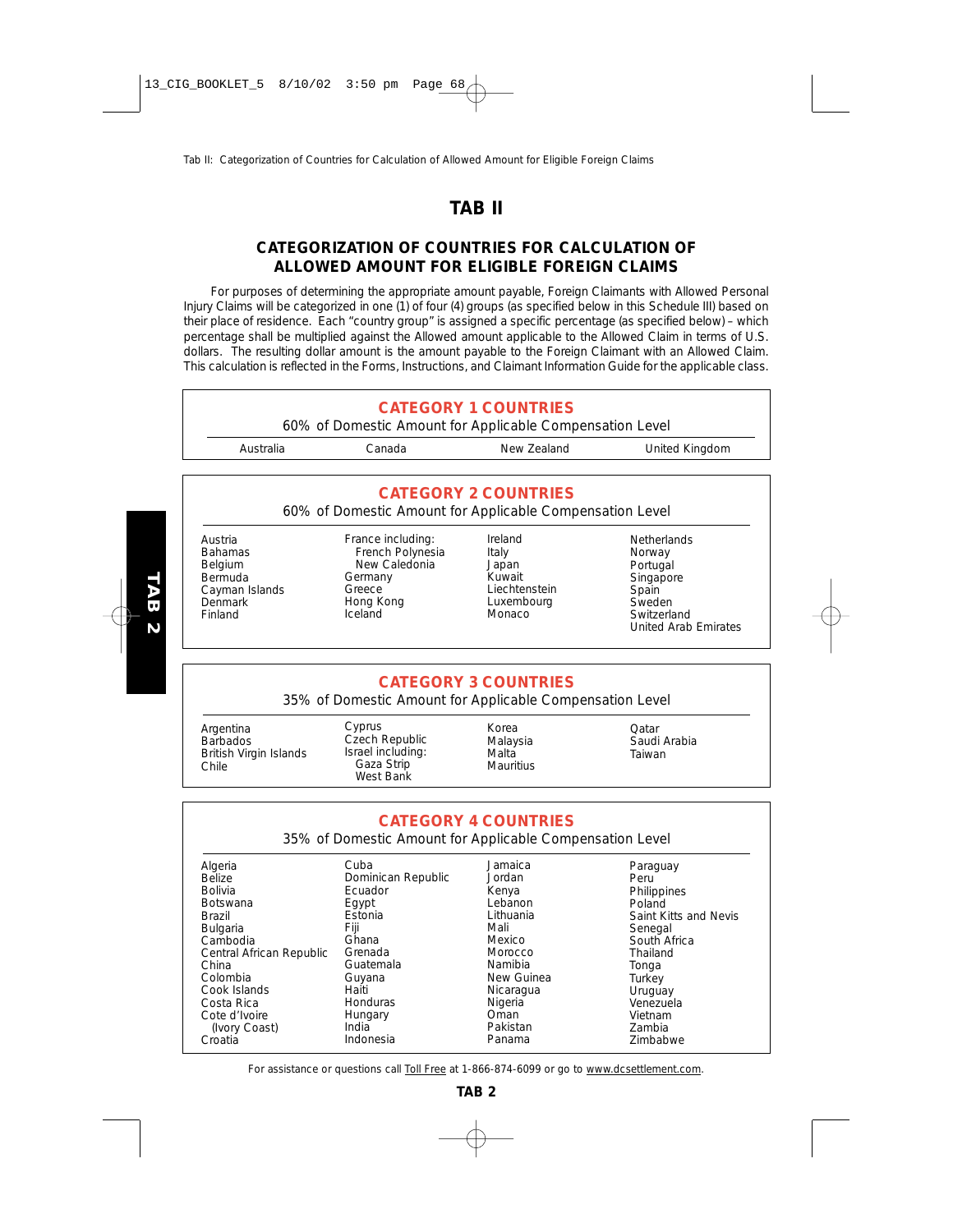# TAB II

## CATEGORIZATION OF COUNTRIES FOR CALCULATION OF ALLOWED AMOUNT FOR ELIGIBLE FOREIGN CLAIMS

For purposes of determining the appropriate amount payable, Foreign Claimants with Allowed Personal Injury Claims will be categorized in one (1) of four (4) groups (as specified below in this Schedule III) based on their place of residence. Each "country group" is assigned a specific percentage (as specified below) – which percentage shall be multiplied against the Allowed amount applicable to the Allowed Claim in terms of U.S. dollars. The resulting dollar amount is the amount payable to the Foreign Claimant with an Allowed Claim. This calculation is reflected in the Forms, Instructions, and Claimant Information Guide for the applicable class.

### CATEGORY 1 COUNTRIES

60% of Domestic Amount for Applicable Compensation Level

- Australia
- Canada
- New Zealand
- United Kingdom

### CATEGORY 2 COUNTRIES

60% of Domestic Amount for Applicable Compensation Level

- Austria
- Bahamas
- Belgium
- Bermuda
- Cayman Islands
- Denmark
- Finland
- France including:
  - French Polynesia
  - New Caledonia
- Germany
- Greece
- Hong Kong
- Iceland
- Ireland
- Italy
- Japan
- Kuwait
- Liechtenstein
- Luxembourg
- Monaco
- Netherlands
- Norway
- Portugal
- Singapore
- Spain
- Sweden
- Switzerland
- United Arab Emirates

### CATEGORY 3 COUNTRIES

35% of Domestic Amount for Applicable Compensation Level

- Argentina
- Barbados
- British Virgin Islands
- Chile
- Cyprus
- Czech Republic
- Israel including:
  - Gaza Strip
  - West Bank
- Korea
- Malaysia
- Malta
- Mauritius
- Qatar
- Saudi Arabia
- Taiwan

### CATEGORY 4 COUNTRIES

35% of Domestic Amount for Applicable Compensation Level

- Algeria
- Belize
- Bolivia
- Botswana
- Brazil
- Bulgaria
- Cambodia
- Central African Republic
- China
- Colombia
- Cook Islands
- Costa Rica
- Cote d'Ivoire (Ivory Coast)
- Croatia
- Cuba
- Dominican Republic
- Ecuador
- Egypt
- Estonia
- Fiji
- Ghana
- Grenada
- Guatemala
- Guyana
- Haiti
- Honduras
- Hungary
- India
- Indonesia
- Jamaica
- Jordan
- Kenya
- Lebanon
- Lithuania
- Mali
- Mexico
- Morocco
- Namibia
- New Guinea
- Nicaragua
- Nigeria
- Oman
- Pakistan
- Panama
- Paraguay
- Peru
- Philippines
- Poland
- Saint Kitts and Nevis
- Senegal
- South Africa
- Thailand
- Tonga
- Turkey
- Uruguay
- Venezuela
- Vietnam
- Zambia
- Zimbabwe

For assistance or questions call Toll Free at 1-866-874-6099 or go to www.dcsettlement.com.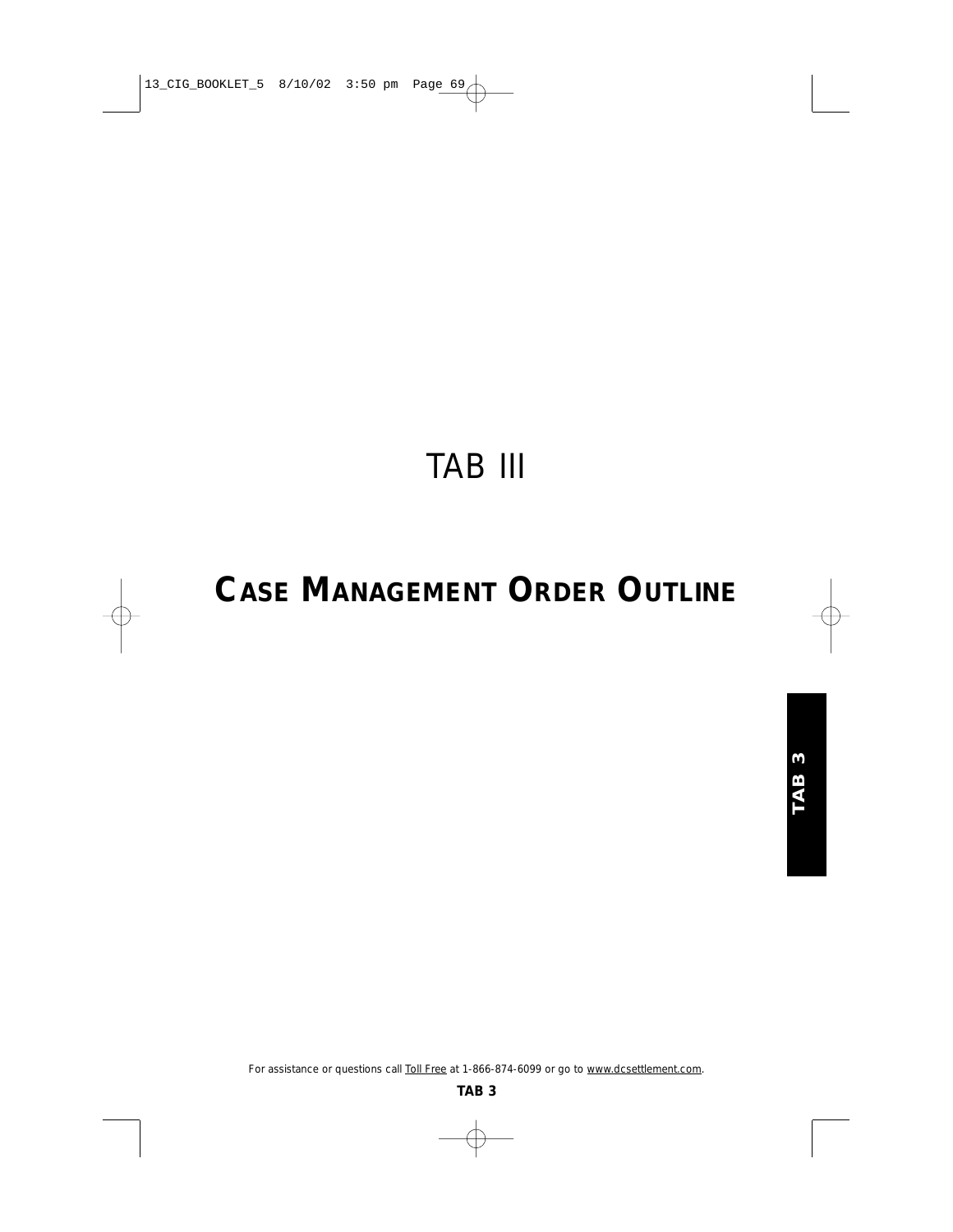# TAB III

## CASE MANAGEMENT ORDER OUTLINE

For assistance or questions call Toll Free at 1-866-874-6099 or go to www.dcsettlement.com.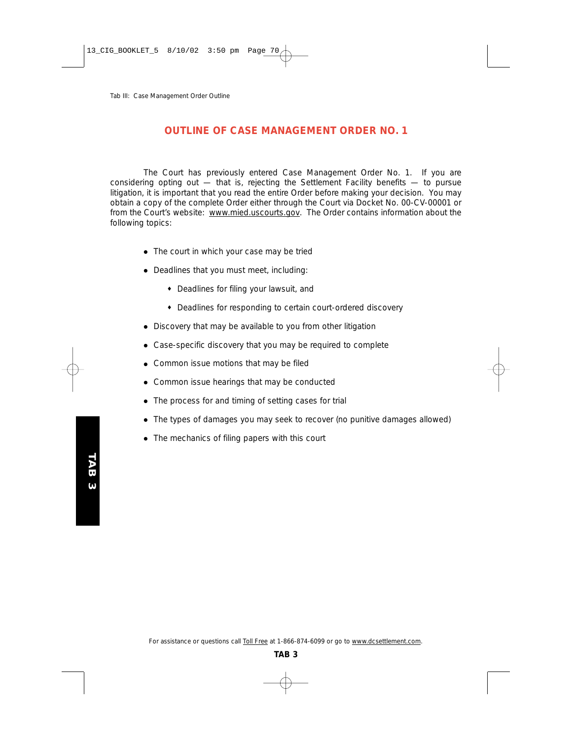# OUTLINE OF CASE MANAGEMENT ORDER NO. 1

The Court has previously entered Case Management Order No. 1. If you are considering opting out — that is, rejecting the Settlement Facility benefits — to pursue litigation, it is important that you read the entire Order before making your decision. You may obtain a copy of the complete Order either through the Court via Docket No. 00-CV-00001 or from the Court's website: www.mied.uscourts.gov. The Order contains information about the following topics:

- The court in which your case may be tried
- Deadlines that you must meet, including:
  - Deadlines for filing your lawsuit, and
  - Deadlines for responding to certain court-ordered discovery
- Discovery that may be available to you from other litigation
- Case-specific discovery that you may be required to complete
- Common issue motions that may be filed
- Common issue hearings that may be conducted
- The process for and timing of setting cases for trial
- The types of damages you may seek to recover (no punitive damages allowed)
- The mechanics of filing papers with this court

For assistance or questions call Toll Free at 1-866-874-6099 or go to www.dcsettlement.com.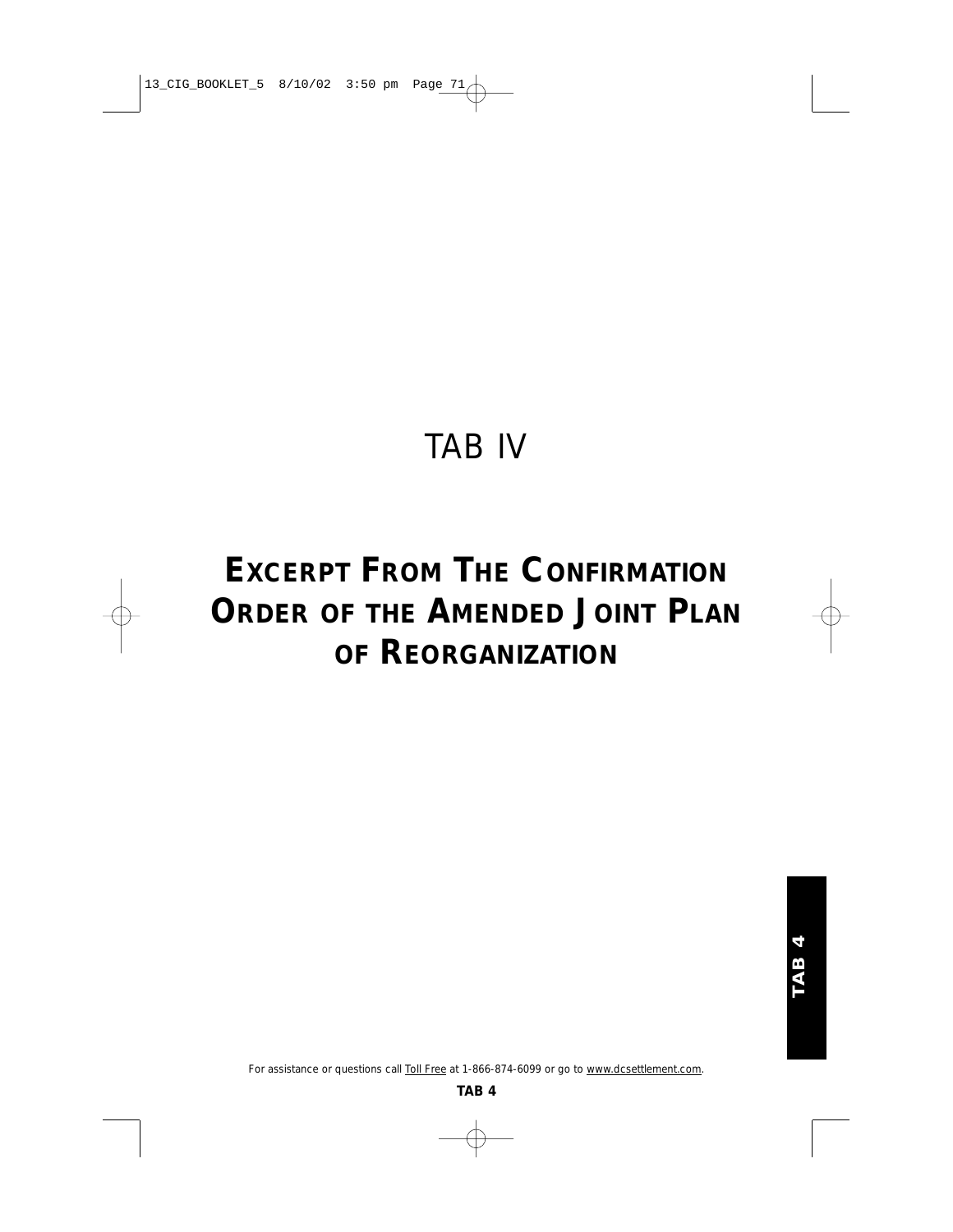# TAB IV

# EXCERPT FROM THE CONFIRMATION ORDER OF THE AMENDED JOINT PLAN OF REORGANIZATION

For assistance or questions call Toll Free at 1-866-874-6099 or go to www.dcsettlement.com.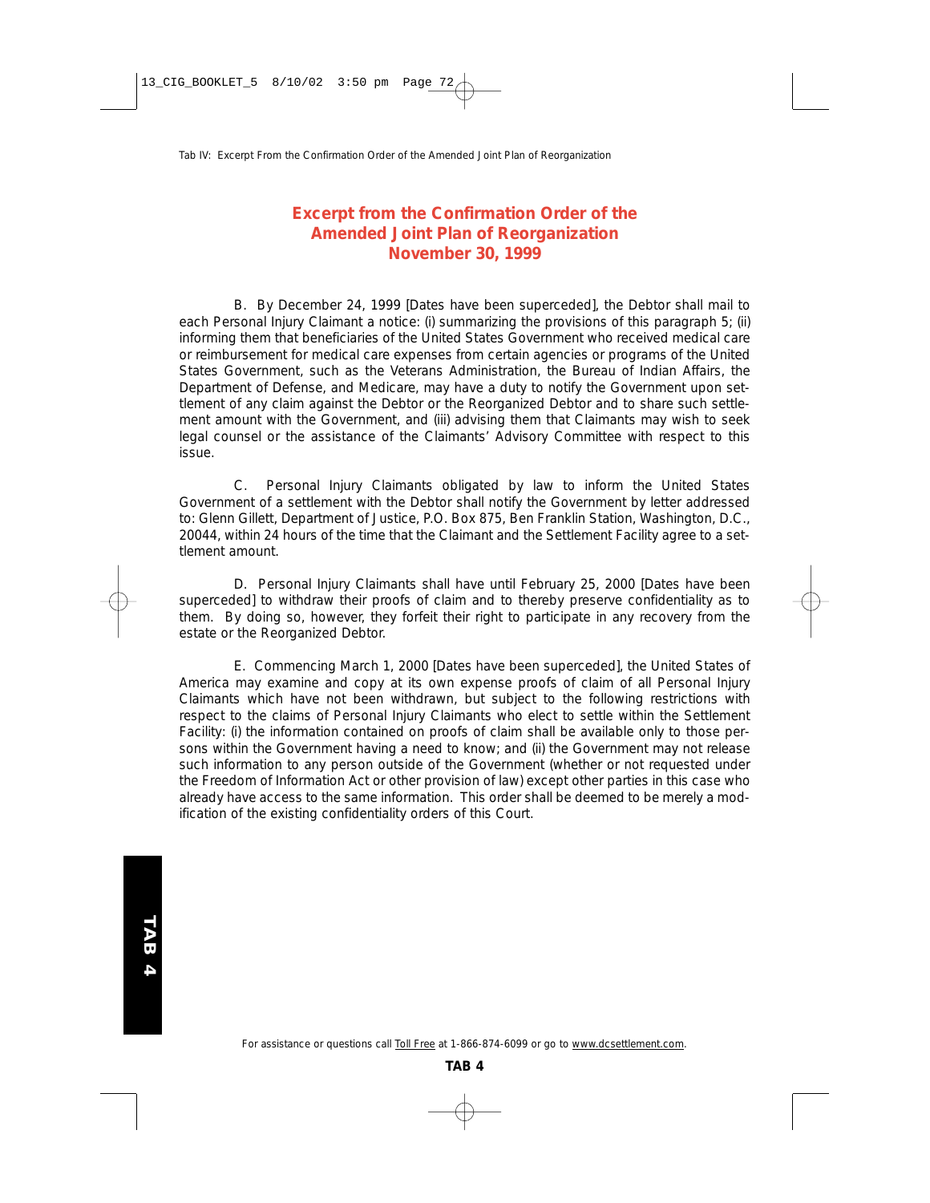## Excerpt from the Confirmation Order of the Amended Joint Plan of Reorganization November 30, 1999

B. By December 24, 1999 [Dates have been superceded], the Debtor shall mail to each Personal Injury Claimant a notice: (i) summarizing the provisions of this paragraph 5; (ii) informing them that beneficiaries of the United States Government who received medical care or reimbursement for medical care expenses from certain agencies or programs of the United States Government, such as the Veterans Administration, the Bureau of Indian Affairs, the Department of Defense, and Medicare, may have a duty to notify the Government upon settlement of any claim against the Debtor or the Reorganized Debtor and to share such settlement amount with the Government, and (iii) advising them that Claimants may wish to seek legal counsel or the assistance of the Claimants' Advisory Committee with respect to this issue.

C. Personal Injury Claimants obligated by law to inform the United States Government of a settlement with the Debtor shall notify the Government by letter addressed to: Glenn Gillett, Department of Justice, P.O. Box 875, Ben Franklin Station, Washington, D.C., 20044, within 24 hours of the time that the Claimant and the Settlement Facility agree to a settlement amount.

D. Personal Injury Claimants shall have until February 25, 2000 [Dates have been superceded] to withdraw their proofs of claim and to thereby preserve confidentiality as to them. By doing so, however, they forfeit their right to participate in any recovery from the estate or the Reorganized Debtor.

E. Commencing March 1, 2000 [Dates have been superceded], the United States of America may examine and copy at its own expense proofs of claim of all Personal Injury Claimants which have not been withdrawn, but subject to the following restrictions with respect to the claims of Personal Injury Claimants who elect to settle within the Settlement Facility: (i) the information contained on proofs of claim shall be available only to those persons within the Government having a need to know; and (ii) the Government may not release such information to any person outside of the Government (whether or not requested under the Freedom of Information Act or other provision of law) except other parties in this case who already have access to the same information. This order shall be deemed to be merely a modification of the existing confidentiality orders of this Court.